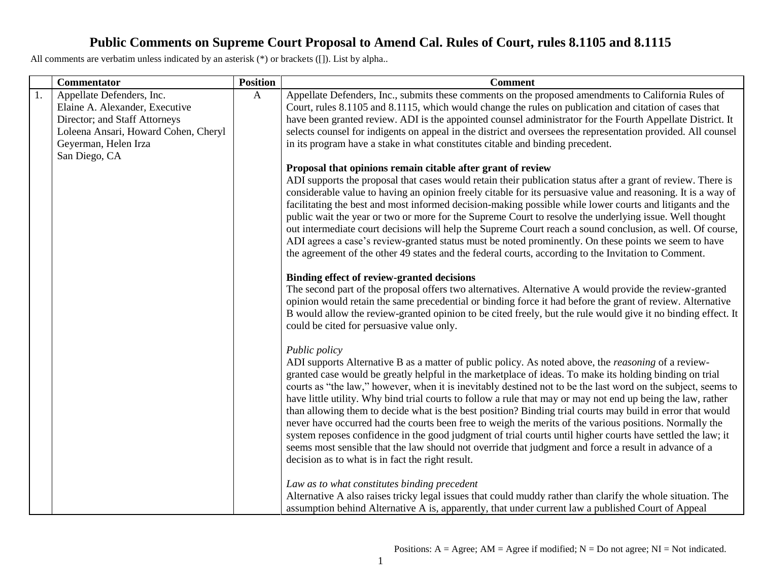# Public Comments on Supreme Court Proposal to Amend Cal. Rules of Court, rules 8.1105 and 8.1115

All comments are verbatim unless indicated by an asterisk (*) or brackets ([]). List by alpha..

| | Commentator | Position | Comment |
|---|---|---|---|
| 1. | Appellate Defenders, Inc.<br>Elaine A. Alexander, Executive Director; and Staff Attorneys Loleena Ansari, Howard Cohen, Cheryl Geyerman, Helen Irza<br>San Diego, CA | A | Appellate Defenders, Inc., submits these comments on the proposed amendments to California Rules of Court, rules 8.1105 and 8.1115, which would change the rules on publication and citation of cases that have been granted review. ADI is the appointed counsel administrator for the Fourth Appellate District. It selects counsel for indigents on appeal in the district and oversees the representation provided. All counsel in its program have a stake in what constitutes citable and binding precedent.<br><br>**Proposal that opinions remain citable after grant of review**<br>ADI supports the proposal that cases would retain their publication status after a grant of review. There is considerable value to having an opinion freely citable for its persuasive value and reasoning. It is a way of facilitating the best and most informed decision-making possible while lower courts and litigants and the public wait the year or two or more for the Supreme Court to resolve the underlying issue. Well thought out intermediate court decisions will help the Supreme Court reach a sound conclusion, as well. Of course, ADI agrees a case's review-granted status must be noted prominently. On these points we seem to have the agreement of the other 49 states and the federal courts, according to the Invitation to Comment.<br><br>**Binding effect of review-granted decisions**<br>The second part of the proposal offers two alternatives. Alternative A would provide the review-granted opinion would retain the same precedential or binding force it had before the grant of review. Alternative B would allow the review-granted opinion to be cited freely, but the rule would give it no binding effect. It could be cited for persuasive value only.<br><br>*Public policy*<br>ADI supports Alternative B as a matter of public policy. As noted above, the *reasoning* of a review-granted case would be greatly helpful in the marketplace of ideas. To make its holding binding on trial courts as "the law," however, when it is inevitably destined not to be the last word on the subject, seems to have little utility. Why bind trial courts to follow a rule that may or may not end up being the law, rather than allowing them to decide what is the best position? Binding trial courts may build in error that would never have occurred had the courts been free to weigh the merits of the various positions. Normally the system reposes confidence in the good judgment of trial courts until higher courts have settled the law; it seems most sensible that the law should not override that judgment and force a result in advance of a decision as to what is in fact the right result.<br><br>*Law as to what constitutes binding precedent*<br>Alternative A also raises tricky legal issues that could muddy rather than clarify the whole situation. The assumption behind Alternative A is, apparently, that under current law a published Court of Appeal |

Positions: A = Agree; AM = Agree if modified; N = Do not agree; NI = Not indicated.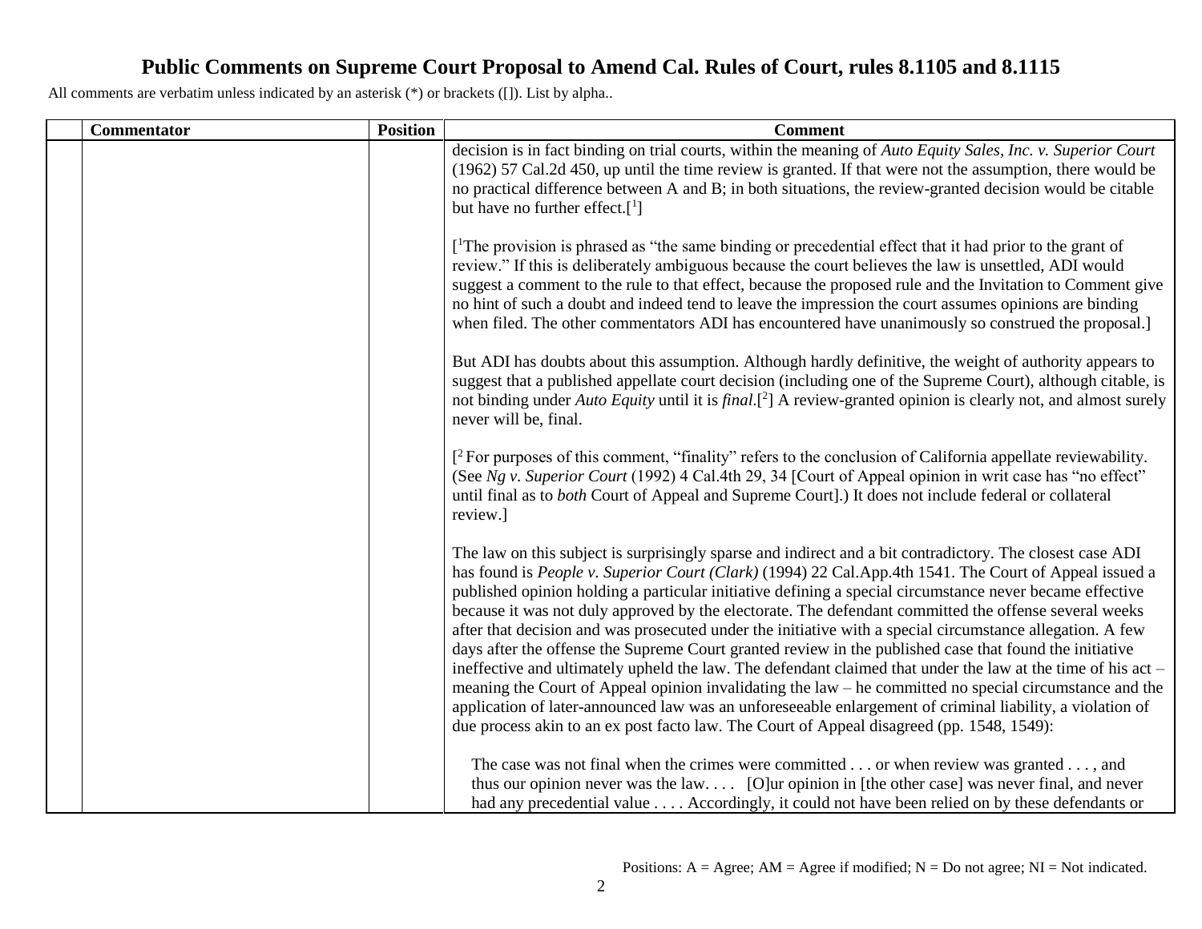# Public Comments on Supreme Court Proposal to Amend Cal. Rules of Court, rules 8.1105 and 8.1115

All comments are verbatim unless indicated by an asterisk (*) or brackets ([]). List by alpha..

| | Commentator | Position | Comment |
|---|---|---|---|
| | | | decision is in fact binding on trial courts, within the meaning of *Auto Equity Sales, Inc. v. Superior Court* (1962) 57 Cal.2d 450, up until the time review is granted. If that were not the assumption, there would be no practical difference between A and B; in both situations, the review-granted decision would be citable but have no further effect.[[1]]<br><br>[[1]The provision is phrased as "the same binding or precedential effect that it had prior to the grant of review." If this is deliberately ambiguous because the court believes the law is unsettled, ADI would suggest a comment to the rule to that effect, because the proposed rule and the Invitation to Comment give no hint of such a doubt and indeed tend to leave the impression the court assumes opinions are binding when filed. The other commentators ADI has encountered have unanimously so construed the proposal.]<br><br>But ADI has doubts about this assumption. Although hardly definitive, the weight of authority appears to suggest that a published appellate court decision (including one of the Supreme Court), although citable, is not binding under *Auto Equity* until it is *final*.[[2]] A review-granted opinion is clearly not, and almost surely never will be, final.<br><br>[[2] For purposes of this comment, "finality" refers to the conclusion of California appellate reviewability. (See *Ng v. Superior Court* (1992) 4 Cal.4th 29, 34 [Court of Appeal opinion in writ case has "no effect" until final as to *both* Court of Appeal and Supreme Court].) It does not include federal or collateral review.]<br><br>The law on this subject is surprisingly sparse and indirect and a bit contradictory. The closest case ADI has found is *People v. Superior Court (Clark)* (1994) 22 Cal.App.4th 1541. The Court of Appeal issued a published opinion holding a particular initiative defining a special circumstance never became effective because it was not duly approved by the electorate. The defendant committed the offense several weeks after that decision and was prosecuted under the initiative with a special circumstance allegation. A few days after the offense the Supreme Court granted review in the published case that found the initiative ineffective and ultimately upheld the law. The defendant claimed that under the law at the time of his act – meaning the Court of Appeal opinion invalidating the law – he committed no special circumstance and the application of later-announced law was an unforeseeable enlargement of criminal liability, a violation of due process akin to an ex post facto law. The Court of Appeal disagreed (pp. 1548, 1549):<br><br>The case was not final when the crimes were committed . . . or when review was granted . . . , and thus our opinion never was the law. . . . [O]ur opinion in [the other case] was never final, and never had any precedential value . . . . Accordingly, it could not have been relied on by these defendants or |

Positions: A = Agree; AM = Agree if modified; N = Do not agree; NI = Not indicated.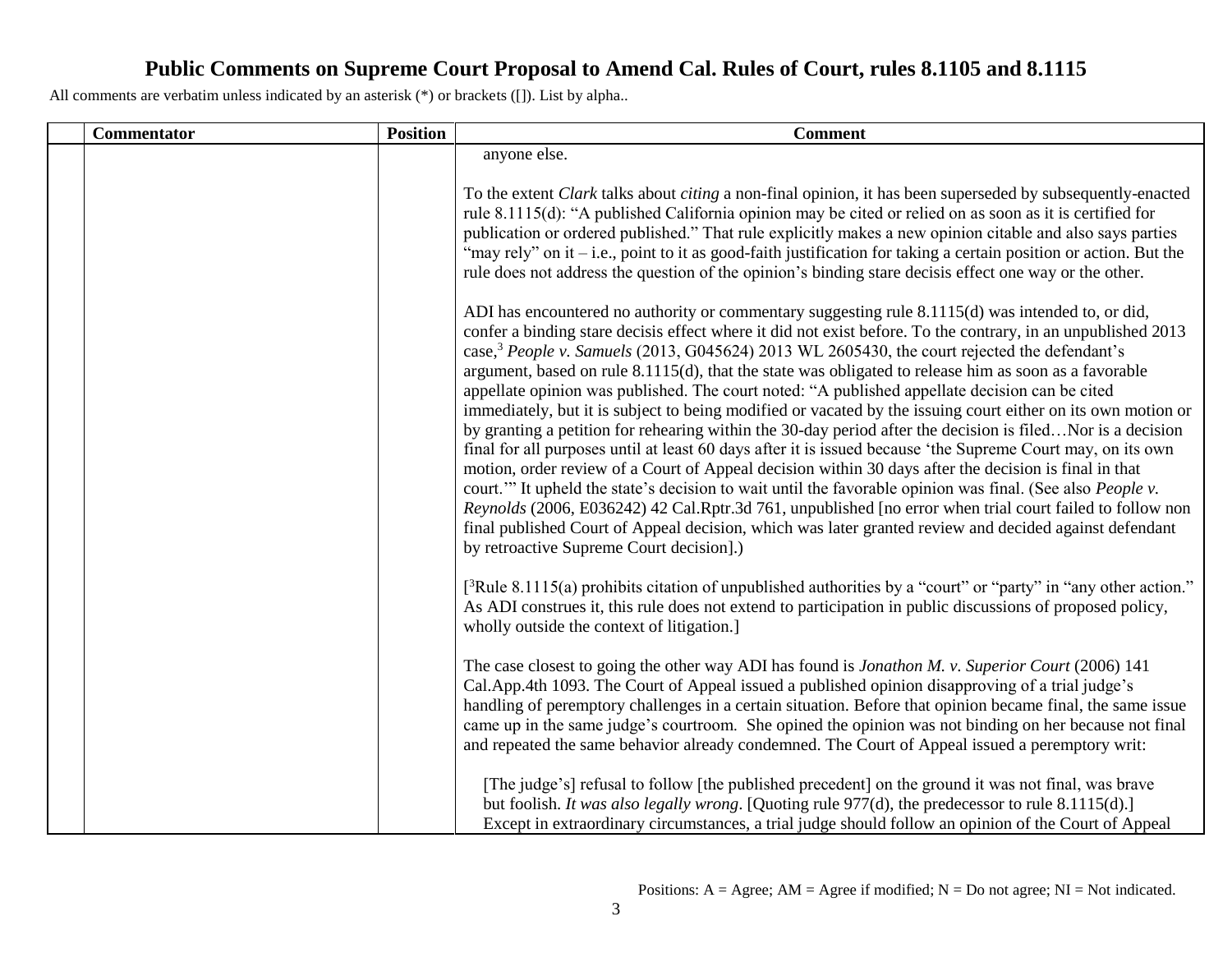# Public Comments on Supreme Court Proposal to Amend Cal. Rules of Court, rules 8.1105 and 8.1115

All comments are verbatim unless indicated by an asterisk (*) or brackets ([]). List by alpha..

| | Commentator | Position | Comment |
|---|---|---|---|
| | | | anyone else.<br><br>To the extent *Clark* talks about *citing* a non-final opinion, it has been superseded by subsequently-enacted rule 8.1115(d): "A published California opinion may be cited or relied on as soon as it is certified for publication or ordered published." That rule explicitly makes a new opinion citable and also says parties "may rely" on it – i.e., point to it as good-faith justification for taking a certain position or action. But the rule does not address the question of the opinion's binding stare decisis effect one way or the other.<br><br>ADI has encountered no authority or commentary suggesting rule 8.1115(d) was intended to, or did, confer a binding stare decisis effect where it did not exist before. To the contrary, in an unpublished 2013 case,[3] *People v. Samuels* (2013, G045624) 2013 WL 2605430, the court rejected the defendant's argument, based on rule 8.1115(d), that the state was obligated to release him as soon as a favorable appellate opinion was published. The court noted: "A published appellate decision can be cited immediately, but it is subject to being modified or vacated by the issuing court either on its own motion or by granting a petition for rehearing within the 30-day period after the decision is filed…Nor is a decision final for all purposes until at least 60 days after it is issued because 'the Supreme Court may, on its own motion, order review of a Court of Appeal decision within 30 days after the decision is final in that court.'" It upheld the state's decision to wait until the favorable opinion was final. (See also *People v. Reynolds* (2006, E036242) 42 Cal.Rptr.3d 761, unpublished [no error when trial court failed to follow non final published Court of Appeal decision, which was later granted review and decided against defendant by retroactive Supreme Court decision].)<br><br>[[3]Rule 8.1115(a) prohibits citation of unpublished authorities by a "court" or "party" in "any other action." As ADI construes it, this rule does not extend to participation in public discussions of proposed policy, wholly outside the context of litigation.]<br><br>The case closest to going the other way ADI has found is *Jonathon M. v. Superior Court* (2006) 141 Cal.App.4th 1093. The Court of Appeal issued a published opinion disapproving of a trial judge's handling of peremptory challenges in a certain situation. Before that opinion became final, the same issue came up in the same judge's courtroom. She opined the opinion was not binding on her because not final and repeated the same behavior already condemned. The Court of Appeal issued a peremptory writ:<br><br>[The judge's] refusal to follow [the published precedent] on the ground it was not final, was brave but foolish. *It was also legally wrong*. [Quoting rule 977(d), the predecessor to rule 8.1115(d).] Except in extraordinary circumstances, a trial judge should follow an opinion of the Court of Appeal |

Positions: A = Agree; AM = Agree if modified; N = Do not agree; NI = Not indicated.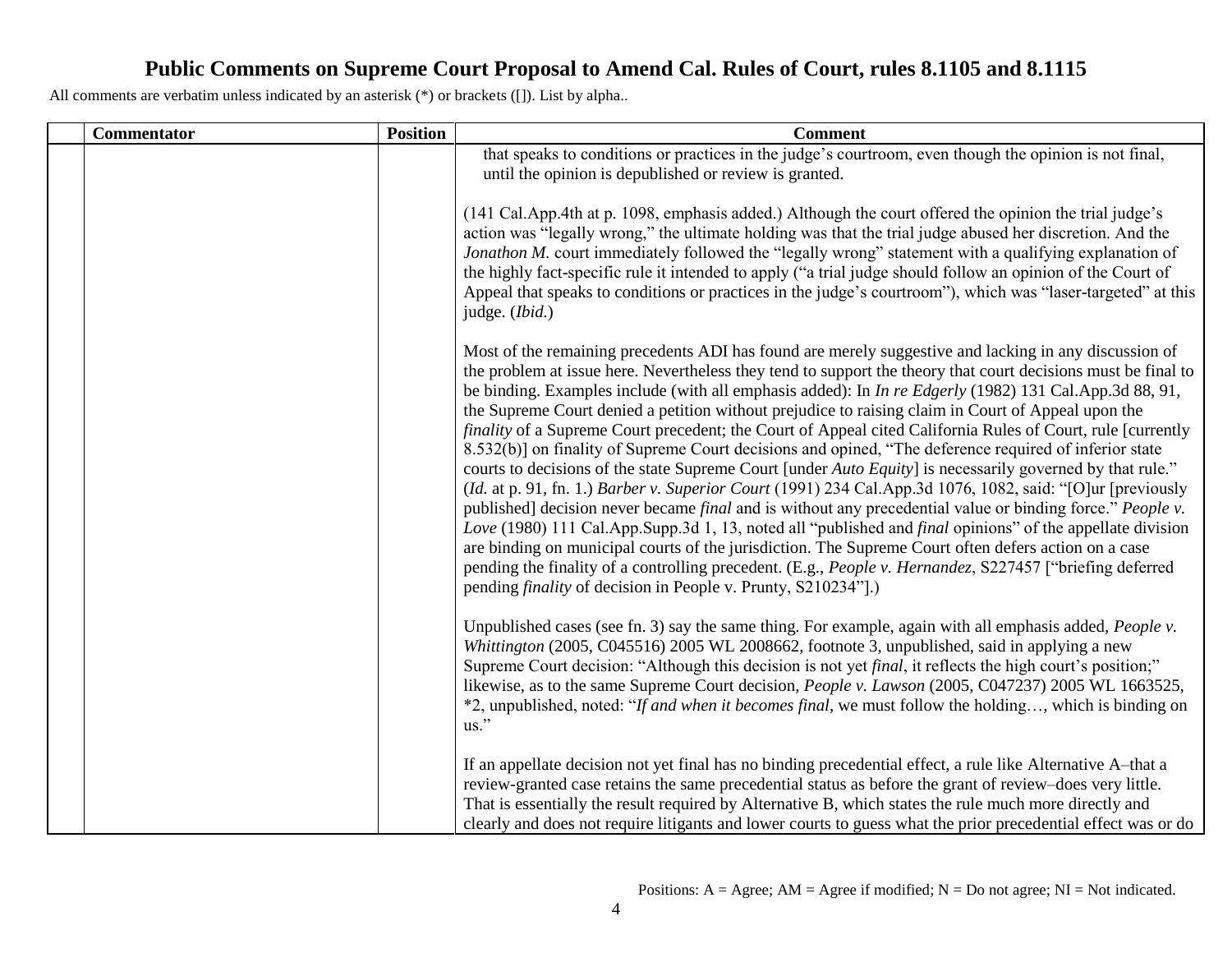# Public Comments on Supreme Court Proposal to Amend Cal. Rules of Court, rules 8.1105 and 8.1115

All comments are verbatim unless indicated by an asterisk (*) or brackets ([]). List by alpha..

| | Commentator | Position | Comment |
|---|---|---|---|
| | | | that speaks to conditions or practices in the judge's courtroom, even though the opinion is not final, until the opinion is depublished or review is granted.<br><br>(141 Cal.App.4th at p. 1098, emphasis added.) Although the court offered the opinion the trial judge's action was "legally wrong," the ultimate holding was that the trial judge abused her discretion. And the *Jonathon M.* court immediately followed the "legally wrong" statement with a qualifying explanation of the highly fact-specific rule it intended to apply ("a trial judge should follow an opinion of the Court of Appeal that speaks to conditions or practices in the judge's courtroom"), which was "laser-targeted" at this judge. (*Ibid.*)<br><br>Most of the remaining precedents ADI has found are merely suggestive and lacking in any discussion of the problem at issue here. Nevertheless they tend to support the theory that court decisions must be final to be binding. Examples include (with all emphasis added): In *In re Edgerly* (1982) 131 Cal.App.3d 88, 91, the Supreme Court denied a petition without prejudice to raising claim in Court of Appeal upon the *finality* of a Supreme Court precedent; the Court of Appeal cited California Rules of Court, rule [currently 8.532(b)] on finality of Supreme Court decisions and opined, "The deference required of inferior state courts to decisions of the state Supreme Court [under *Auto Equity*] is necessarily governed by that rule." (*Id.* at p. 91, fn. 1.) *Barber v. Superior Court* (1991) 234 Cal.App.3d 1076, 1082, said: "[O]ur [previously published] decision never became *final* and is without any precedential value or binding force." *People v. Love* (1980) 111 Cal.App.Supp.3d 1, 13, noted all "published and *final* opinions" of the appellate division are binding on municipal courts of the jurisdiction. The Supreme Court often defers action on a case pending the finality of a controlling precedent. (E.g., *People v. Hernandez*, S227457 ["briefing deferred pending *finality* of decision in People v. Prunty, S210234"].)<br><br>Unpublished cases (see fn. 3) say the same thing. For example, again with all emphasis added, *People v. Whittington* (2005, C045516) 2005 WL 2008662, footnote 3, unpublished, said in applying a new Supreme Court decision: "Although this decision is not yet *final*, it reflects the high court's position;" likewise, as to the same Supreme Court decision, *People v. Lawson* (2005, C047237) 2005 WL 1663525, *2, unpublished, noted: "*If and when it becomes final*, we must follow the holding…, which is binding on us."<br><br>If an appellate decision not yet final has no binding precedential effect, a rule like Alternative A–that a review-granted case retains the same precedential status as before the grant of review–does very little. That is essentially the result required by Alternative B, which states the rule much more directly and clearly and does not require litigants and lower courts to guess what the prior precedential effect was or do |

Positions: A = Agree; AM = Agree if modified; N = Do not agree; NI = Not indicated.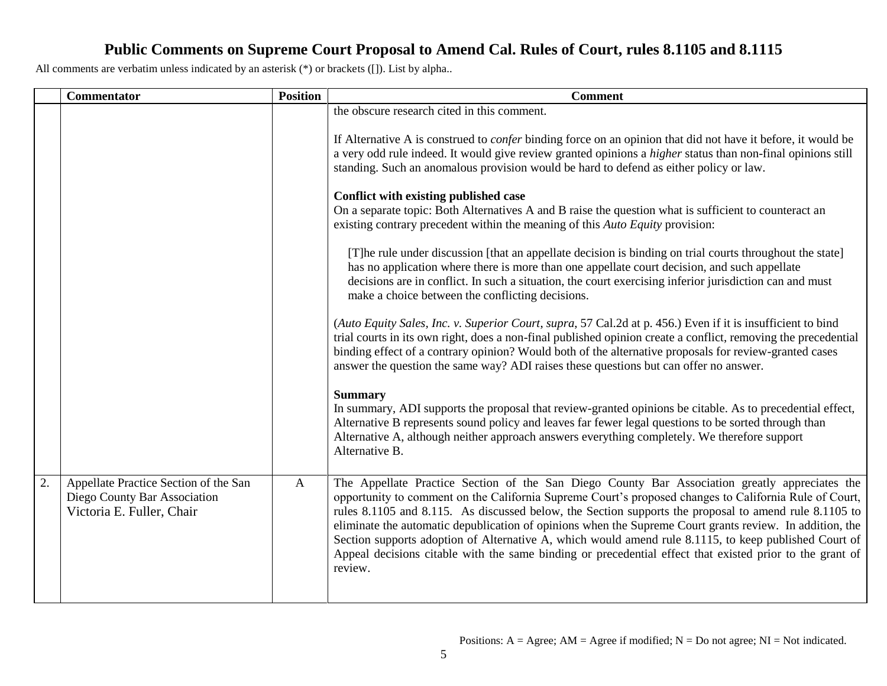# Public Comments on Supreme Court Proposal to Amend Cal. Rules of Court, rules 8.1105 and 8.1115

All comments are verbatim unless indicated by an asterisk (*) or brackets ([]). List by alpha..

| | Commentator | Position | Comment |
|---|---|---|---|
| | | | the obscure research cited in this comment.<br><br>If Alternative A is construed to *confer* binding force on an opinion that did not have it before, it would be a very odd rule indeed. It would give review granted opinions a *higher* status than non-final opinions still standing. Such an anomalous provision would be hard to defend as either policy or law.<br><br>**Conflict with existing published case**<br>On a separate topic: Both Alternatives A and B raise the question what is sufficient to counteract an existing contrary precedent within the meaning of this *Auto Equity* provision:<br><br>[T]he rule under discussion [that an appellate decision is binding on trial courts throughout the state] has no application where there is more than one appellate court decision, and such appellate decisions are in conflict. In such a situation, the court exercising inferior jurisdiction can and must make a choice between the conflicting decisions.<br><br>(*Auto Equity Sales, Inc. v. Superior Court*, *supra*, 57 Cal.2d at p. 456.) Even if it is insufficient to bind trial courts in its own right, does a non-final published opinion create a conflict, removing the precedential binding effect of a contrary opinion? Would both of the alternative proposals for review-granted cases answer the question the same way? ADI raises these questions but can offer no answer.<br><br>**Summary**<br>In summary, ADI supports the proposal that review-granted opinions be citable. As to precedential effect, Alternative B represents sound policy and leaves far fewer legal questions to be sorted through than Alternative A, although neither approach answers everything completely. We therefore support Alternative B. |
| 2. | Appellate Practice Section of the San Diego County Bar Association<br>Victoria E. Fuller, Chair | A | The Appellate Practice Section of the San Diego County Bar Association greatly appreciates the opportunity to comment on the California Supreme Court's proposed changes to California Rule of Court, rules 8.1105 and 8.115. As discussed below, the Section supports the proposal to amend rule 8.1105 to eliminate the automatic depublication of opinions when the Supreme Court grants review. In addition, the Section supports adoption of Alternative A, which would amend rule 8.1115, to keep published Court of Appeal decisions citable with the same binding or precedential effect that existed prior to the grant of review. |

Positions: A = Agree; AM = Agree if modified; N = Do not agree; NI = Not indicated.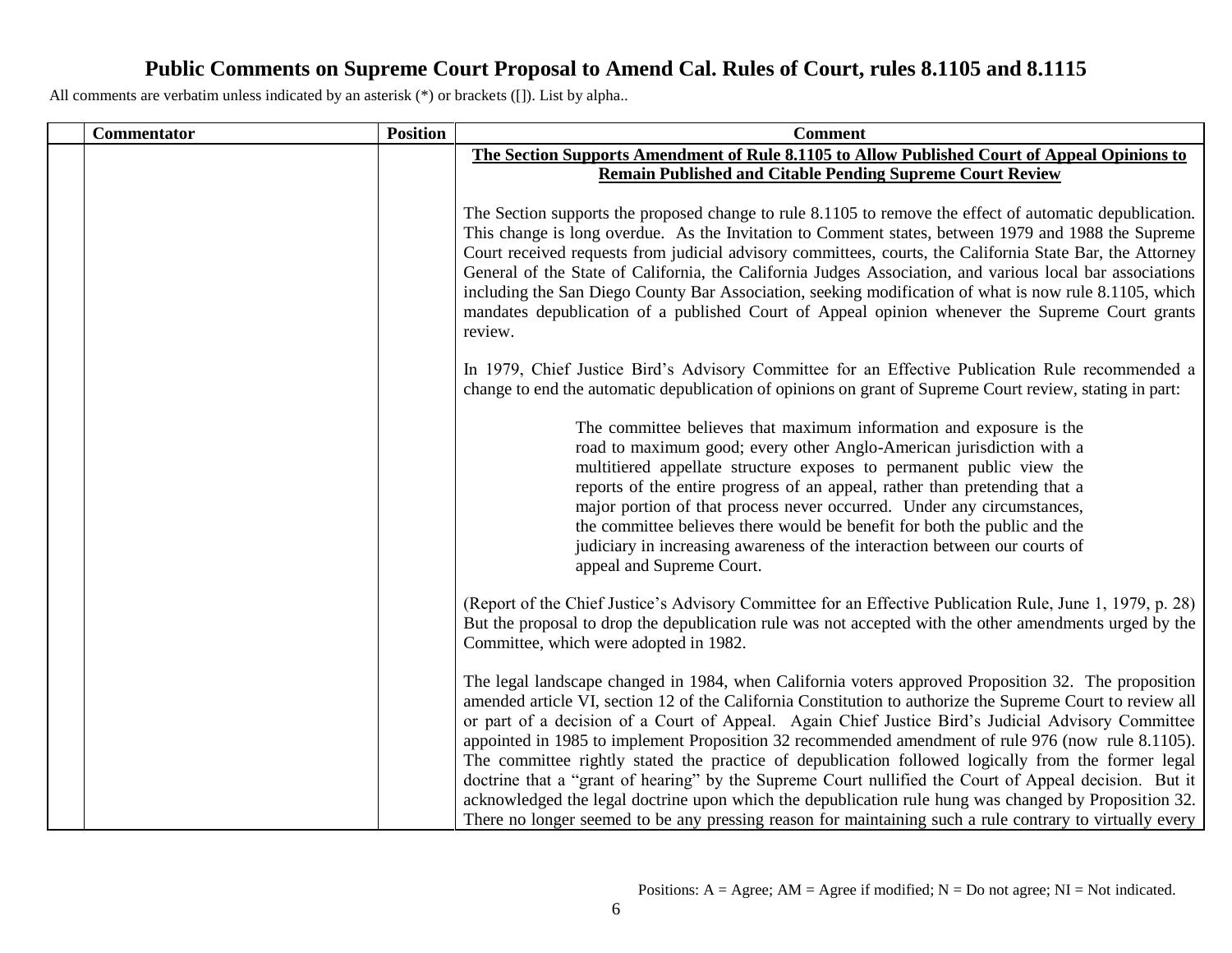# Public Comments on Supreme Court Proposal to Amend Cal. Rules of Court, rules 8.1105 and 8.1115

All comments are verbatim unless indicated by an asterisk (*) or brackets ([]). List by alpha..

| | Commentator | Position | Comment |
|---|---|---|---|
| | | | **The Section Supports Amendment of Rule 8.1105 to Allow Published Court of Appeal Opinions to Remain Published and Citable Pending Supreme Court Review**<br><br>The Section supports the proposed change to rule 8.1105 to remove the effect of automatic depublication. This change is long overdue. As the Invitation to Comment states, between 1979 and 1988 the Supreme Court received requests from judicial advisory committees, courts, the California State Bar, the Attorney General of the State of California, the California Judges Association, and various local bar associations including the San Diego County Bar Association, seeking modification of what is now rule 8.1105, which mandates depublication of a published Court of Appeal opinion whenever the Supreme Court grants review.<br><br>In 1979, Chief Justice Bird's Advisory Committee for an Effective Publication Rule recommended a change to end the automatic depublication of opinions on grant of Supreme Court review, stating in part:<br><br>> The committee believes that maximum information and exposure is the road to maximum good; every other Anglo-American jurisdiction with a multitiered appellate structure exposes to permanent public view the reports of the entire progress of an appeal, rather than pretending that a major portion of that process never occurred. Under any circumstances, the committee believes there would be benefit for both the public and the judiciary in increasing awareness of the interaction between our courts of appeal and Supreme Court.<br><br>(Report of the Chief Justice's Advisory Committee for an Effective Publication Rule, June 1, 1979, p. 28) But the proposal to drop the depublication rule was not accepted with the other amendments urged by the Committee, which were adopted in 1982.<br><br>The legal landscape changed in 1984, when California voters approved Proposition 32. The proposition amended article VI, section 12 of the California Constitution to authorize the Supreme Court to review all or part of a decision of a Court of Appeal. Again Chief Justice Bird's Judicial Advisory Committee appointed in 1985 to implement Proposition 32 recommended amendment of rule 976 (now rule 8.1105). The committee rightly stated the practice of depublication followed logically from the former legal doctrine that a "grant of hearing" by the Supreme Court nullified the Court of Appeal decision. But it acknowledged the legal doctrine upon which the depublication rule hung was changed by Proposition 32. There no longer seemed to be any pressing reason for maintaining such a rule contrary to virtually every |

Positions: A = Agree; AM = Agree if modified; N = Do not agree; NI = Not indicated.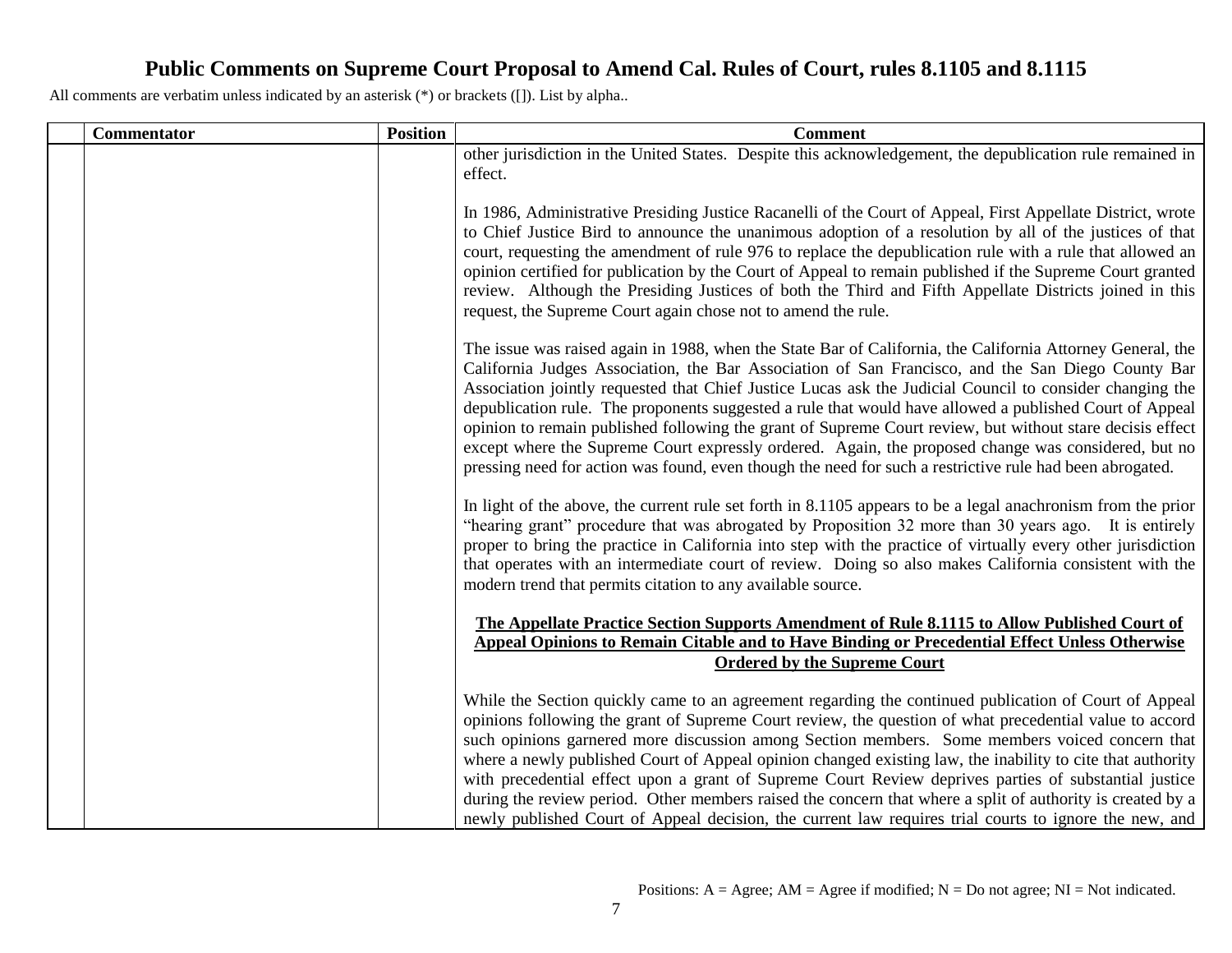# Public Comments on Supreme Court Proposal to Amend Cal. Rules of Court, rules 8.1105 and 8.1115

All comments are verbatim unless indicated by an asterisk (*) or brackets ([]). List by alpha..

| | Commentator | Position | Comment |
|---|---|---|---|
| | | | other jurisdiction in the United States. Despite this acknowledgement, the depublication rule remained in effect.<br><br>In 1986, Administrative Presiding Justice Racanelli of the Court of Appeal, First Appellate District, wrote to Chief Justice Bird to announce the unanimous adoption of a resolution by all of the justices of that court, requesting the amendment of rule 976 to replace the depublication rule with a rule that allowed an opinion certified for publication by the Court of Appeal to remain published if the Supreme Court granted review. Although the Presiding Justices of both the Third and Fifth Appellate Districts joined in this request, the Supreme Court again chose not to amend the rule.<br><br>The issue was raised again in 1988, when the State Bar of California, the California Attorney General, the California Judges Association, the Bar Association of San Francisco, and the San Diego County Bar Association jointly requested that Chief Justice Lucas ask the Judicial Council to consider changing the depublication rule. The proponents suggested a rule that would have allowed a published Court of Appeal opinion to remain published following the grant of Supreme Court review, but without stare decisis effect except where the Supreme Court expressly ordered. Again, the proposed change was considered, but no pressing need for action was found, even though the need for such a restrictive rule had been abrogated.<br><br>In light of the above, the current rule set forth in 8.1105 appears to be a legal anachronism from the prior "hearing grant" procedure that was abrogated by Proposition 32 more than 30 years ago. It is entirely proper to bring the practice in California into step with the practice of virtually every other jurisdiction that operates with an intermediate court of review. Doing so also makes California consistent with the modern trend that permits citation to any available source.<br><br>**The Appellate Practice Section Supports Amendment of Rule 8.1115 to Allow Published Court of Appeal Opinions to Remain Citable and to Have Binding or Precedential Effect Unless Otherwise Ordered by the Supreme Court**<br><br>While the Section quickly came to an agreement regarding the continued publication of Court of Appeal opinions following the grant of Supreme Court review, the question of what precedential value to accord such opinions garnered more discussion among Section members. Some members voiced concern that where a newly published Court of Appeal opinion changed existing law, the inability to cite that authority with precedential effect upon a grant of Supreme Court Review deprives parties of substantial justice during the review period. Other members raised the concern that where a split of authority is created by a newly published Court of Appeal decision, the current law requires trial courts to ignore the new, and |

Positions: A = Agree; AM = Agree if modified; N = Do not agree; NI = Not indicated.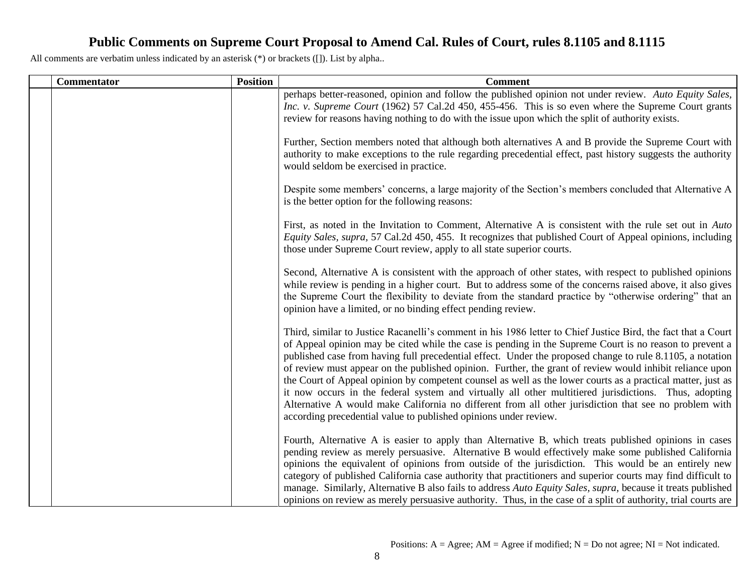# Public Comments on Supreme Court Proposal to Amend Cal. Rules of Court, rules 8.1105 and 8.1115

All comments are verbatim unless indicated by an asterisk (*) or brackets ([]). List by alpha..

| | Commentator | Position | Comment |
|---|---|---|---|
| | | | perhaps better-reasoned, opinion and follow the published opinion not under review. *Auto Equity Sales, Inc. v. Supreme Court* (1962) 57 Cal.2d 450, 455-456. This is so even where the Supreme Court grants review for reasons having nothing to do with the issue upon which the split of authority exists.<br><br>Further, Section members noted that although both alternatives A and B provide the Supreme Court with authority to make exceptions to the rule regarding precedential effect, past history suggests the authority would seldom be exercised in practice.<br><br>Despite some members' concerns, a large majority of the Section's members concluded that Alternative A is the better option for the following reasons:<br><br>First, as noted in the Invitation to Comment, Alternative A is consistent with the rule set out in *Auto Equity Sales, supra*, 57 Cal.2d 450, 455. It recognizes that published Court of Appeal opinions, including those under Supreme Court review, apply to all state superior courts.<br><br>Second, Alternative A is consistent with the approach of other states, with respect to published opinions while review is pending in a higher court. But to address some of the concerns raised above, it also gives the Supreme Court the flexibility to deviate from the standard practice by "otherwise ordering" that an opinion have a limited, or no binding effect pending review.<br><br>Third, similar to Justice Racanelli's comment in his 1986 letter to Chief Justice Bird, the fact that a Court of Appeal opinion may be cited while the case is pending in the Supreme Court is no reason to prevent a published case from having full precedential effect. Under the proposed change to rule 8.1105, a notation of review must appear on the published opinion. Further, the grant of review would inhibit reliance upon the Court of Appeal opinion by competent counsel as well as the lower courts as a practical matter, just as it now occurs in the federal system and virtually all other multitiered jurisdictions. Thus, adopting Alternative A would make California no different from all other jurisdiction that see no problem with according precedential value to published opinions under review.<br><br>Fourth, Alternative A is easier to apply than Alternative B, which treats published opinions in cases pending review as merely persuasive. Alternative B would effectively make some published California opinions the equivalent of opinions from outside of the jurisdiction. This would be an entirely new category of published California case authority that practitioners and superior courts may find difficult to manage. Similarly, Alternative B also fails to address *Auto Equity Sales, supra,* because it treats published opinions on review as merely persuasive authority. Thus, in the case of a split of authority, trial courts are |

Positions: A = Agree; AM = Agree if modified; N = Do not agree; NI = Not indicated.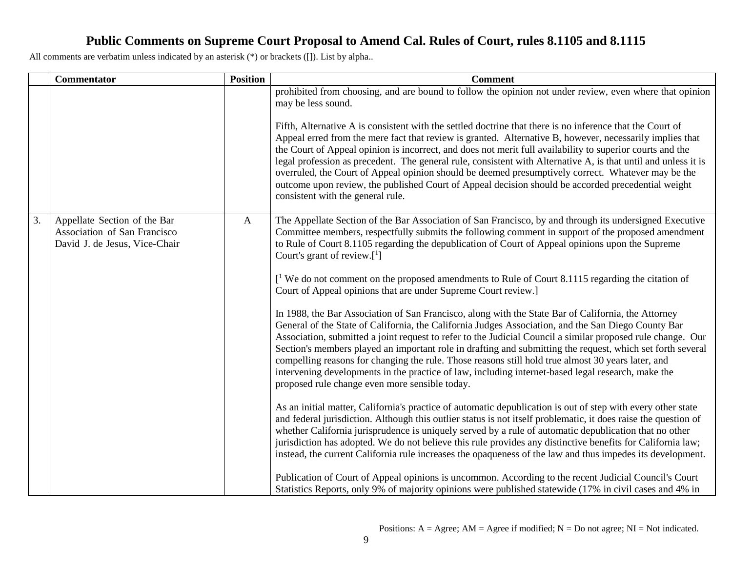# Public Comments on Supreme Court Proposal to Amend Cal. Rules of Court, rules 8.1105 and 8.1115

All comments are verbatim unless indicated by an asterisk (*) or brackets ([]). List by alpha..

| | Commentator | Position | Comment |
|---|---|---|---|
| | | | prohibited from choosing, and are bound to follow the opinion not under review, even where that opinion may be less sound.<br><br>Fifth, Alternative A is consistent with the settled doctrine that there is no inference that the Court of Appeal erred from the mere fact that review is granted. Alternative B, however, necessarily implies that the Court of Appeal opinion is incorrect, and does not merit full availability to superior courts and the legal profession as precedent. The general rule, consistent with Alternative A, is that until and unless it is overruled, the Court of Appeal opinion should be deemed presumptively correct. Whatever may be the outcome upon review, the published Court of Appeal decision should be accorded precedential weight consistent with the general rule. |
| 3. | Appellate Section of the Bar Association of San Francisco<br>David J. de Jesus, Vice-Chair | A | The Appellate Section of the Bar Association of San Francisco, by and through its undersigned Executive Committee members, respectfully submits the following comment in support of the proposed amendment to Rule of Court 8.1105 regarding the depublication of Court of Appeal opinions upon the Supreme Court's grant of review.[1]<br><br>[1 We do not comment on the proposed amendments to Rule of Court 8.1115 regarding the citation of Court of Appeal opinions that are under Supreme Court review.]<br><br>In 1988, the Bar Association of San Francisco, along with the State Bar of California, the Attorney General of the State of California, the California Judges Association, and the San Diego County Bar Association, submitted a joint request to refer to the Judicial Council a similar proposed rule change. Our Section's members played an important role in drafting and submitting the request, which set forth several compelling reasons for changing the rule. Those reasons still hold true almost 30 years later, and intervening developments in the practice of law, including internet-based legal research, make the proposed rule change even more sensible today.<br><br>As an initial matter, California's practice of automatic depublication is out of step with every other state and federal jurisdiction. Although this outlier status is not itself problematic, it does raise the question of whether California jurisprudence is uniquely served by a rule of automatic depublication that no other jurisdiction has adopted. We do not believe this rule provides any distinctive benefits for California law; instead, the current California rule increases the opaqueness of the law and thus impedes its development.<br><br>Publication of Court of Appeal opinions is uncommon. According to the recent Judicial Council's Court Statistics Reports, only 9% of majority opinions were published statewide (17% in civil cases and 4% in |

Positions: A = Agree; AM = Agree if modified; N = Do not agree; NI = Not indicated.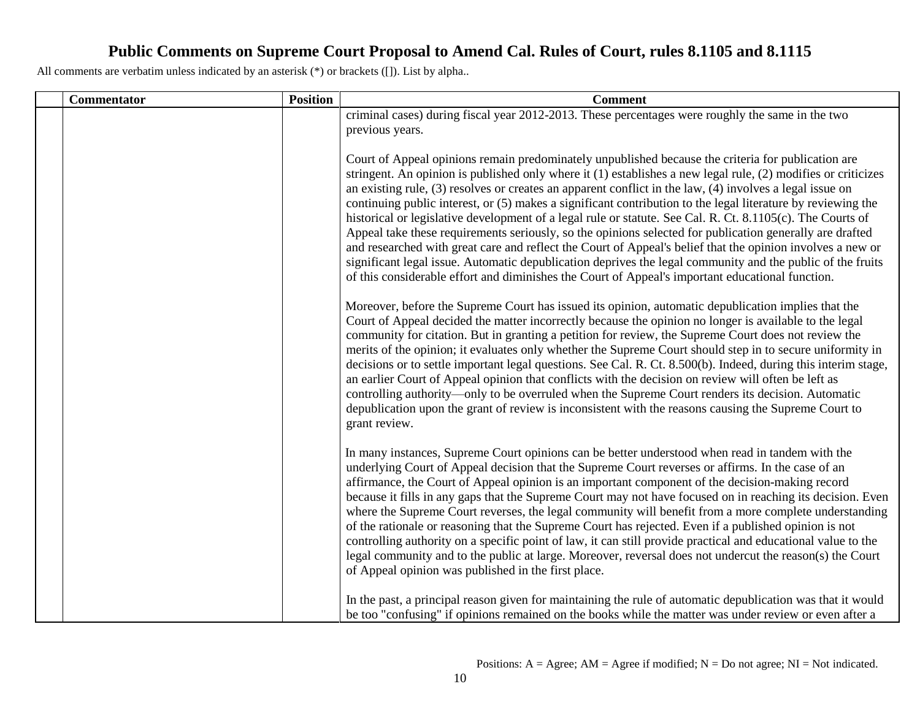# Public Comments on Supreme Court Proposal to Amend Cal. Rules of Court, rules 8.1105 and 8.1115

All comments are verbatim unless indicated by an asterisk (*) or brackets ([]). List by alpha..

| | Commentator | Position | Comment |
|---|---|---|---|
| | | | criminal cases) during fiscal year 2012-2013. These percentages were roughly the same in the two previous years.<br><br>Court of Appeal opinions remain predominately unpublished because the criteria for publication are stringent. An opinion is published only where it (1) establishes a new legal rule, (2) modifies or criticizes an existing rule, (3) resolves or creates an apparent conflict in the law, (4) involves a legal issue on continuing public interest, or (5) makes a significant contribution to the legal literature by reviewing the historical or legislative development of a legal rule or statute. See Cal. R. Ct. 8.1105(c). The Courts of Appeal take these requirements seriously, so the opinions selected for publication generally are drafted and researched with great care and reflect the Court of Appeal's belief that the opinion involves a new or significant legal issue. Automatic depublication deprives the legal community and the public of the fruits of this considerable effort and diminishes the Court of Appeal's important educational function.<br><br>Moreover, before the Supreme Court has issued its opinion, automatic depublication implies that the Court of Appeal decided the matter incorrectly because the opinion no longer is available to the legal community for citation. But in granting a petition for review, the Supreme Court does not review the merits of the opinion; it evaluates only whether the Supreme Court should step in to secure uniformity in decisions or to settle important legal questions. See Cal. R. Ct. 8.500(b). Indeed, during this interim stage, an earlier Court of Appeal opinion that conflicts with the decision on review will often be left as controlling authority—only to be overruled when the Supreme Court renders its decision. Automatic depublication upon the grant of review is inconsistent with the reasons causing the Supreme Court to grant review.<br><br>In many instances, Supreme Court opinions can be better understood when read in tandem with the underlying Court of Appeal decision that the Supreme Court reverses or affirms. In the case of an affirmance, the Court of Appeal opinion is an important component of the decision-making record because it fills in any gaps that the Supreme Court may not have focused on in reaching its decision. Even where the Supreme Court reverses, the legal community will benefit from a more complete understanding of the rationale or reasoning that the Supreme Court has rejected. Even if a published opinion is not controlling authority on a specific point of law, it can still provide practical and educational value to the legal community and to the public at large. Moreover, reversal does not undercut the reason(s) the Court of Appeal opinion was published in the first place.<br><br>In the past, a principal reason given for maintaining the rule of automatic depublication was that it would be too "confusing" if opinions remained on the books while the matter was under review or even after a |

Positions: A = Agree; AM = Agree if modified; N = Do not agree; NI = Not indicated.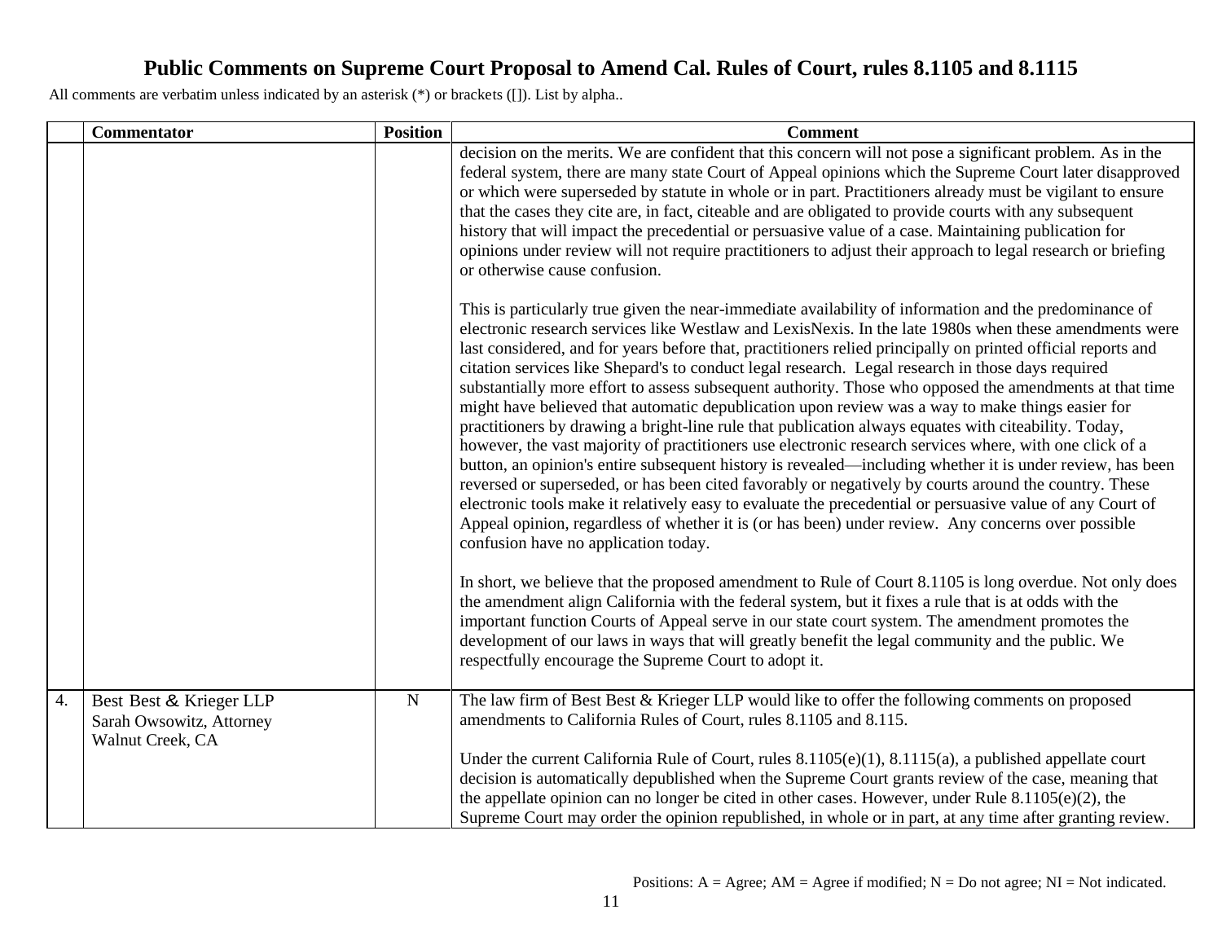# Public Comments on Supreme Court Proposal to Amend Cal. Rules of Court, rules 8.1105 and 8.1115

All comments are verbatim unless indicated by an asterisk (*) or brackets ([]). List by alpha..

| | Commentator | Position | Comment |
|---|---|---|---|
| | | | decision on the merits. We are confident that this concern will not pose a significant problem. As in the federal system, there are many state Court of Appeal opinions which the Supreme Court later disapproved or which were superseded by statute in whole or in part. Practitioners already must be vigilant to ensure that the cases they cite are, in fact, citeable and are obligated to provide courts with any subsequent history that will impact the precedential or persuasive value of a case. Maintaining publication for opinions under review will not require practitioners to adjust their approach to legal research or briefing or otherwise cause confusion.<br><br>This is particularly true given the near-immediate availability of information and the predominance of electronic research services like Westlaw and LexisNexis. In the late 1980s when these amendments were last considered, and for years before that, practitioners relied principally on printed official reports and citation services like Shepard's to conduct legal research. Legal research in those days required substantially more effort to assess subsequent authority. Those who opposed the amendments at that time might have believed that automatic depublication upon review was a way to make things easier for practitioners by drawing a bright-line rule that publication always equates with citeability. Today, however, the vast majority of practitioners use electronic research services where, with one click of a button, an opinion's entire subsequent history is revealed—including whether it is under review, has been reversed or superseded, or has been cited favorably or negatively by courts around the country. These electronic tools make it relatively easy to evaluate the precedential or persuasive value of any Court of Appeal opinion, regardless of whether it is (or has been) under review. Any concerns over possible confusion have no application today.<br><br>In short, we believe that the proposed amendment to Rule of Court 8.1105 is long overdue. Not only does the amendment align California with the federal system, but it fixes a rule that is at odds with the important function Courts of Appeal serve in our state court system. The amendment promotes the development of our laws in ways that will greatly benefit the legal community and the public. We respectfully encourage the Supreme Court to adopt it. |
| 4. | Best Best & Krieger LLP<br>Sarah Owsowitz, Attorney<br>Walnut Creek, CA | N | The law firm of Best Best & Krieger LLP would like to offer the following comments on proposed amendments to California Rules of Court, rules 8.1105 and 8.115.<br><br>Under the current California Rule of Court, rules 8.1105(e)(1), 8.1115(a), a published appellate court decision is automatically depublished when the Supreme Court grants review of the case, meaning that the appellate opinion can no longer be cited in other cases. However, under Rule 8.1105(e)(2), the Supreme Court may order the opinion republished, in whole or in part, at any time after granting review. |

Positions: A = Agree; AM = Agree if modified; N = Do not agree; NI = Not indicated.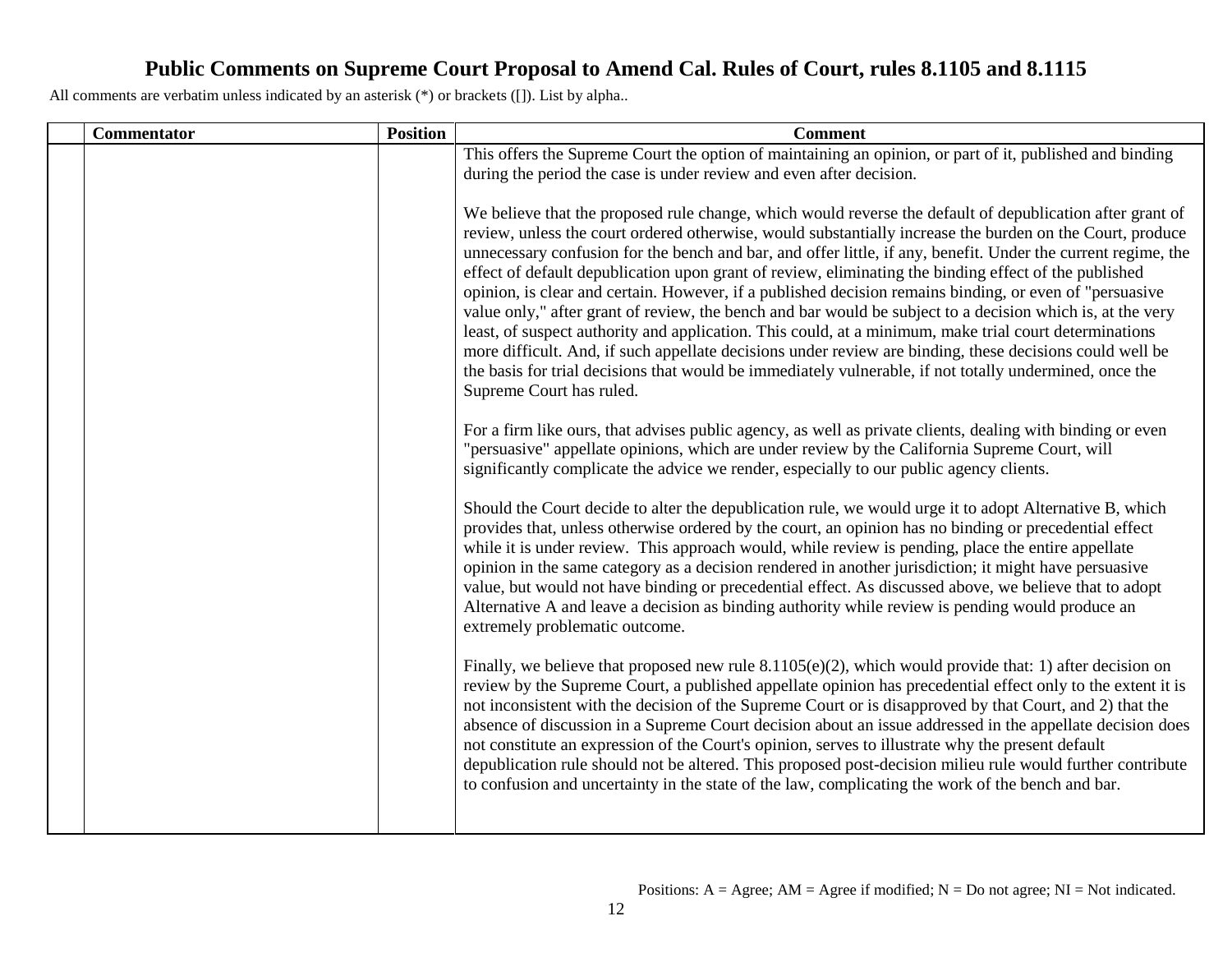# Public Comments on Supreme Court Proposal to Amend Cal. Rules of Court, rules 8.1105 and 8.1115

All comments are verbatim unless indicated by an asterisk (*) or brackets ([]). List by alpha..

| | Commentator | Position | Comment |
|---|---|---|---|
| | | | This offers the Supreme Court the option of maintaining an opinion, or part of it, published and binding during the period the case is under review and even after decision.<br><br>We believe that the proposed rule change, which would reverse the default of depublication after grant of review, unless the court ordered otherwise, would substantially increase the burden on the Court, produce unnecessary confusion for the bench and bar, and offer little, if any, benefit. Under the current regime, the effect of default depublication upon grant of review, eliminating the binding effect of the published opinion, is clear and certain. However, if a published decision remains binding, or even of "persuasive value only," after grant of review, the bench and bar would be subject to a decision which is, at the very least, of suspect authority and application. This could, at a minimum, make trial court determinations more difficult. And, if such appellate decisions under review are binding, these decisions could well be the basis for trial decisions that would be immediately vulnerable, if not totally undermined, once the Supreme Court has ruled.<br><br>For a firm like ours, that advises public agency, as well as private clients, dealing with binding or even "persuasive" appellate opinions, which are under review by the California Supreme Court, will significantly complicate the advice we render, especially to our public agency clients.<br><br>Should the Court decide to alter the depublication rule, we would urge it to adopt Alternative B, which provides that, unless otherwise ordered by the court, an opinion has no binding or precedential effect while it is under review. This approach would, while review is pending, place the entire appellate opinion in the same category as a decision rendered in another jurisdiction; it might have persuasive value, but would not have binding or precedential effect. As discussed above, we believe that to adopt Alternative A and leave a decision as binding authority while review is pending would produce an extremely problematic outcome.<br><br>Finally, we believe that proposed new rule 8.1105(e)(2), which would provide that: 1) after decision on review by the Supreme Court, a published appellate opinion has precedential effect only to the extent it is not inconsistent with the decision of the Supreme Court or is disapproved by that Court, and 2) that the absence of discussion in a Supreme Court decision about an issue addressed in the appellate decision does not constitute an expression of the Court's opinion, serves to illustrate why the present default depublication rule should not be altered. This proposed post-decision milieu rule would further contribute to confusion and uncertainty in the state of the law, complicating the work of the bench and bar. |

Positions: A = Agree; AM = Agree if modified; N = Do not agree; NI = Not indicated.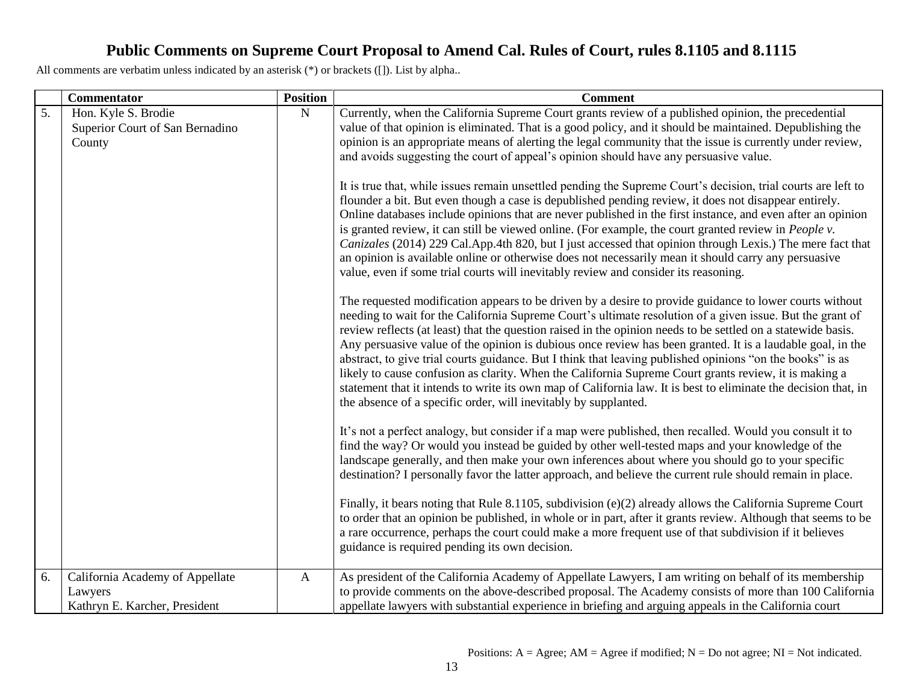# Public Comments on Supreme Court Proposal to Amend Cal. Rules of Court, rules 8.1105 and 8.1115

All comments are verbatim unless indicated by an asterisk (*) or brackets ([]). List by alpha..

| | Commentator | Position | Comment |
|---|---|---|---|
| 5. | Hon. Kyle S. Brodie<br>Superior Court of San Bernadino County | N | Currently, when the California Supreme Court grants review of a published opinion, the precedential value of that opinion is eliminated. That is a good policy, and it should be maintained. Depublishing the opinion is an appropriate means of alerting the legal community that the issue is currently under review, and avoids suggesting the court of appeal's opinion should have any persuasive value.<br><br>It is true that, while issues remain unsettled pending the Supreme Court's decision, trial courts are left to flounder a bit. But even though a case is depublished pending review, it does not disappear entirely. Online databases include opinions that are never published in the first instance, and even after an opinion is granted review, it can still be viewed online. (For example, the court granted review in *People v. Canizales* (2014) 229 Cal.App.4th 820, but I just accessed that opinion through Lexis.) The mere fact that an opinion is available online or otherwise does not necessarily mean it should carry any persuasive value, even if some trial courts will inevitably review and consider its reasoning.<br><br>The requested modification appears to be driven by a desire to provide guidance to lower courts without needing to wait for the California Supreme Court's ultimate resolution of a given issue. But the grant of review reflects (at least) that the question raised in the opinion needs to be settled on a statewide basis. Any persuasive value of the opinion is dubious once review has been granted. It is a laudable goal, in the abstract, to give trial courts guidance. But I think that leaving published opinions "on the books" is as likely to cause confusion as clarity. When the California Supreme Court grants review, it is making a statement that it intends to write its own map of California law. It is best to eliminate the decision that, in the absence of a specific order, will inevitably by supplanted.<br><br>It's not a perfect analogy, but consider if a map were published, then recalled. Would you consult it to find the way? Or would you instead be guided by other well-tested maps and your knowledge of the landscape generally, and then make your own inferences about where you should go to your specific destination? I personally favor the latter approach, and believe the current rule should remain in place.<br><br>Finally, it bears noting that Rule 8.1105, subdivision (e)(2) already allows the California Supreme Court to order that an opinion be published, in whole or in part, after it grants review. Although that seems to be a rare occurrence, perhaps the court could make a more frequent use of that subdivision if it believes guidance is required pending its own decision. |
| 6. | California Academy of Appellate Lawyers<br>Kathryn E. Karcher, President | A | As president of the California Academy of Appellate Lawyers, I am writing on behalf of its membership to provide comments on the above-described proposal. The Academy consists of more than 100 California appellate lawyers with substantial experience in briefing and arguing appeals in the California court |

Positions: A = Agree; AM = Agree if modified; N = Do not agree; NI = Not indicated.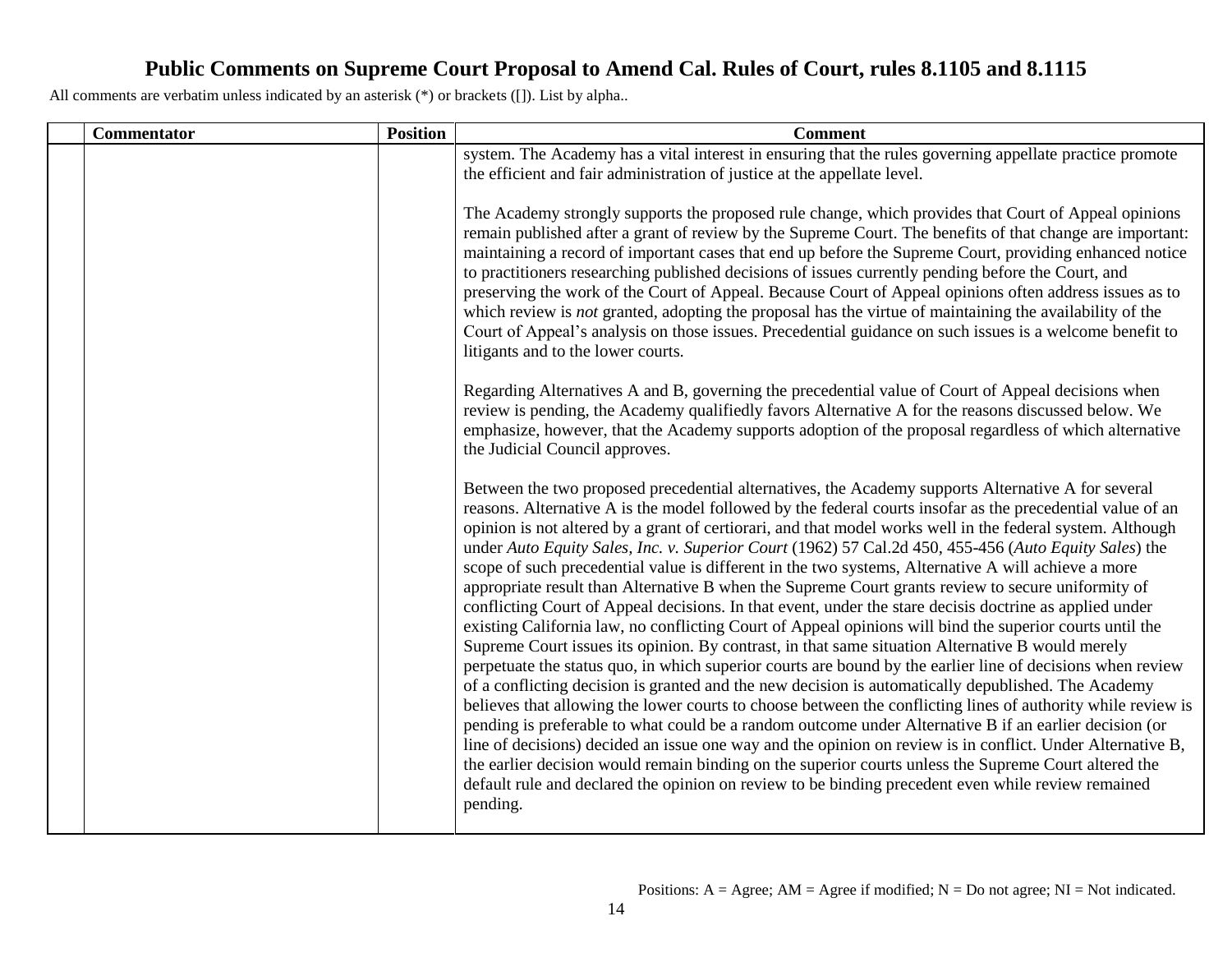# Public Comments on Supreme Court Proposal to Amend Cal. Rules of Court, rules 8.1105 and 8.1115

All comments are verbatim unless indicated by an asterisk (*) or brackets ([]). List by alpha..

| | Commentator | Position | Comment |
|---|---|---|---|
| | | | system. The Academy has a vital interest in ensuring that the rules governing appellate practice promote the efficient and fair administration of justice at the appellate level.<br><br>The Academy strongly supports the proposed rule change, which provides that Court of Appeal opinions remain published after a grant of review by the Supreme Court. The benefits of that change are important: maintaining a record of important cases that end up before the Supreme Court, providing enhanced notice to practitioners researching published decisions of issues currently pending before the Court, and preserving the work of the Court of Appeal. Because Court of Appeal opinions often address issues as to which review is *not* granted, adopting the proposal has the virtue of maintaining the availability of the Court of Appeal's analysis on those issues. Precedential guidance on such issues is a welcome benefit to litigants and to the lower courts.<br><br>Regarding Alternatives A and B, governing the precedential value of Court of Appeal decisions when review is pending, the Academy qualifiedly favors Alternative A for the reasons discussed below. We emphasize, however, that the Academy supports adoption of the proposal regardless of which alternative the Judicial Council approves.<br><br>Between the two proposed precedential alternatives, the Academy supports Alternative A for several reasons. Alternative A is the model followed by the federal courts insofar as the precedential value of an opinion is not altered by a grant of certiorari, and that model works well in the federal system. Although under *Auto Equity Sales, Inc. v. Superior Court* (1962) 57 Cal.2d 450, 455-456 (*Auto Equity Sales*) the scope of such precedential value is different in the two systems, Alternative A will achieve a more appropriate result than Alternative B when the Supreme Court grants review to secure uniformity of conflicting Court of Appeal decisions. In that event, under the stare decisis doctrine as applied under existing California law, no conflicting Court of Appeal opinions will bind the superior courts until the Supreme Court issues its opinion. By contrast, in that same situation Alternative B would merely perpetuate the status quo, in which superior courts are bound by the earlier line of decisions when review of a conflicting decision is granted and the new decision is automatically depublished. The Academy believes that allowing the lower courts to choose between the conflicting lines of authority while review is pending is preferable to what could be a random outcome under Alternative B if an earlier decision (or line of decisions) decided an issue one way and the opinion on review is in conflict. Under Alternative B, the earlier decision would remain binding on the superior courts unless the Supreme Court altered the default rule and declared the opinion on review to be binding precedent even while review remained pending. |

Positions: A = Agree; AM = Agree if modified; N = Do not agree; NI = Not indicated.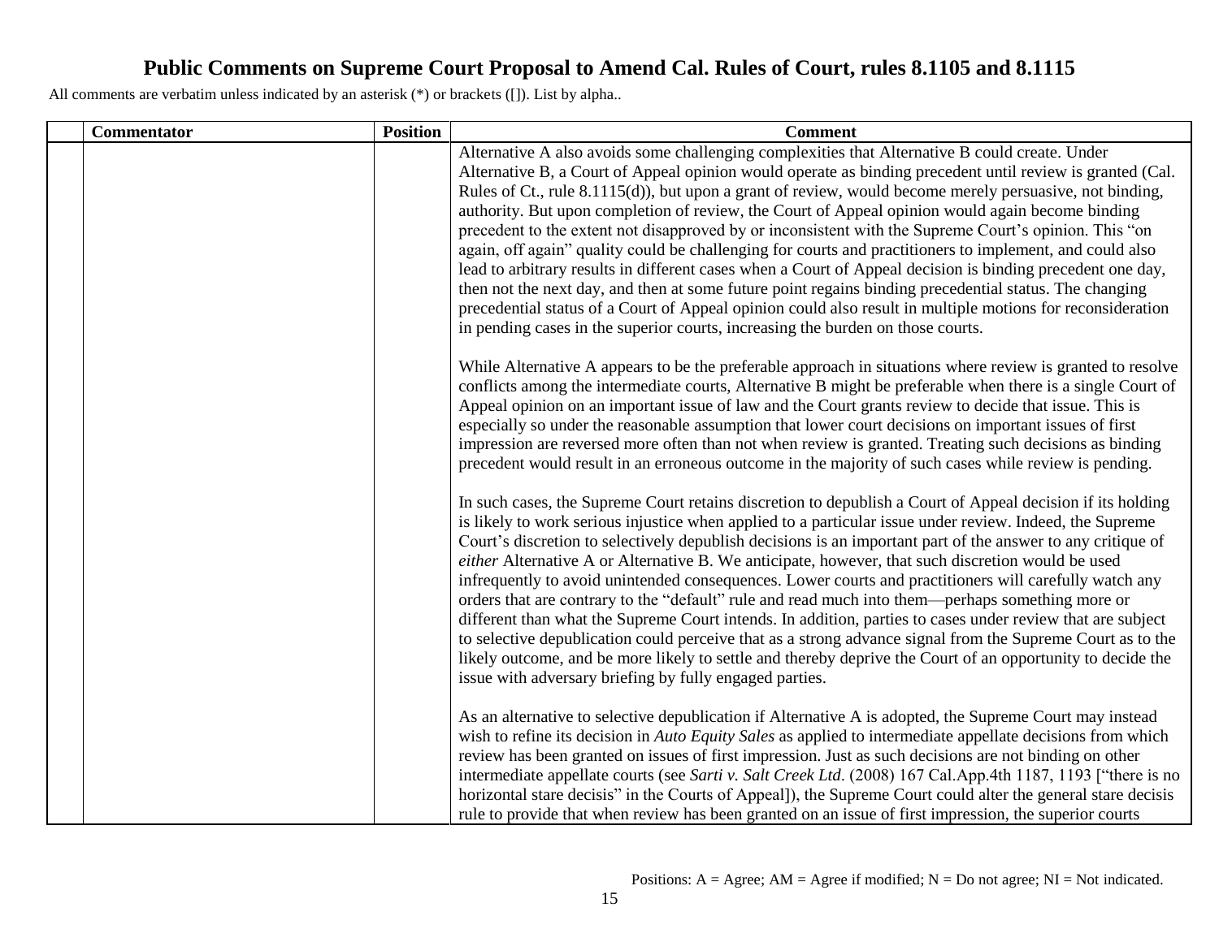# Public Comments on Supreme Court Proposal to Amend Cal. Rules of Court, rules 8.1105 and 8.1115

All comments are verbatim unless indicated by an asterisk (*) or brackets ([]). List by alpha..

| | Commentator | Position | Comment |
|---|---|---|---|
| | | | Alternative A also avoids some challenging complexities that Alternative B could create. Under Alternative B, a Court of Appeal opinion would operate as binding precedent until review is granted (Cal. Rules of Ct., rule 8.1115(d)), but upon a grant of review, would become merely persuasive, not binding, authority. But upon completion of review, the Court of Appeal opinion would again become binding precedent to the extent not disapproved by or inconsistent with the Supreme Court's opinion. This "on again, off again" quality could be challenging for courts and practitioners to implement, and could also lead to arbitrary results in different cases when a Court of Appeal decision is binding precedent one day, then not the next day, and then at some future point regains binding precedential status. The changing precedential status of a Court of Appeal opinion could also result in multiple motions for reconsideration in pending cases in the superior courts, increasing the burden on those courts.<br><br>While Alternative A appears to be the preferable approach in situations where review is granted to resolve conflicts among the intermediate courts, Alternative B might be preferable when there is a single Court of Appeal opinion on an important issue of law and the Court grants review to decide that issue. This is especially so under the reasonable assumption that lower court decisions on important issues of first impression are reversed more often than not when review is granted. Treating such decisions as binding precedent would result in an erroneous outcome in the majority of such cases while review is pending.<br><br>In such cases, the Supreme Court retains discretion to depublish a Court of Appeal decision if its holding is likely to work serious injustice when applied to a particular issue under review. Indeed, the Supreme Court's discretion to selectively depublish decisions is an important part of the answer to any critique of *either* Alternative A or Alternative B. We anticipate, however, that such discretion would be used infrequently to avoid unintended consequences. Lower courts and practitioners will carefully watch any orders that are contrary to the "default" rule and read much into them—perhaps something more or different than what the Supreme Court intends. In addition, parties to cases under review that are subject to selective depublication could perceive that as a strong advance signal from the Supreme Court as to the likely outcome, and be more likely to settle and thereby deprive the Court of an opportunity to decide the issue with adversary briefing by fully engaged parties.<br><br>As an alternative to selective depublication if Alternative A is adopted, the Supreme Court may instead wish to refine its decision in *Auto Equity Sales* as applied to intermediate appellate decisions from which review has been granted on issues of first impression. Just as such decisions are not binding on other intermediate appellate courts (see *Sarti v. Salt Creek Ltd.* (2008) 167 Cal.App.4th 1187, 1193 ["there is no horizontal stare decisis" in the Courts of Appeal]), the Supreme Court could alter the general stare decisis rule to provide that when review has been granted on an issue of first impression, the superior courts |

Positions: A = Agree; AM = Agree if modified; N = Do not agree; NI = Not indicated.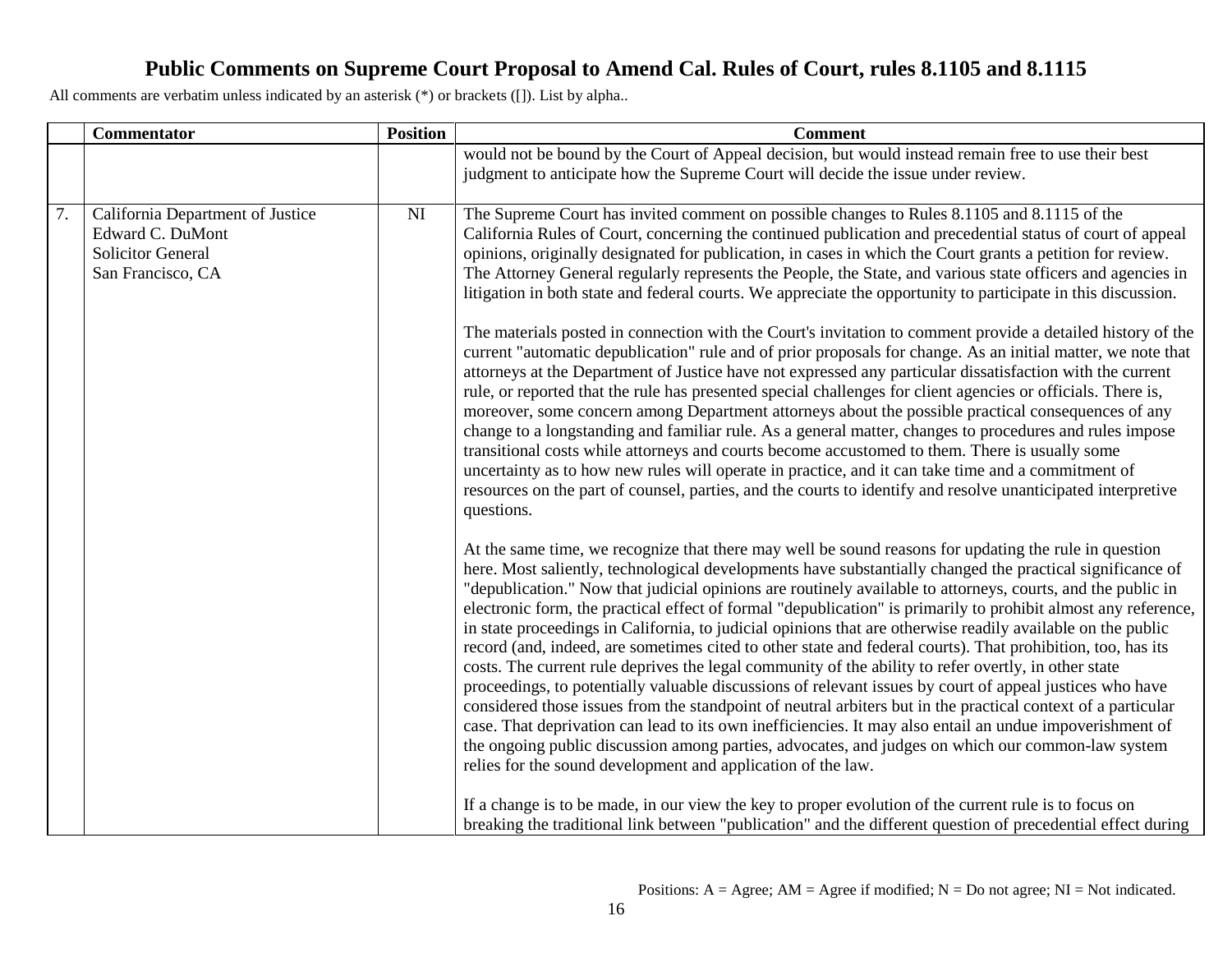# Public Comments on Supreme Court Proposal to Amend Cal. Rules of Court, rules 8.1105 and 8.1115

All comments are verbatim unless indicated by an asterisk (*) or brackets ([]). List by alpha..

| | Commentator | Position | Comment |
|---|---|---|---|
| | | | would not be bound by the Court of Appeal decision, but would instead remain free to use their best judgment to anticipate how the Supreme Court will decide the issue under review. |
| 7. | California Department of Justice<br>Edward C. DuMont<br>Solicitor General<br>San Francisco, CA | NI | The Supreme Court has invited comment on possible changes to Rules 8.1105 and 8.1115 of the California Rules of Court, concerning the continued publication and precedential status of court of appeal opinions, originally designated for publication, in cases in which the Court grants a petition for review. The Attorney General regularly represents the People, the State, and various state officers and agencies in litigation in both state and federal courts. We appreciate the opportunity to participate in this discussion.<br><br>The materials posted in connection with the Court's invitation to comment provide a detailed history of the current "automatic depublication" rule and of prior proposals for change. As an initial matter, we note that attorneys at the Department of Justice have not expressed any particular dissatisfaction with the current rule, or reported that the rule has presented special challenges for client agencies or officials. There is, moreover, some concern among Department attorneys about the possible practical consequences of any change to a longstanding and familiar rule. As a general matter, changes to procedures and rules impose transitional costs while attorneys and courts become accustomed to them. There is usually some uncertainty as to how new rules will operate in practice, and it can take time and a commitment of resources on the part of counsel, parties, and the courts to identify and resolve unanticipated interpretive questions.<br><br>At the same time, we recognize that there may well be sound reasons for updating the rule in question here. Most saliently, technological developments have substantially changed the practical significance of "depublication." Now that judicial opinions are routinely available to attorneys, courts, and the public in electronic form, the practical effect of formal "depublication" is primarily to prohibit almost any reference, in state proceedings in California, to judicial opinions that are otherwise readily available on the public record (and, indeed, are sometimes cited to other state and federal courts). That prohibition, too, has its costs. The current rule deprives the legal community of the ability to refer overtly, in other state proceedings, to potentially valuable discussions of relevant issues by court of appeal justices who have considered those issues from the standpoint of neutral arbiters but in the practical context of a particular case. That deprivation can lead to its own inefficiencies. It may also entail an undue impoverishment of the ongoing public discussion among parties, advocates, and judges on which our common-law system relies for the sound development and application of the law.<br><br>If a change is to be made, in our view the key to proper evolution of the current rule is to focus on breaking the traditional link between "publication" and the different question of precedential effect during |

Positions: A = Agree; AM = Agree if modified; N = Do not agree; NI = Not indicated.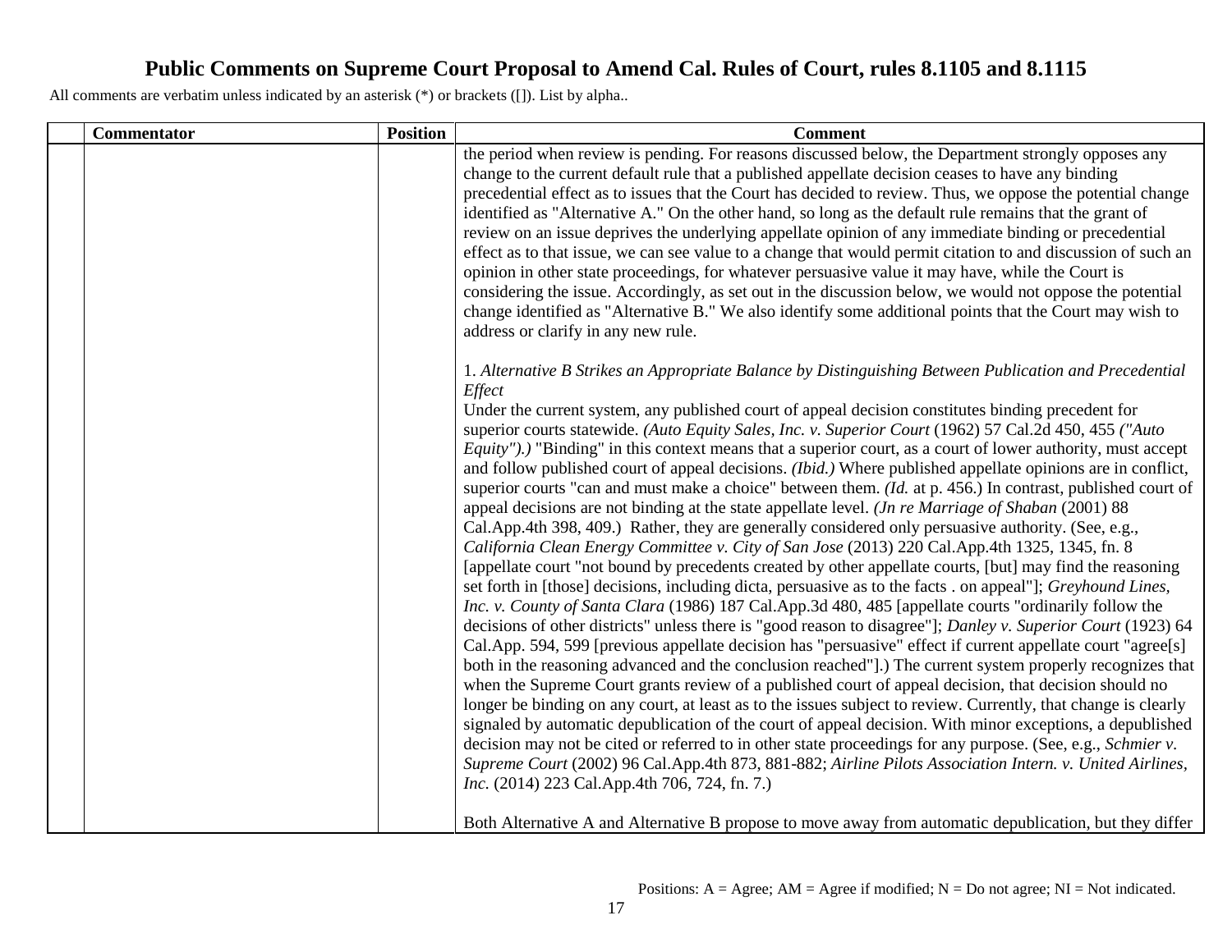# Public Comments on Supreme Court Proposal to Amend Cal. Rules of Court, rules 8.1105 and 8.1115

All comments are verbatim unless indicated by an asterisk (*) or brackets ([]). List by alpha..

| | Commentator | Position | Comment |
|---|---|---|---|
| | | | the period when review is pending. For reasons discussed below, the Department strongly opposes any change to the current default rule that a published appellate decision ceases to have any binding precedential effect as to issues that the Court has decided to review. Thus, we oppose the potential change identified as "Alternative A." On the other hand, so long as the default rule remains that the grant of review on an issue deprives the underlying appellate opinion of any immediate binding or precedential effect as to that issue, we can see value to a change that would permit citation to and discussion of such an opinion in other state proceedings, for whatever persuasive value it may have, while the Court is considering the issue. Accordingly, as set out in the discussion below, we would not oppose the potential change identified as "Alternative B." We also identify some additional points that the Court may wish to address or clarify in any new rule.<br><br>1. *Alternative B Strikes an Appropriate Balance by Distinguishing Between Publication and Precedential Effect*<br>Under the current system, any published court of appeal decision constitutes binding precedent for superior courts statewide. *(Auto Equity Sales, Inc. v. Superior Court* (1962) 57 Cal.2d 450, 455 *("Auto Equity").)* "Binding" in this context means that a superior court, as a court of lower authority, must accept and follow published court of appeal decisions. *(Ibid.)* Where published appellate opinions are in conflict, superior courts "can and must make a choice" between them. *(Id.* at p. 456.) In contrast, published court of appeal decisions are not binding at the state appellate level. *(Jn re Marriage of Shaban* (2001) 88 Cal.App.4th 398, 409.) Rather, they are generally considered only persuasive authority. (See, e.g., *California Clean Energy Committee v. City of San Jose* (2013) 220 Cal.App.4th 1325, 1345, fn. 8 [appellate court "not bound by precedents created by other appellate courts, [but] may find the reasoning set forth in [those] decisions, including dicta, persuasive as to the facts . on appeal"]; *Greyhound Lines, Inc. v. County of Santa Clara* (1986) 187 Cal.App.3d 480, 485 [appellate courts "ordinarily follow the decisions of other districts" unless there is "good reason to disagree"]; *Danley v. Superior Court* (1923) 64 Cal.App. 594, 599 [previous appellate decision has "persuasive" effect if current appellate court "agree[s] both in the reasoning advanced and the conclusion reached"].) The current system properly recognizes that when the Supreme Court grants review of a published court of appeal decision, that decision should no longer be binding on any court, at least as to the issues subject to review. Currently, that change is clearly signaled by automatic depublication of the court of appeal decision. With minor exceptions, a depublished decision may not be cited or referred to in other state proceedings for any purpose. (See, e.g., *Schmier v. Supreme Court* (2002) 96 Cal.App.4th 873, 881-882; *Airline Pilots Association Intern. v. United Airlines, Inc.* (2014) 223 Cal.App.4th 706, 724, fn. 7.)<br><br>Both Alternative A and Alternative B propose to move away from automatic depublication, but they differ |

Positions: A = Agree; AM = Agree if modified; N = Do not agree; NI = Not indicated.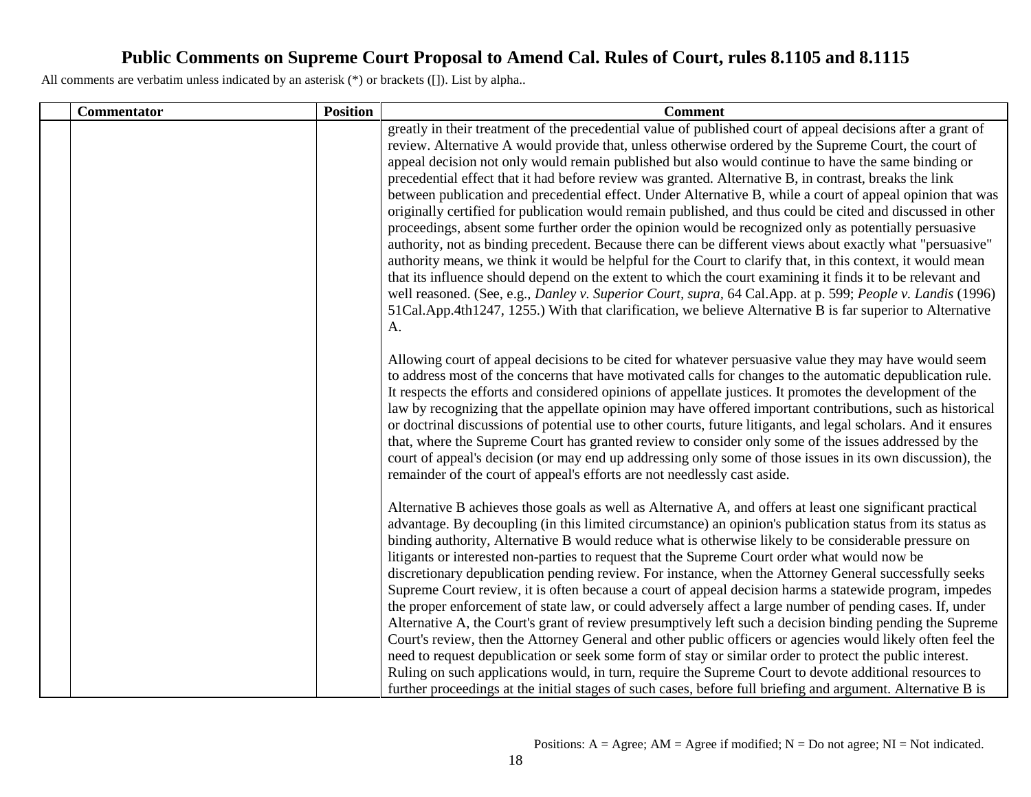# Public Comments on Supreme Court Proposal to Amend Cal. Rules of Court, rules 8.1105 and 8.1115

All comments are verbatim unless indicated by an asterisk (*) or brackets ([]). List by alpha..

| | Commentator | Position | Comment |
|---|---|---|---|
| | | | greatly in their treatment of the precedential value of published court of appeal decisions after a grant of review. Alternative A would provide that, unless otherwise ordered by the Supreme Court, the court of appeal decision not only would remain published but also would continue to have the same binding or precedential effect that it had before review was granted. Alternative B, in contrast, breaks the link between publication and precedential effect. Under Alternative B, while a court of appeal opinion that was originally certified for publication would remain published, and thus could be cited and discussed in other proceedings, absent some further order the opinion would be recognized only as potentially persuasive authority, not as binding precedent. Because there can be different views about exactly what "persuasive" authority means, we think it would be helpful for the Court to clarify that, in this context, it would mean that its influence should depend on the extent to which the court examining it finds it to be relevant and well reasoned. (See, e.g., *Danley v. Superior Court*, *supra*, 64 Cal.App. at p. 599; *People v. Landis* (1996) 51Cal.App.4th1247, 1255.) With that clarification, we believe Alternative B is far superior to Alternative A.<br><br>Allowing court of appeal decisions to be cited for whatever persuasive value they may have would seem to address most of the concerns that have motivated calls for changes to the automatic depublication rule. It respects the efforts and considered opinions of appellate justices. It promotes the development of the law by recognizing that the appellate opinion may have offered important contributions, such as historical or doctrinal discussions of potential use to other courts, future litigants, and legal scholars. And it ensures that, where the Supreme Court has granted review to consider only some of the issues addressed by the court of appeal's decision (or may end up addressing only some of those issues in its own discussion), the remainder of the court of appeal's efforts are not needlessly cast aside.<br><br>Alternative B achieves those goals as well as Alternative A, and offers at least one significant practical advantage. By decoupling (in this limited circumstance) an opinion's publication status from its status as binding authority, Alternative B would reduce what is otherwise likely to be considerable pressure on litigants or interested non-parties to request that the Supreme Court order what would now be discretionary depublication pending review. For instance, when the Attorney General successfully seeks Supreme Court review, it is often because a court of appeal decision harms a statewide program, impedes the proper enforcement of state law, or could adversely affect a large number of pending cases. If, under Alternative A, the Court's grant of review presumptively left such a decision binding pending the Supreme Court's review, then the Attorney General and other public officers or agencies would likely often feel the need to request depublication or seek some form of stay or similar order to protect the public interest. Ruling on such applications would, in turn, require the Supreme Court to devote additional resources to further proceedings at the initial stages of such cases, before full briefing and argument. Alternative B is |

Positions: A = Agree; AM = Agree if modified; N = Do not agree; NI = Not indicated.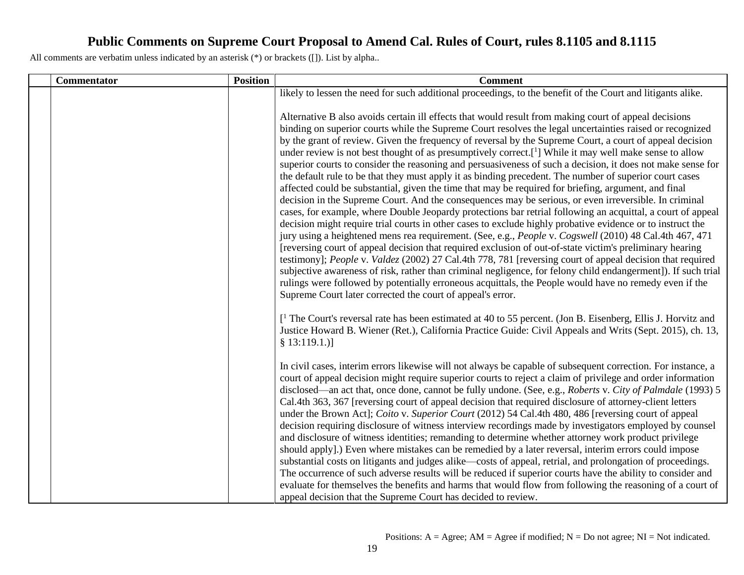# Public Comments on Supreme Court Proposal to Amend Cal. Rules of Court, rules 8.1105 and 8.1115

All comments are verbatim unless indicated by an asterisk (*) or brackets ([]). List by alpha..

| | Commentator | Position | Comment |
|---|---|---|---|
| | | | likely to lessen the need for such additional proceedings, to the benefit of the Court and litigants alike.<br><br>Alternative B also avoids certain ill effects that would result from making court of appeal decisions binding on superior courts while the Supreme Court resolves the legal uncertainties raised or recognized by the grant of review. Given the frequency of reversal by the Supreme Court, a court of appeal decision under review is not best thought of as presumptively correct.[[1]] While it may well make sense to allow superior courts to consider the reasoning and persuasiveness of such a decision, it does not make sense for the default rule to be that they must apply it as binding precedent. The number of superior court cases affected could be substantial, given the time that may be required for briefing, argument, and final decision in the Supreme Court. And the consequences may be serious, or even irreversible. In criminal cases, for example, where Double Jeopardy protections bar retrial following an acquittal, a court of appeal decision might require trial courts in other cases to exclude highly probative evidence or to instruct the jury using a heightened mens rea requirement. (See, e.g., *People* v. *Cogswell* (2010) 48 Cal.4th 467, 471 [reversing court of appeal decision that required exclusion of out-of-state victim's preliminary hearing testimony]; *People* v. *Valdez* (2002) 27 Cal.4th 778, 781 [reversing court of appeal decision that required subjective awareness of risk, rather than criminal negligence, for felony child endangerment]). If such trial rulings were followed by potentially erroneous acquittals, the People would have no remedy even if the Supreme Court later corrected the court of appeal's error.<br><br>[[1] The Court's reversal rate has been estimated at 40 to 55 percent. (Jon B. Eisenberg, Ellis J. Horvitz and Justice Howard B. Wiener (Ret.), California Practice Guide: Civil Appeals and Writs (Sept. 2015), ch. 13, § 13:119.1.)]<br><br>In civil cases, interim errors likewise will not always be capable of subsequent correction. For instance, a court of appeal decision might require superior courts to reject a claim of privilege and order information disclosed—an act that, once done, cannot be fully undone. (See, e.g., *Roberts* v. *City of Palmdale* (1993) 5 Cal.4th 363, 367 [reversing court of appeal decision that required disclosure of attorney-client letters under the Brown Act]; *Coito* v. *Superior Court* (2012) 54 Cal.4th 480, 486 [reversing court of appeal decision requiring disclosure of witness interview recordings made by investigators employed by counsel and disclosure of witness identities; remanding to determine whether attorney work product privilege should apply].) Even where mistakes can be remedied by a later reversal, interim errors could impose substantial costs on litigants and judges alike—costs of appeal, retrial, and prolongation of proceedings. The occurrence of such adverse results will be reduced if superior courts have the ability to consider and evaluate for themselves the benefits and harms that would flow from following the reasoning of a court of appeal decision that the Supreme Court has decided to review. |

Positions: A = Agree; AM = Agree if modified; N = Do not agree; NI = Not indicated.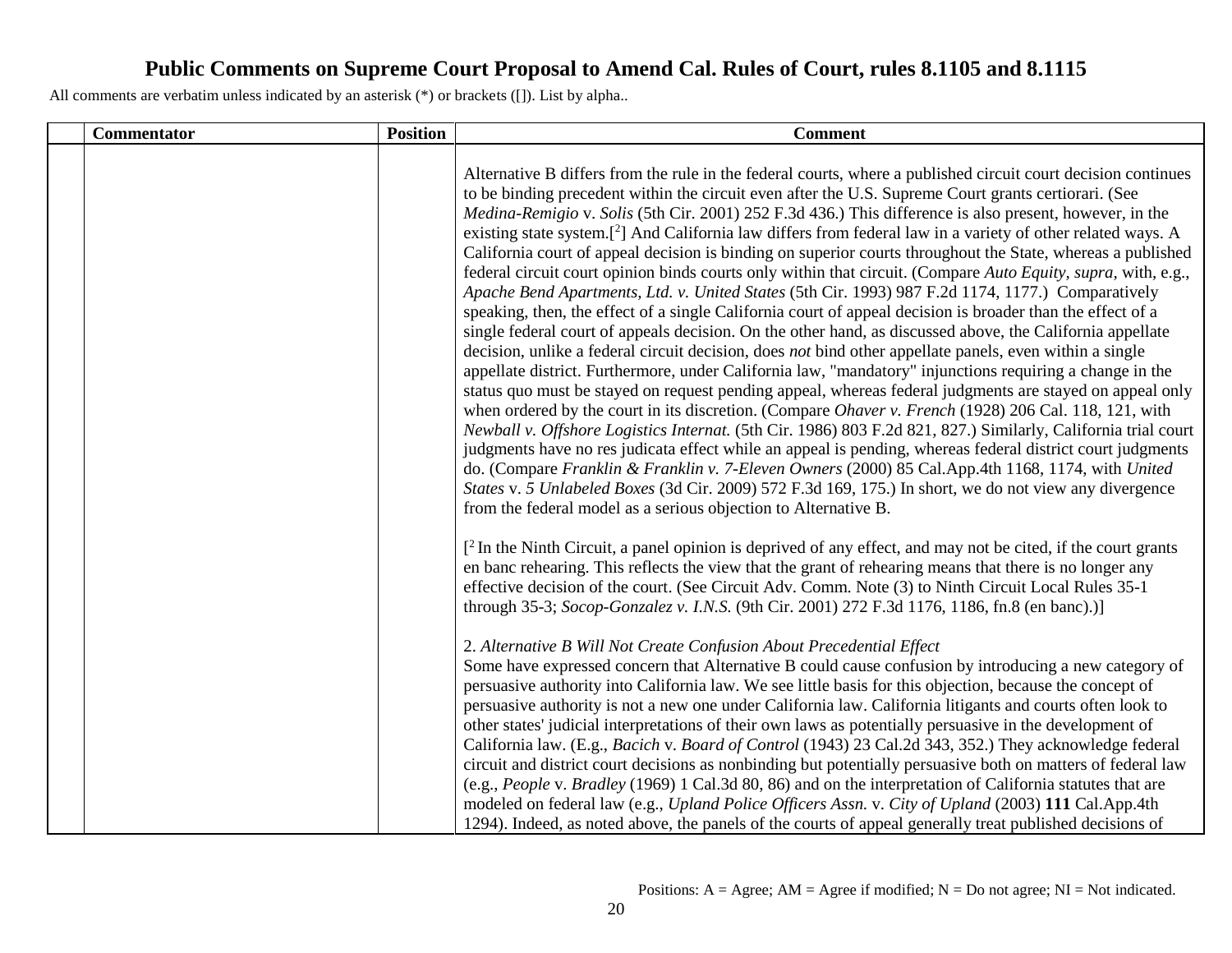# Public Comments on Supreme Court Proposal to Amend Cal. Rules of Court, rules 8.1105 and 8.1115

All comments are verbatim unless indicated by an asterisk (*) or brackets ([]). List by alpha..

| | Commentator | Position | Comment |
|---|---|---|---|
| | | | Alternative B differs from the rule in the federal courts, where a published circuit court decision continues to be binding precedent within the circuit even after the U.S. Supreme Court grants certiorari. (See *Medina-Remigio* v. *Solis* (5th Cir. 2001) 252 F.3d 436.) This difference is also present, however, in the existing state system.[2] And California law differs from federal law in a variety of other related ways. A California court of appeal decision is binding on superior courts throughout the State, whereas a published federal circuit court opinion binds courts only within that circuit. (Compare *Auto Equity*, *supra*, with, e.g., *Apache Bend Apartments, Ltd. v. United States* (5th Cir. 1993) 987 F.2d 1174, 1177.) Comparatively speaking, then, the effect of a single California court of appeal decision is broader than the effect of a single federal court of appeals decision. On the other hand, as discussed above, the California appellate decision, unlike a federal circuit decision, does *not* bind other appellate panels, even within a single appellate district. Furthermore, under California law, "mandatory" injunctions requiring a change in the status quo must be stayed on request pending appeal, whereas federal judgments are stayed on appeal only when ordered by the court in its discretion. (Compare *Ohaver v. French* (1928) 206 Cal. 118, 121, with *Newball v. Offshore Logistics Internat.* (5th Cir. 1986) 803 F.2d 821, 827.) Similarly, California trial court judgments have no res judicata effect while an appeal is pending, whereas federal district court judgments do. (Compare *Franklin & Franklin v. 7-Eleven Owners* (2000) 85 Cal.App.4th 1168, 1174, with *United States* v. *5 Unlabeled Boxes* (3d Cir. 2009) 572 F.3d 169, 175.) In short, we do not view any divergence from the federal model as a serious objection to Alternative B.<br><br>[2 In the Ninth Circuit, a panel opinion is deprived of any effect, and may not be cited, if the court grants en banc rehearing. This reflects the view that the grant of rehearing means that there is no longer any effective decision of the court. (See Circuit Adv. Comm. Note (3) to Ninth Circuit Local Rules 35-1 through 35-3; *Socop-Gonzalez v. I.N.S.* (9th Cir. 2001) 272 F.3d 1176, 1186, fn.8 (en banc).)]<br><br>2. *Alternative B Will Not Create Confusion About Precedential Effect*<br>Some have expressed concern that Alternative B could cause confusion by introducing a new category of persuasive authority into California law. We see little basis for this objection, because the concept of persuasive authority is not a new one under California law. California litigants and courts often look to other states' judicial interpretations of their own laws as potentially persuasive in the development of California law. (E.g., *Bacich* v. *Board of Control* (1943) 23 Cal.2d 343, 352.) They acknowledge federal circuit and district court decisions as nonbinding but potentially persuasive both on matters of federal law (e.g., *People* v. *Bradley* (1969) 1 Cal.3d 80, 86) and on the interpretation of California statutes that are modeled on federal law (e.g., *Upland Police Officers Assn.* v. *City of Upland* (2003) **111** Cal.App.4th 1294). Indeed, as noted above, the panels of the courts of appeal generally treat published decisions of |

Positions: A = Agree; AM = Agree if modified; N = Do not agree; NI = Not indicated.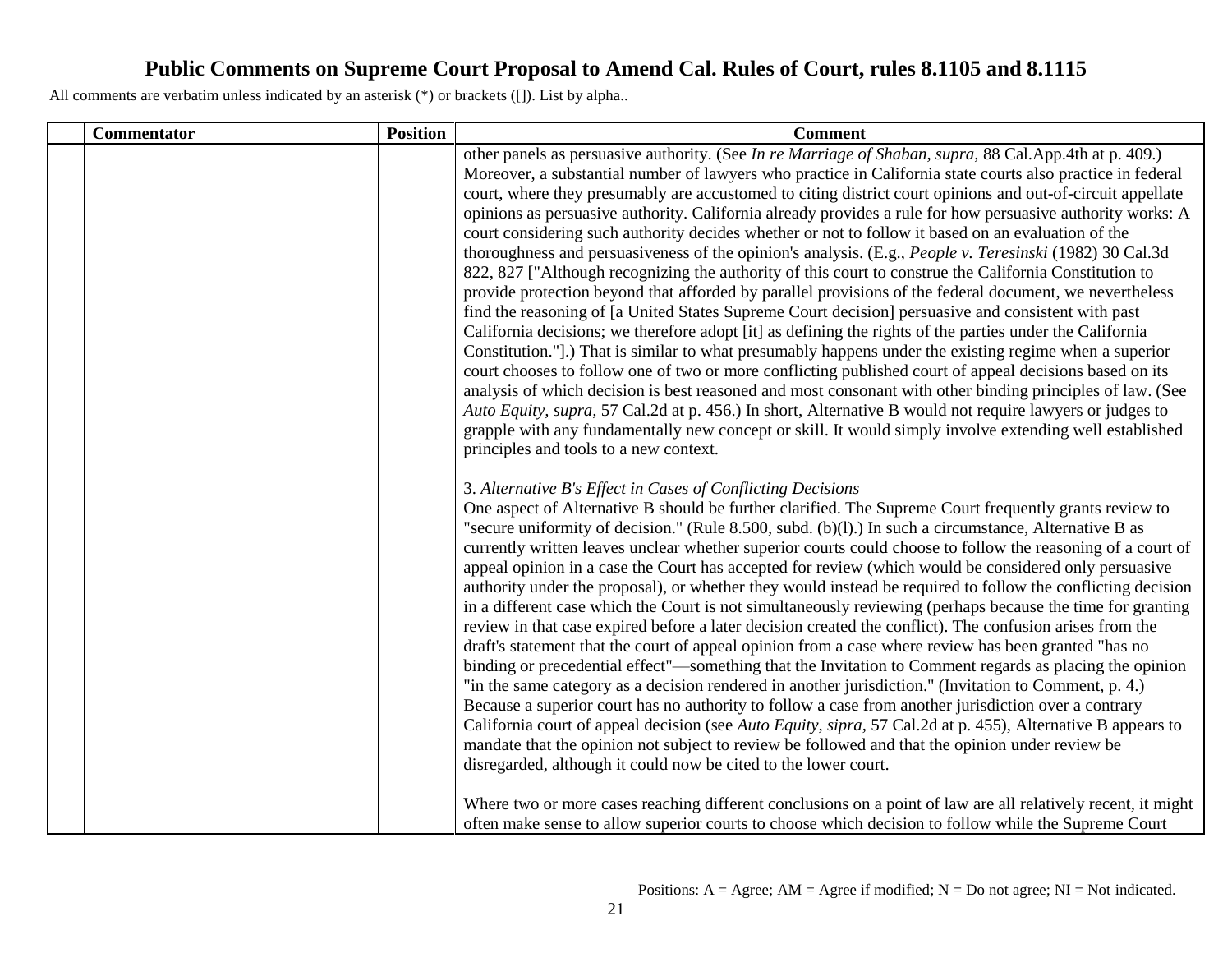# Public Comments on Supreme Court Proposal to Amend Cal. Rules of Court, rules 8.1105 and 8.1115

All comments are verbatim unless indicated by an asterisk (*) or brackets ([]). List by alpha..

| | Commentator | Position | Comment |
|---|---|---|---|
| | | | other panels as persuasive authority. (See *In re Marriage of Shaban, supra,* 88 Cal.App.4th at p. 409.) Moreover, a substantial number of lawyers who practice in California state courts also practice in federal court, where they presumably are accustomed to citing district court opinions and out-of-circuit appellate opinions as persuasive authority. California already provides a rule for how persuasive authority works: A court considering such authority decides whether or not to follow it based on an evaluation of the thoroughness and persuasiveness of the opinion's analysis. (E.g., *People v. Teresinski* (1982) 30 Cal.3d 822, 827 ["Although recognizing the authority of this court to construe the California Constitution to provide protection beyond that afforded by parallel provisions of the federal document, we nevertheless find the reasoning of [a United States Supreme Court decision] persuasive and consistent with past California decisions; we therefore adopt [it] as defining the rights of the parties under the California Constitution."].) That is similar to what presumably happens under the existing regime when a superior court chooses to follow one of two or more conflicting published court of appeal decisions based on its analysis of which decision is best reasoned and most consonant with other binding principles of law. (See *Auto Equity, supra,* 57 Cal.2d at p. 456.) In short, Alternative B would not require lawyers or judges to grapple with any fundamentally new concept or skill. It would simply involve extending well established principles and tools to a new context.<br><br>3. *Alternative B's Effect in Cases of Conflicting Decisions*<br>One aspect of Alternative B should be further clarified. The Supreme Court frequently grants review to "secure uniformity of decision." (Rule 8.500, subd. (b)(l).) In such a circumstance, Alternative B as currently written leaves unclear whether superior courts could choose to follow the reasoning of a court of appeal opinion in a case the Court has accepted for review (which would be considered only persuasive authority under the proposal), or whether they would instead be required to follow the conflicting decision in a different case which the Court is not simultaneously reviewing (perhaps because the time for granting review in that case expired before a later decision created the conflict). The confusion arises from the draft's statement that the court of appeal opinion from a case where review has been granted "has no binding or precedential effect"—something that the Invitation to Comment regards as placing the opinion "in the same category as a decision rendered in another jurisdiction." (Invitation to Comment, p. 4.) Because a superior court has no authority to follow a case from another jurisdiction over a contrary California court of appeal decision (see *Auto Equity, sipra,* 57 Cal.2d at p. 455), Alternative B appears to mandate that the opinion not subject to review be followed and that the opinion under review be disregarded, although it could now be cited to the lower court.<br><br>Where two or more cases reaching different conclusions on a point of law are all relatively recent, it might often make sense to allow superior courts to choose which decision to follow while the Supreme Court |

Positions: A = Agree; AM = Agree if modified; N = Do not agree; NI = Not indicated.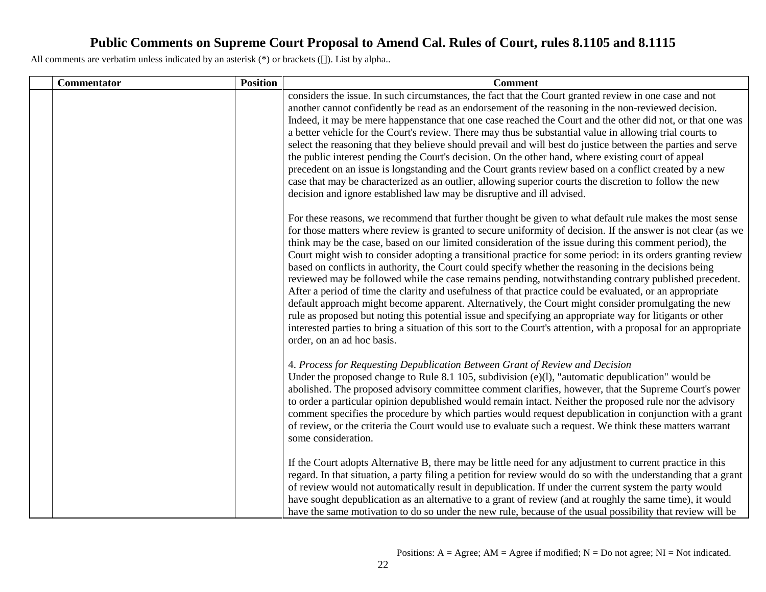# Public Comments on Supreme Court Proposal to Amend Cal. Rules of Court, rules 8.1105 and 8.1115

All comments are verbatim unless indicated by an asterisk (*) or brackets ([]). List by alpha..

| | Commentator | Position | Comment |
|---|---|---|---|
| | | | considers the issue. In such circumstances, the fact that the Court granted review in one case and not another cannot confidently be read as an endorsement of the reasoning in the non-reviewed decision. Indeed, it may be mere happenstance that one case reached the Court and the other did not, or that one was a better vehicle for the Court's review. There may thus be substantial value in allowing trial courts to select the reasoning that they believe should prevail and will best do justice between the parties and serve the public interest pending the Court's decision. On the other hand, where existing court of appeal precedent on an issue is longstanding and the Court grants review based on a conflict created by a new case that may be characterized as an outlier, allowing superior courts the discretion to follow the new decision and ignore established law may be disruptive and ill advised.<br><br>For these reasons, we recommend that further thought be given to what default rule makes the most sense for those matters where review is granted to secure uniformity of decision. If the answer is not clear (as we think may be the case, based on our limited consideration of the issue during this comment period), the Court might wish to consider adopting a transitional practice for some period: in its orders granting review based on conflicts in authority, the Court could specify whether the reasoning in the decisions being reviewed may be followed while the case remains pending, notwithstanding contrary published precedent. After a period of time the clarity and usefulness of that practice could be evaluated, or an appropriate default approach might become apparent. Alternatively, the Court might consider promulgating the new rule as proposed but noting this potential issue and specifying an appropriate way for litigants or other interested parties to bring a situation of this sort to the Court's attention, with a proposal for an appropriate order, on an ad hoc basis.<br><br>4. *Process for Requesting Depublication Between Grant of Review and Decision*<br>Under the proposed change to Rule 8.1 105, subdivision (e)(l), "automatic depublication" would be abolished. The proposed advisory committee comment clarifies, however, that the Supreme Court's power to order a particular opinion depublished would remain intact. Neither the proposed rule nor the advisory comment specifies the procedure by which parties would request depublication in conjunction with a grant of review, or the criteria the Court would use to evaluate such a request. We think these matters warrant some consideration.<br><br>If the Court adopts Alternative B, there may be little need for any adjustment to current practice in this regard. In that situation, a party filing a petition for review would do so with the understanding that a grant of review would not automatically result in depublication. If under the current system the party would have sought depublication as an alternative to a grant of review (and at roughly the same time), it would have the same motivation to do so under the new rule, because of the usual possibility that review will be |

Positions: A = Agree; AM = Agree if modified; N = Do not agree; NI = Not indicated.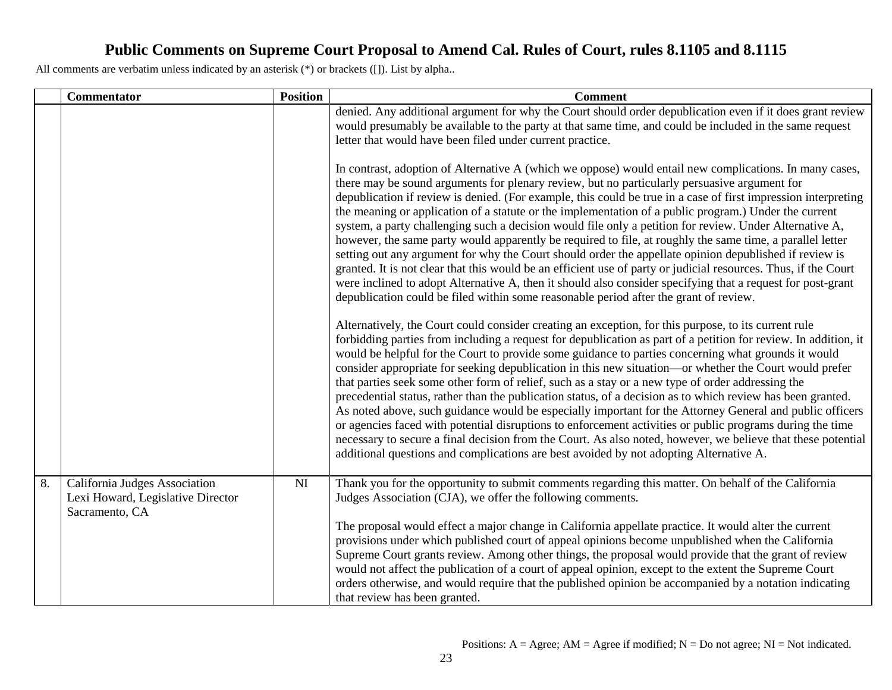# Public Comments on Supreme Court Proposal to Amend Cal. Rules of Court, rules 8.1105 and 8.1115

All comments are verbatim unless indicated by an asterisk (*) or brackets ([]). List by alpha..

| | Commentator | Position | Comment |
|---|---|---|---|
| | | | denied. Any additional argument for why the Court should order depublication even if it does grant review would presumably be available to the party at that same time, and could be included in the same request letter that would have been filed under current practice.<br><br>In contrast, adoption of Alternative A (which we oppose) would entail new complications. In many cases, there may be sound arguments for plenary review, but no particularly persuasive argument for depublication if review is denied. (For example, this could be true in a case of first impression interpreting the meaning or application of a statute or the implementation of a public program.) Under the current system, a party challenging such a decision would file only a petition for review. Under Alternative A, however, the same party would apparently be required to file, at roughly the same time, a parallel letter setting out any argument for why the Court should order the appellate opinion depublished if review is granted. It is not clear that this would be an efficient use of party or judicial resources. Thus, if the Court were inclined to adopt Alternative A, then it should also consider specifying that a request for post-grant depublication could be filed within some reasonable period after the grant of review.<br><br>Alternatively, the Court could consider creating an exception, for this purpose, to its current rule forbidding parties from including a request for depublication as part of a petition for review. In addition, it would be helpful for the Court to provide some guidance to parties concerning what grounds it would consider appropriate for seeking depublication in this new situation—or whether the Court would prefer that parties seek some other form of relief, such as a stay or a new type of order addressing the precedential status, rather than the publication status, of a decision as to which review has been granted. As noted above, such guidance would be especially important for the Attorney General and public officers or agencies faced with potential disruptions to enforcement activities or public programs during the time necessary to secure a final decision from the Court. As also noted, however, we believe that these potential additional questions and complications are best avoided by not adopting Alternative A. |
| 8. | California Judges Association<br>Lexi Howard, Legislative Director<br>Sacramento, CA | NI | Thank you for the opportunity to submit comments regarding this matter. On behalf of the California Judges Association (CJA), we offer the following comments.<br><br>The proposal would effect a major change in California appellate practice. It would alter the current provisions under which published court of appeal opinions become unpublished when the California Supreme Court grants review. Among other things, the proposal would provide that the grant of review would not affect the publication of a court of appeal opinion, except to the extent the Supreme Court orders otherwise, and would require that the published opinion be accompanied by a notation indicating that review has been granted. |

Positions: A = Agree; AM = Agree if modified; N = Do not agree; NI = Not indicated.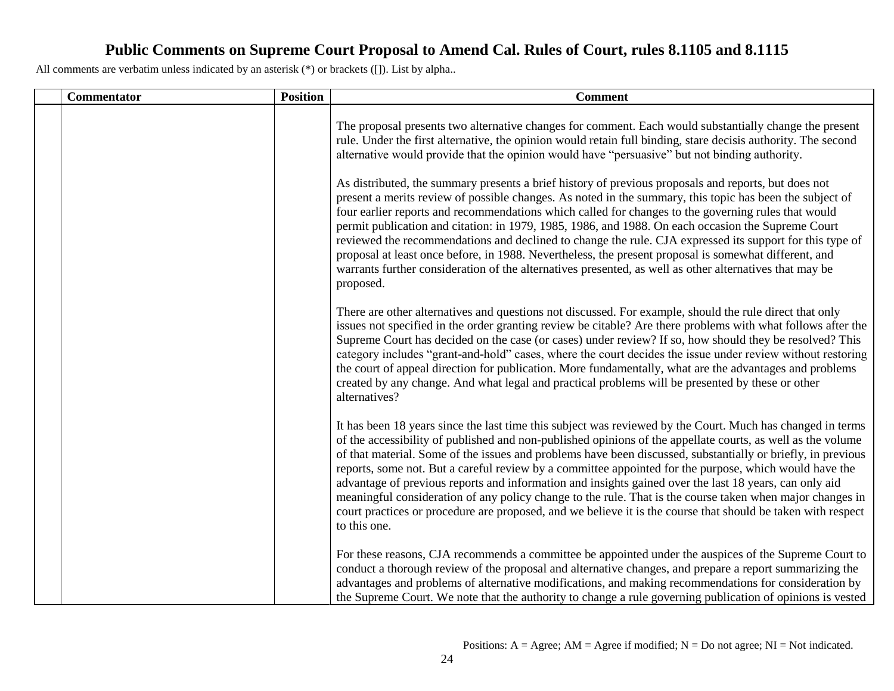# Public Comments on Supreme Court Proposal to Amend Cal. Rules of Court, rules 8.1105 and 8.1115

All comments are verbatim unless indicated by an asterisk (*) or brackets ([]). List by alpha..

| | Commentator | Position | Comment |
|---|---|---|---|
| | | | The proposal presents two alternative changes for comment. Each would substantially change the present rule. Under the first alternative, the opinion would retain full binding, stare decisis authority. The second alternative would provide that the opinion would have "persuasive" but not binding authority.<br><br>As distributed, the summary presents a brief history of previous proposals and reports, but does not present a merits review of possible changes. As noted in the summary, this topic has been the subject of four earlier reports and recommendations which called for changes to the governing rules that would permit publication and citation: in 1979, 1985, 1986, and 1988. On each occasion the Supreme Court reviewed the recommendations and declined to change the rule. CJA expressed its support for this type of proposal at least once before, in 1988. Nevertheless, the present proposal is somewhat different, and warrants further consideration of the alternatives presented, as well as other alternatives that may be proposed.<br><br>There are other alternatives and questions not discussed. For example, should the rule direct that only issues not specified in the order granting review be citable? Are there problems with what follows after the Supreme Court has decided on the case (or cases) under review? If so, how should they be resolved? This category includes "grant-and-hold" cases, where the court decides the issue under review without restoring the court of appeal direction for publication. More fundamentally, what are the advantages and problems created by any change. And what legal and practical problems will be presented by these or other alternatives?<br><br>It has been 18 years since the last time this subject was reviewed by the Court. Much has changed in terms of the accessibility of published and non-published opinions of the appellate courts, as well as the volume of that material. Some of the issues and problems have been discussed, substantially or briefly, in previous reports, some not. But a careful review by a committee appointed for the purpose, which would have the advantage of previous reports and information and insights gained over the last 18 years, can only aid meaningful consideration of any policy change to the rule. That is the course taken when major changes in court practices or procedure are proposed, and we believe it is the course that should be taken with respect to this one.<br><br>For these reasons, CJA recommends a committee be appointed under the auspices of the Supreme Court to conduct a thorough review of the proposal and alternative changes, and prepare a report summarizing the advantages and problems of alternative modifications, and making recommendations for consideration by the Supreme Court. We note that the authority to change a rule governing publication of opinions is vested |

Positions: A = Agree; AM = Agree if modified; N = Do not agree; NI = Not indicated.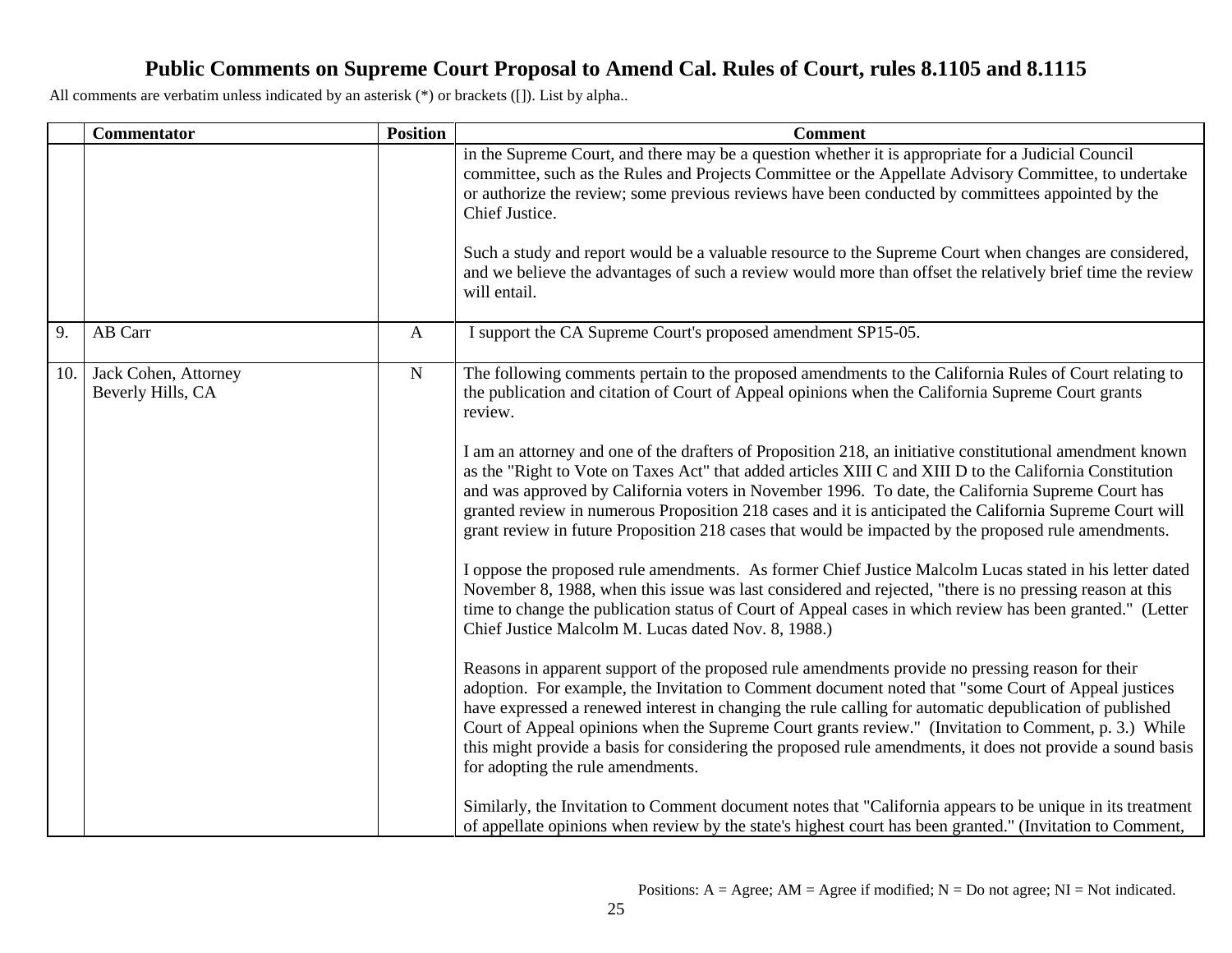# Public Comments on Supreme Court Proposal to Amend Cal. Rules of Court, rules 8.1105 and 8.1115

All comments are verbatim unless indicated by an asterisk (*) or brackets ([]). List by alpha..

| | Commentator | Position | Comment |
|---|---|---|---|
| | | | in the Supreme Court, and there may be a question whether it is appropriate for a Judicial Council committee, such as the Rules and Projects Committee or the Appellate Advisory Committee, to undertake or authorize the review; some previous reviews have been conducted by committees appointed by the Chief Justice.<br><br>Such a study and report would be a valuable resource to the Supreme Court when changes are considered, and we believe the advantages of such a review would more than offset the relatively brief time the review will entail. |
| 9. | AB Carr | A | I support the CA Supreme Court's proposed amendment SP15-05. |
| 10. | Jack Cohen, Attorney<br>Beverly Hills, CA | N | The following comments pertain to the proposed amendments to the California Rules of Court relating to the publication and citation of Court of Appeal opinions when the California Supreme Court grants review.<br><br>I am an attorney and one of the drafters of Proposition 218, an initiative constitutional amendment known as the "Right to Vote on Taxes Act" that added articles XIII C and XIII D to the California Constitution and was approved by California voters in November 1996. To date, the California Supreme Court has granted review in numerous Proposition 218 cases and it is anticipated the California Supreme Court will grant review in future Proposition 218 cases that would be impacted by the proposed rule amendments.<br><br>I oppose the proposed rule amendments. As former Chief Justice Malcolm Lucas stated in his letter dated November 8, 1988, when this issue was last considered and rejected, "there is no pressing reason at this time to change the publication status of Court of Appeal cases in which review has been granted." (Letter Chief Justice Malcolm M. Lucas dated Nov. 8, 1988.)<br><br>Reasons in apparent support of the proposed rule amendments provide no pressing reason for their adoption. For example, the Invitation to Comment document noted that "some Court of Appeal justices have expressed a renewed interest in changing the rule calling for automatic depublication of published Court of Appeal opinions when the Supreme Court grants review." (Invitation to Comment, p. 3.) While this might provide a basis for considering the proposed rule amendments, it does not provide a sound basis for adopting the rule amendments.<br><br>Similarly, the Invitation to Comment document notes that "California appears to be unique in its treatment of appellate opinions when review by the state's highest court has been granted." (Invitation to Comment, |

Positions: A = Agree; AM = Agree if modified; N = Do not agree; NI = Not indicated.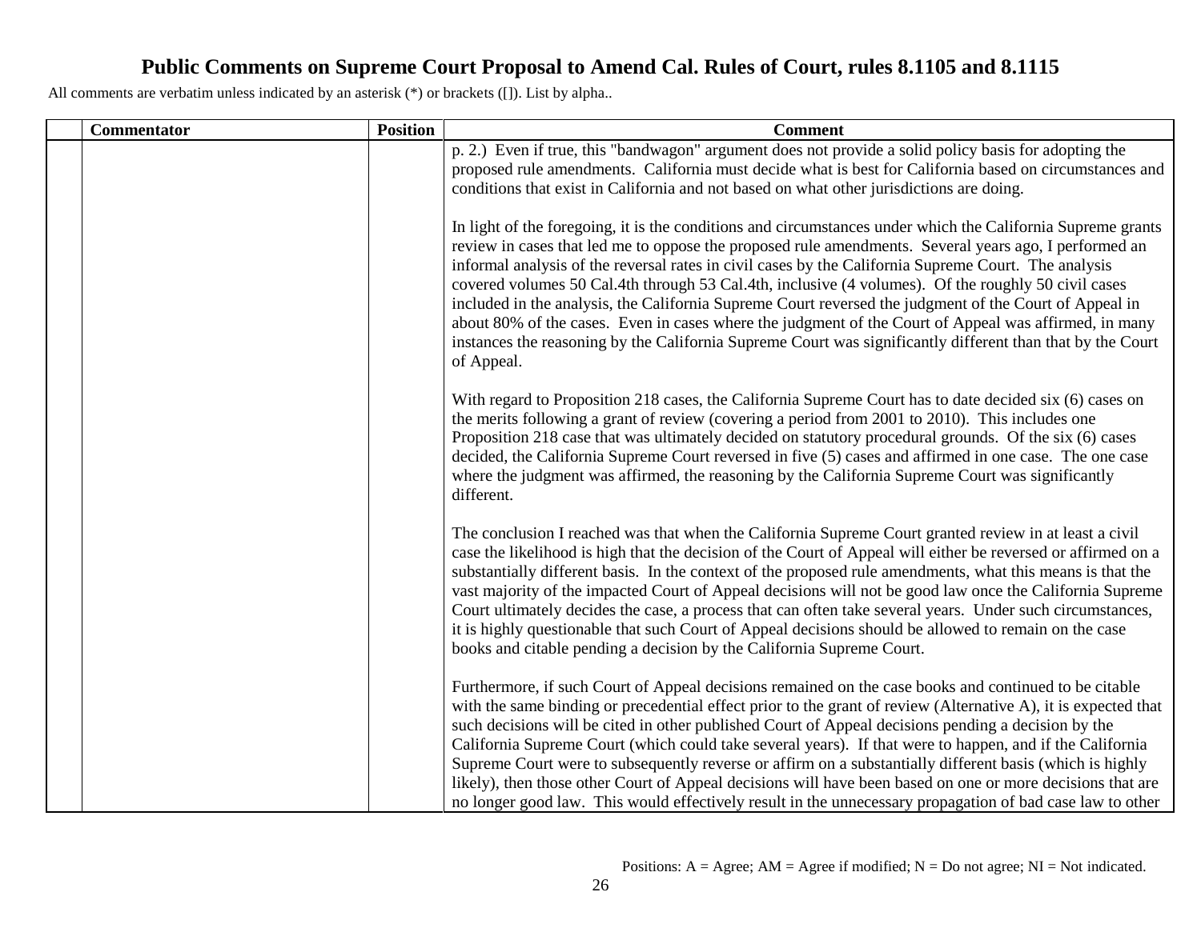# Public Comments on Supreme Court Proposal to Amend Cal. Rules of Court, rules 8.1105 and 8.1115

All comments are verbatim unless indicated by an asterisk (*) or brackets ([]). List by alpha..

| | Commentator | Position | Comment |
|---|---|---|---|
| | | | p. 2.) Even if true, this "bandwagon" argument does not provide a solid policy basis for adopting the proposed rule amendments. California must decide what is best for California based on circumstances and conditions that exist in California and not based on what other jurisdictions are doing.<br><br>In light of the foregoing, it is the conditions and circumstances under which the California Supreme grants review in cases that led me to oppose the proposed rule amendments. Several years ago, I performed an informal analysis of the reversal rates in civil cases by the California Supreme Court. The analysis covered volumes 50 Cal.4th through 53 Cal.4th, inclusive (4 volumes). Of the roughly 50 civil cases included in the analysis, the California Supreme Court reversed the judgment of the Court of Appeal in about 80% of the cases. Even in cases where the judgment of the Court of Appeal was affirmed, in many instances the reasoning by the California Supreme Court was significantly different than that by the Court of Appeal.<br><br>With regard to Proposition 218 cases, the California Supreme Court has to date decided six (6) cases on the merits following a grant of review (covering a period from 2001 to 2010). This includes one Proposition 218 case that was ultimately decided on statutory procedural grounds. Of the six (6) cases decided, the California Supreme Court reversed in five (5) cases and affirmed in one case. The one case where the judgment was affirmed, the reasoning by the California Supreme Court was significantly different.<br><br>The conclusion I reached was that when the California Supreme Court granted review in at least a civil case the likelihood is high that the decision of the Court of Appeal will either be reversed or affirmed on a substantially different basis. In the context of the proposed rule amendments, what this means is that the vast majority of the impacted Court of Appeal decisions will not be good law once the California Supreme Court ultimately decides the case, a process that can often take several years. Under such circumstances, it is highly questionable that such Court of Appeal decisions should be allowed to remain on the case books and citable pending a decision by the California Supreme Court.<br><br>Furthermore, if such Court of Appeal decisions remained on the case books and continued to be citable with the same binding or precedential effect prior to the grant of review (Alternative A), it is expected that such decisions will be cited in other published Court of Appeal decisions pending a decision by the California Supreme Court (which could take several years). If that were to happen, and if the California Supreme Court were to subsequently reverse or affirm on a substantially different basis (which is highly likely), then those other Court of Appeal decisions will have been based on one or more decisions that are no longer good law. This would effectively result in the unnecessary propagation of bad case law to other |

Positions: A = Agree; AM = Agree if modified; N = Do not agree; NI = Not indicated.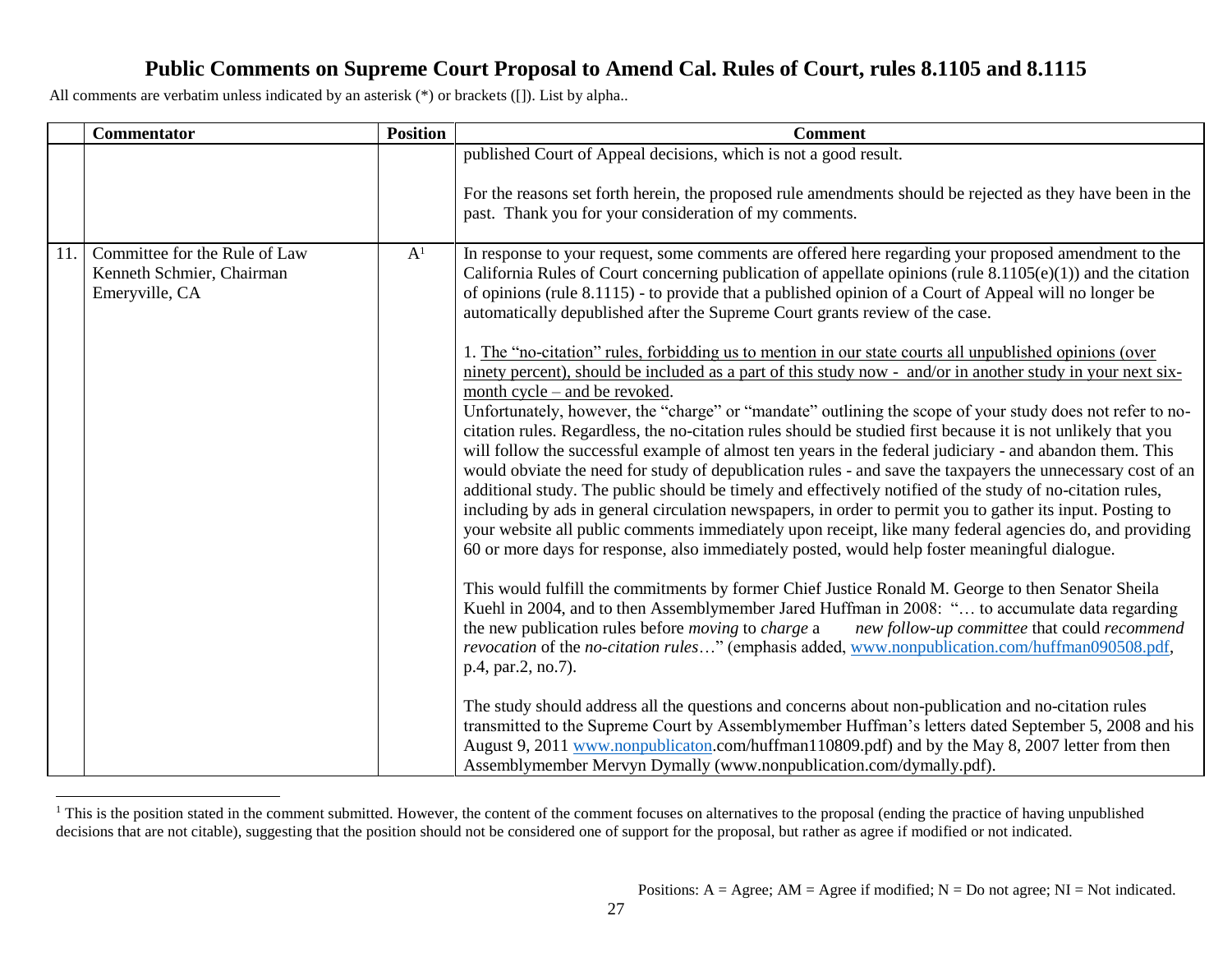# Public Comments on Supreme Court Proposal to Amend Cal. Rules of Court, rules 8.1105 and 8.1115

All comments are verbatim unless indicated by an asterisk (*) or brackets ([]). List by alpha..

| | Commentator | Position | Comment |
|---|---|---|---|
| | | | published Court of Appeal decisions, which is not a good result.<br><br>For the reasons set forth herein, the proposed rule amendments should be rejected as they have been in the past. Thank you for your consideration of my comments. |
| 11. | Committee for the Rule of Law<br>Kenneth Schmier, Chairman<br>Emeryville, CA | A[1] | In response to your request, some comments are offered here regarding your proposed amendment to the California Rules of Court concerning publication of appellate opinions (rule 8.1105(e)(1)) and the citation of opinions (rule 8.1115) - to provide that a published opinion of a Court of Appeal will no longer be automatically depublished after the Supreme Court grants review of the case.<br><br>1. The "no-citation" rules, forbidding us to mention in our state courts all unpublished opinions (over ninety percent), should be included as a part of this study now - and/or in another study in your next six-month cycle – and be revoked.<br>Unfortunately, however, the "charge" or "mandate" outlining the scope of your study does not refer to no-citation rules. Regardless, the no-citation rules should be studied first because it is not unlikely that you will follow the successful example of almost ten years in the federal judiciary - and abandon them. This would obviate the need for study of depublication rules - and save the taxpayers the unnecessary cost of an additional study. The public should be timely and effectively notified of the study of no-citation rules, including by ads in general circulation newspapers, in order to permit you to gather its input. Posting to your website all public comments immediately upon receipt, like many federal agencies do, and providing 60 or more days for response, also immediately posted, would help foster meaningful dialogue.<br><br>This would fulfill the commitments by former Chief Justice Ronald M. George to then Senator Sheila Kuehl in 2004, and to then Assemblymember Jared Huffman in 2008: "… to accumulate data regarding the new publication rules before *moving* to *charge* a *new follow-up committee* that could *recommend revocation* of the *no-citation rules*…" (emphasis added, www.nonpublication.com/huffman090508.pdf, p.4, par.2, no.7).<br><br>The study should address all the questions and concerns about non-publication and no-citation rules transmitted to the Supreme Court by Assemblymember Huffman's letters dated September 5, 2008 and his August 9, 2011 www.nonpublicaton.com/huffman110809.pdf) and by the May 8, 2007 letter from then Assemblymember Mervyn Dymally (www.nonpublication.com/dymally.pdf). |

[1] This is the position stated in the comment submitted. However, the content of the comment focuses on alternatives to the proposal (ending the practice of having unpublished decisions that are not citable), suggesting that the position should not be considered one of support for the proposal, but rather as agree if modified or not indicated.

Positions: A = Agree; AM = Agree if modified; N = Do not agree; NI = Not indicated.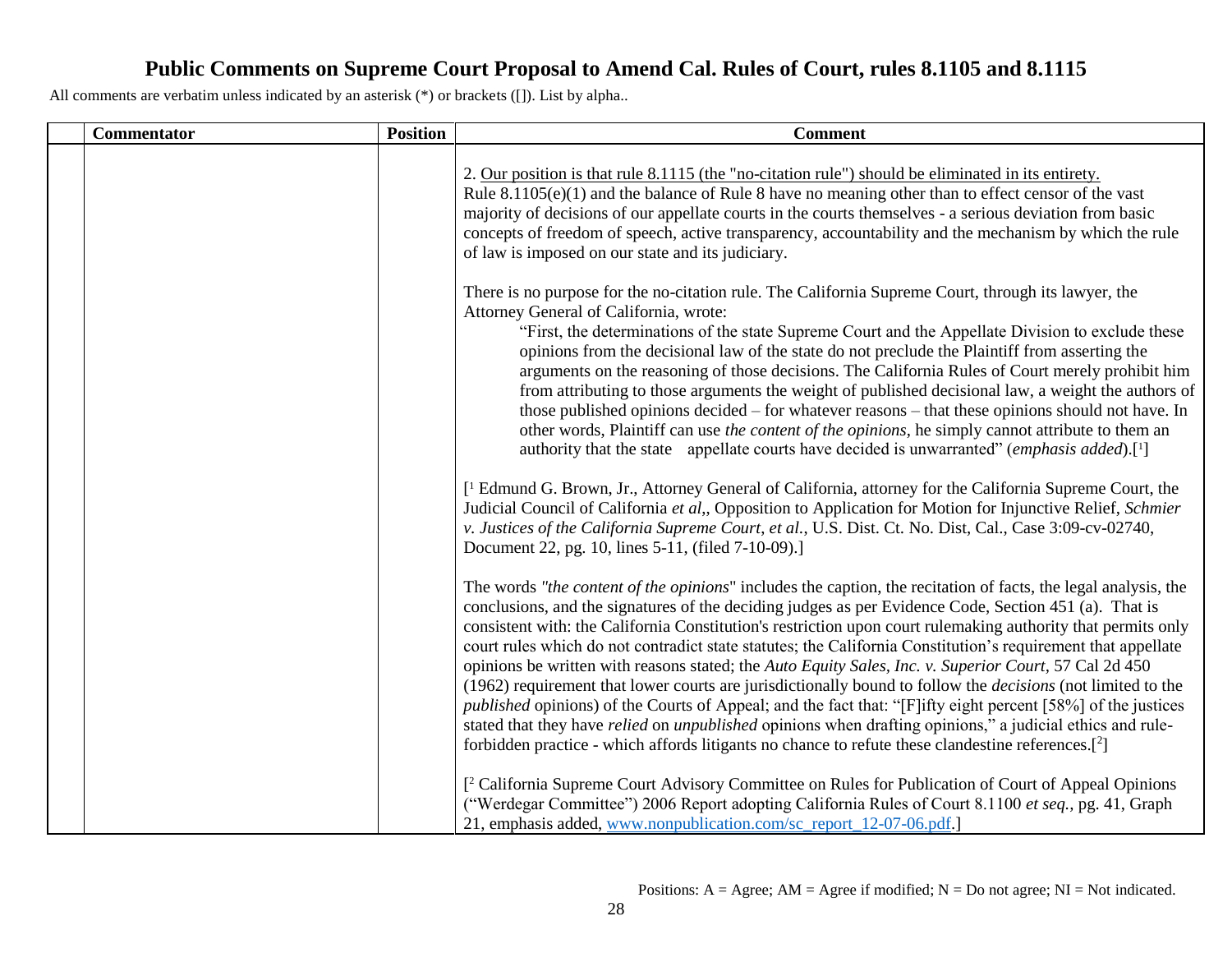# Public Comments on Supreme Court Proposal to Amend Cal. Rules of Court, rules 8.1105 and 8.1115

All comments are verbatim unless indicated by an asterisk (*) or brackets ([]). List by alpha..

| | Commentator | Position | Comment |
|---|---|---|---|
| | | | 2. <u>Our position is that rule 8.1115 (the "no-citation rule") should be eliminated in its entirety.</u><br>Rule 8.1105(e)(1) and the balance of Rule 8 have no meaning other than to effect censor of the vast majority of decisions of our appellate courts in the courts themselves - a serious deviation from basic concepts of freedom of speech, active transparency, accountability and the mechanism by which the rule of law is imposed on our state and its judiciary.<br><br>There is no purpose for the no-citation rule. The California Supreme Court, through its lawyer, the Attorney General of California, wrote:<br>"First, the determinations of the state Supreme Court and the Appellate Division to exclude these opinions from the decisional law of the state do not preclude the Plaintiff from asserting the arguments on the reasoning of those decisions. The California Rules of Court merely prohibit him from attributing to those arguments the weight of published decisional law, a weight the authors of those published opinions decided – for whatever reasons – that these opinions should not have. In other words, Plaintiff can use *the content of the opinions*, he simply cannot attribute to them an authority that the state appellate courts have decided is unwarranted" (*emphasis added*).[1]<br><br>[1 Edmund G. Brown, Jr., Attorney General of California, attorney for the California Supreme Court, the Judicial Council of California *et al*,, Opposition to Application for Motion for Injunctive Relief, *Schmier v. Justices of the California Supreme Court, et al.*, U.S. Dist. Ct. No. Dist, Cal., Case 3:09-cv-02740, Document 22, pg. 10, lines 5-11, (filed 7-10-09).]<br><br>The words *"the content of the opinions*" includes the caption, the recitation of facts, the legal analysis, the conclusions, and the signatures of the deciding judges as per Evidence Code, Section 451 (a). That is consistent with: the California Constitution's restriction upon court rulemaking authority that permits only court rules which do not contradict state statutes; the California Constitution's requirement that appellate opinions be written with reasons stated; the *Auto Equity Sales, Inc. v. Superior Court*, 57 Cal 2d 450 (1962) requirement that lower courts are jurisdictionally bound to follow the *decisions* (not limited to the *published* opinions) of the Courts of Appeal; and the fact that: "[F]ifty eight percent [58%] of the justices stated that they have *relied* on *unpublished* opinions when drafting opinions," a judicial ethics and rule-forbidden practice - which affords litigants no chance to refute these clandestine references.[2]<br><br>[2 California Supreme Court Advisory Committee on Rules for Publication of Court of Appeal Opinions ("Werdegar Committee") 2006 Report adopting California Rules of Court 8.1100 *et seq.,* pg. 41, Graph 21, emphasis added, www.nonpublication.com/sc_report_12-07-06.pdf.] |

Positions: A = Agree; AM = Agree if modified; N = Do not agree; NI = Not indicated.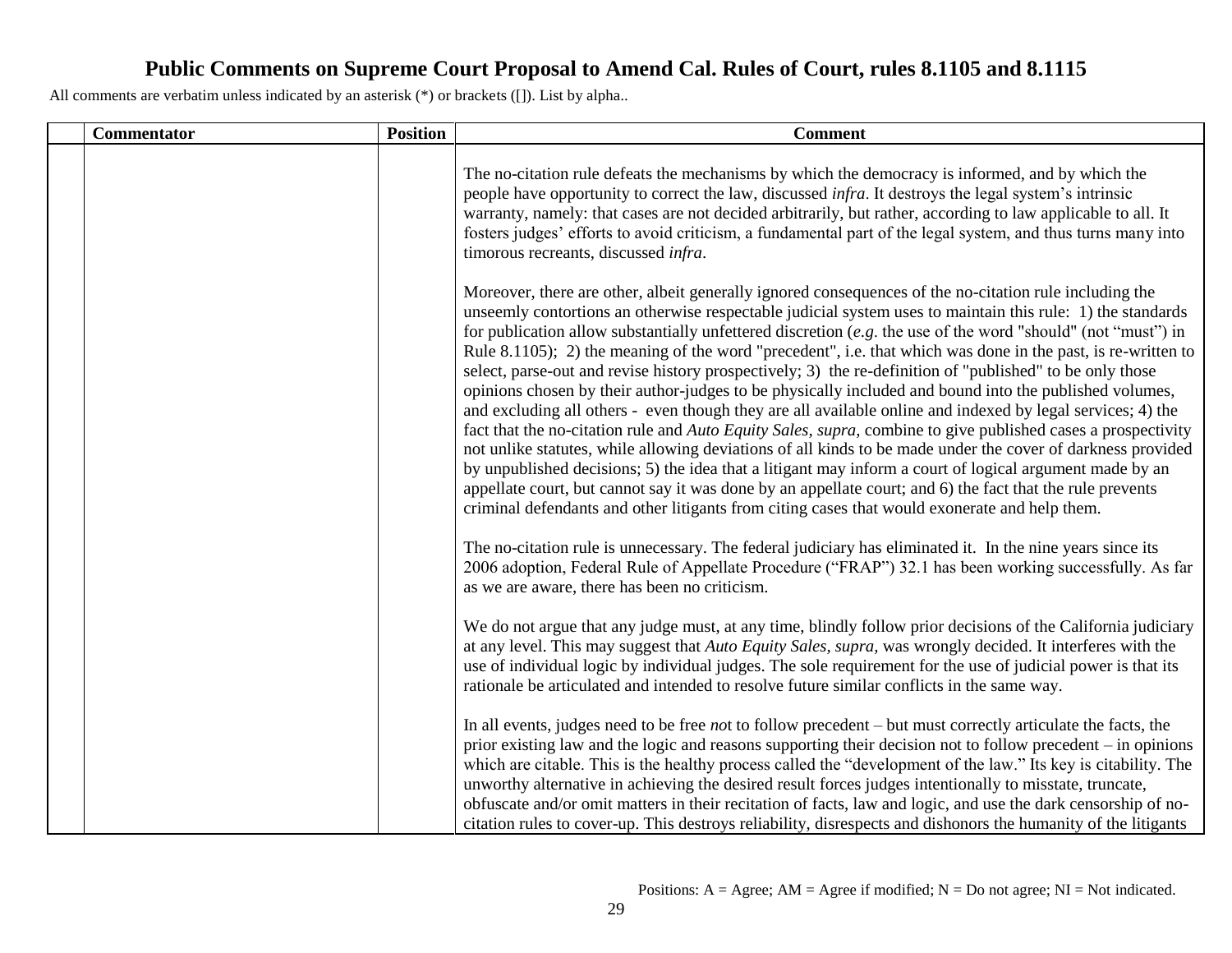# Public Comments on Supreme Court Proposal to Amend Cal. Rules of Court, rules 8.1105 and 8.1115

All comments are verbatim unless indicated by an asterisk (*) or brackets ([]). List by alpha..

| | Commentator | Position | Comment |
|---|---|---|---|
| | | | The no-citation rule defeats the mechanisms by which the democracy is informed, and by which the people have opportunity to correct the law, discussed *infra*. It destroys the legal system's intrinsic warranty, namely: that cases are not decided arbitrarily, but rather, according to law applicable to all. It fosters judges' efforts to avoid criticism, a fundamental part of the legal system, and thus turns many into timorous recreants, discussed *infra*.<br><br>Moreover, there are other, albeit generally ignored consequences of the no-citation rule including the unseemly contortions an otherwise respectable judicial system uses to maintain this rule: 1) the standards for publication allow substantially unfettered discretion (*e.g*. the use of the word "should" (not "must") in Rule 8.1105); 2) the meaning of the word "precedent", i.e. that which was done in the past, is re-written to select, parse-out and revise history prospectively; 3) the re-definition of "published" to be only those opinions chosen by their author-judges to be physically included and bound into the published volumes, and excluding all others - even though they are all available online and indexed by legal services; 4) the fact that the no-citation rule and *Auto Equity Sales, supra,* combine to give published cases a prospectivity not unlike statutes, while allowing deviations of all kinds to be made under the cover of darkness provided by unpublished decisions; 5) the idea that a litigant may inform a court of logical argument made by an appellate court, but cannot say it was done by an appellate court; and 6) the fact that the rule prevents criminal defendants and other litigants from citing cases that would exonerate and help them.<br><br>The no-citation rule is unnecessary. The federal judiciary has eliminated it. In the nine years since its 2006 adoption, Federal Rule of Appellate Procedure ("FRAP") 32.1 has been working successfully. As far as we are aware, there has been no criticism.<br><br>We do not argue that any judge must, at any time, blindly follow prior decisions of the California judiciary at any level. This may suggest that *Auto Equity Sales, supra,* was wrongly decided. It interferes with the use of individual logic by individual judges. The sole requirement for the use of judicial power is that its rationale be articulated and intended to resolve future similar conflicts in the same way.<br><br>In all events, judges need to be free *not* to follow precedent – but must correctly articulate the facts, the prior existing law and the logic and reasons supporting their decision not to follow precedent – in opinions which are citable. This is the healthy process called the "development of the law." Its key is citability. The unworthy alternative in achieving the desired result forces judges intentionally to misstate, truncate, obfuscate and/or omit matters in their recitation of facts, law and logic, and use the dark censorship of no-citation rules to cover-up. This destroys reliability, disrespects and dishonors the humanity of the litigants |

Positions: A = Agree; AM = Agree if modified; N = Do not agree; NI = Not indicated.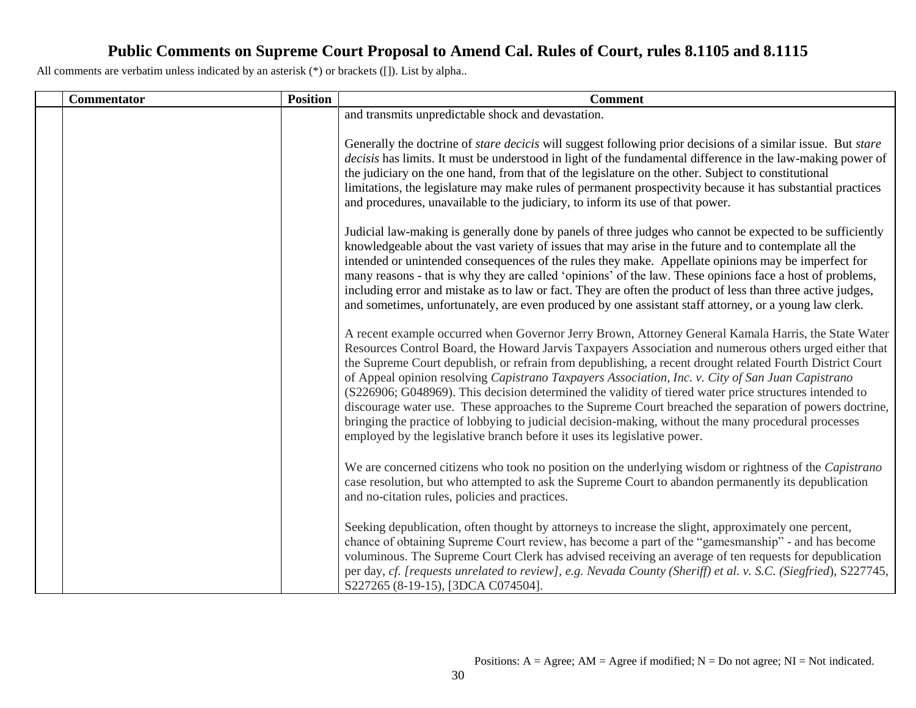# Public Comments on Supreme Court Proposal to Amend Cal. Rules of Court, rules 8.1105 and 8.1115

All comments are verbatim unless indicated by an asterisk (*) or brackets ([]). List by alpha..

| | Commentator | Position | Comment |
|---|---|---|---|
| | | | and transmits unpredictable shock and devastation.<br><br>Generally the doctrine of *stare decicis* will suggest following prior decisions of a similar issue. But *stare decisis* has limits. It must be understood in light of the fundamental difference in the law-making power of the judiciary on the one hand, from that of the legislature on the other. Subject to constitutional limitations, the legislature may make rules of permanent prospectivity because it has substantial practices and procedures, unavailable to the judiciary, to inform its use of that power.<br><br>Judicial law-making is generally done by panels of three judges who cannot be expected to be sufficiently knowledgeable about the vast variety of issues that may arise in the future and to contemplate all the intended or unintended consequences of the rules they make. Appellate opinions may be imperfect for many reasons - that is why they are called 'opinions' of the law. These opinions face a host of problems, including error and mistake as to law or fact. They are often the product of less than three active judges, and sometimes, unfortunately, are even produced by one assistant staff attorney, or a young law clerk.<br><br>A recent example occurred when Governor Jerry Brown, Attorney General Kamala Harris, the State Water Resources Control Board, the Howard Jarvis Taxpayers Association and numerous others urged either that the Supreme Court depublish, or refrain from depublishing, a recent drought related Fourth District Court of Appeal opinion resolving *Capistrano Taxpayers Association, Inc. v. City of San Juan Capistrano* (S226906; G048969). This decision determined the validity of tiered water price structures intended to discourage water use. These approaches to the Supreme Court breached the separation of powers doctrine, bringing the practice of lobbying to judicial decision-making, without the many procedural processes employed by the legislative branch before it uses its legislative power.<br><br>We are concerned citizens who took no position on the underlying wisdom or rightness of the *Capistrano* case resolution, but who attempted to ask the Supreme Court to abandon permanently its depublication and no-citation rules, policies and practices.<br><br>Seeking depublication, often thought by attorneys to increase the slight, approximately one percent, chance of obtaining Supreme Court review, has become a part of the "gamesmanship" - and has become voluminous. The Supreme Court Clerk has advised receiving an average of ten requests for depublication per day, *cf. [requests unrelated to review], e.g. Nevada County (Sheriff) et al. v. S.C. (Siegfried*), S227745, S227265 (8-19-15), [3DCA C074504]. |

Positions: A = Agree; AM = Agree if modified; N = Do not agree; NI = Not indicated.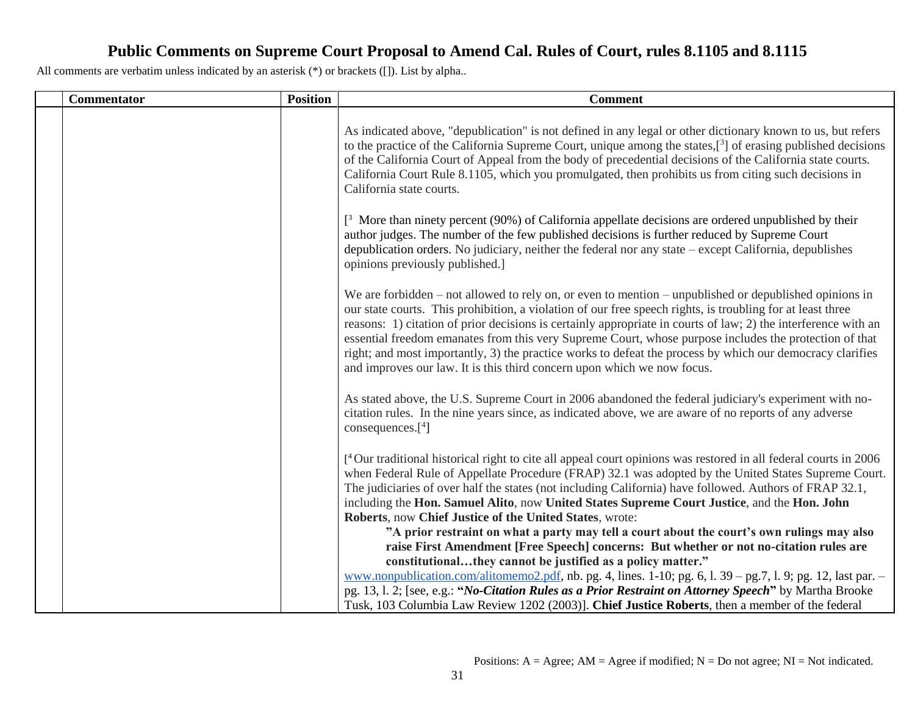# Public Comments on Supreme Court Proposal to Amend Cal. Rules of Court, rules 8.1105 and 8.1115

All comments are verbatim unless indicated by an asterisk (*) or brackets ([]). List by alpha..

| | Commentator | Position | Comment |
|---|---|---|---|
| | | | As indicated above, "depublication" is not defined in any legal or other dictionary known to us, but refers to the practice of the California Supreme Court, unique among the states,[[3]] of erasing published decisions of the California Court of Appeal from the body of precedential decisions of the California state courts. California Court Rule 8.1105, which you promulgated, then prohibits us from citing such decisions in California state courts.<br><br>[[3] More than ninety percent (90%) of California appellate decisions are ordered unpublished by their author judges. The number of the few published decisions is further reduced by Supreme Court depublication orders. No judiciary, neither the federal nor any state – except California, depublishes opinions previously published.]<br><br>We are forbidden – not allowed to rely on, or even to mention – unpublished or depublished opinions in our state courts. This prohibition, a violation of our free speech rights, is troubling for at least three reasons: 1) citation of prior decisions is certainly appropriate in courts of law; 2) the interference with an essential freedom emanates from this very Supreme Court, whose purpose includes the protection of that right; and most importantly, 3) the practice works to defeat the process by which our democracy clarifies and improves our law. It is this third concern upon which we now focus.<br><br>As stated above, the U.S. Supreme Court in 2006 abandoned the federal judiciary's experiment with no-citation rules. In the nine years since, as indicated above, we are aware of no reports of any adverse consequences.[[4]]<br><br>[[4] Our traditional historical right to cite all appeal court opinions was restored in all federal courts in 2006 when Federal Rule of Appellate Procedure (FRAP) 32.1 was adopted by the United States Supreme Court. The judiciaries of over half the states (not including California) have followed. Authors of FRAP 32.1, including the **Hon. Samuel Alito**, now **United States Supreme Court Justice**, and the **Hon. John Roberts**, now **Chief Justice of the United States**, wrote:<br>**"A prior restraint on what a party may tell a court about the court's own rulings may also raise First Amendment [Free Speech] concerns: But whether or not no-citation rules are constitutional…they cannot be justified as a policy matter."**<br>www.nonpublication.com/alitomemo2.pdf, nb. pg. 4, lines. 1-10; pg. 6, l. 39 – pg.7, l. 9; pg. 12, last par. – pg. 13, l. 2; [see, e.g.: **"*No-Citation Rules as a Prior Restraint on Attorney Speech*"** by Martha Brooke Tusk, 103 Columbia Law Review 1202 (2003)]. **Chief Justice Roberts**, then a member of the federal |

Positions: A = Agree; AM = Agree if modified; N = Do not agree; NI = Not indicated.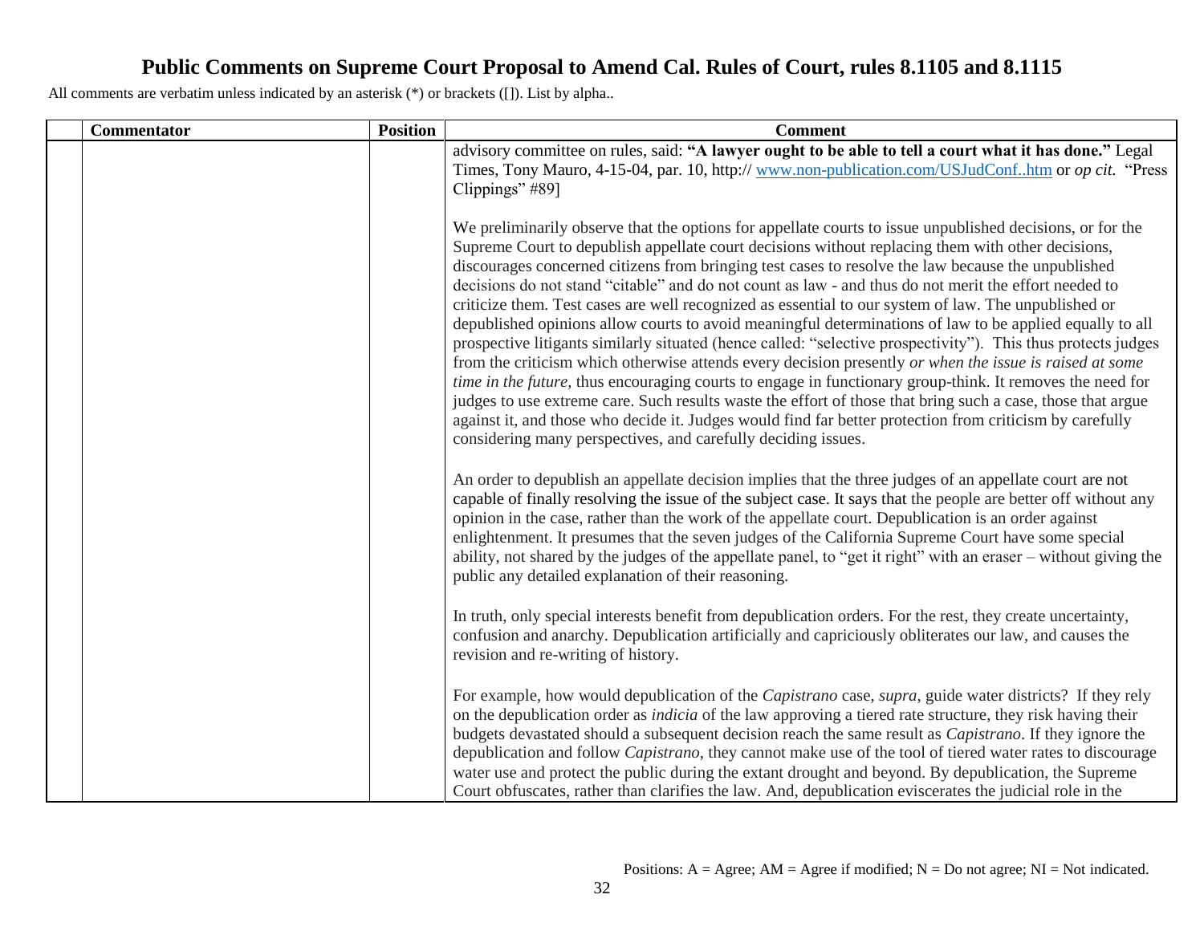# Public Comments on Supreme Court Proposal to Amend Cal. Rules of Court, rules 8.1105 and 8.1115

All comments are verbatim unless indicated by an asterisk (*) or brackets ([]). List by alpha..

| | Commentator | Position | Comment |
|---|---|---|---|
| | | | advisory committee on rules, said: **"A lawyer ought to be able to tell a court what it has done."** Legal Times, Tony Mauro, 4-15-04, par. 10, http:// www.non-publication.com/USJudConf..htm or *op cit*. "Press Clippings" #89]<br><br>We preliminarily observe that the options for appellate courts to issue unpublished decisions, or for the Supreme Court to depublish appellate court decisions without replacing them with other decisions, discourages concerned citizens from bringing test cases to resolve the law because the unpublished decisions do not stand "citable" and do not count as law - and thus do not merit the effort needed to criticize them. Test cases are well recognized as essential to our system of law. The unpublished or depublished opinions allow courts to avoid meaningful determinations of law to be applied equally to all prospective litigants similarly situated (hence called: "selective prospectivity"). This thus protects judges from the criticism which otherwise attends every decision presently *or when the issue is raised at some time in the future,* thus encouraging courts to engage in functionary group-think. It removes the need for judges to use extreme care. Such results waste the effort of those that bring such a case, those that argue against it, and those who decide it. Judges would find far better protection from criticism by carefully considering many perspectives, and carefully deciding issues.<br><br>An order to depublish an appellate decision implies that the three judges of an appellate court are not capable of finally resolving the issue of the subject case. It says that the people are better off without any opinion in the case, rather than the work of the appellate court. Depublication is an order against enlightenment. It presumes that the seven judges of the California Supreme Court have some special ability, not shared by the judges of the appellate panel, to "get it right" with an eraser – without giving the public any detailed explanation of their reasoning.<br><br>In truth, only special interests benefit from depublication orders. For the rest, they create uncertainty, confusion and anarchy. Depublication artificially and capriciously obliterates our law, and causes the revision and re-writing of history.<br><br>For example, how would depublication of the *Capistrano* case, *supra*, guide water districts? If they rely on the depublication order as *indicia* of the law approving a tiered rate structure, they risk having their budgets devastated should a subsequent decision reach the same result as *Capistrano*. If they ignore the depublication and follow *Capistrano*, they cannot make use of the tool of tiered water rates to discourage water use and protect the public during the extant drought and beyond. By depublication, the Supreme Court obfuscates, rather than clarifies the law. And, depublication eviscerates the judicial role in the |

Positions: A = Agree; AM = Agree if modified; N = Do not agree; NI = Not indicated.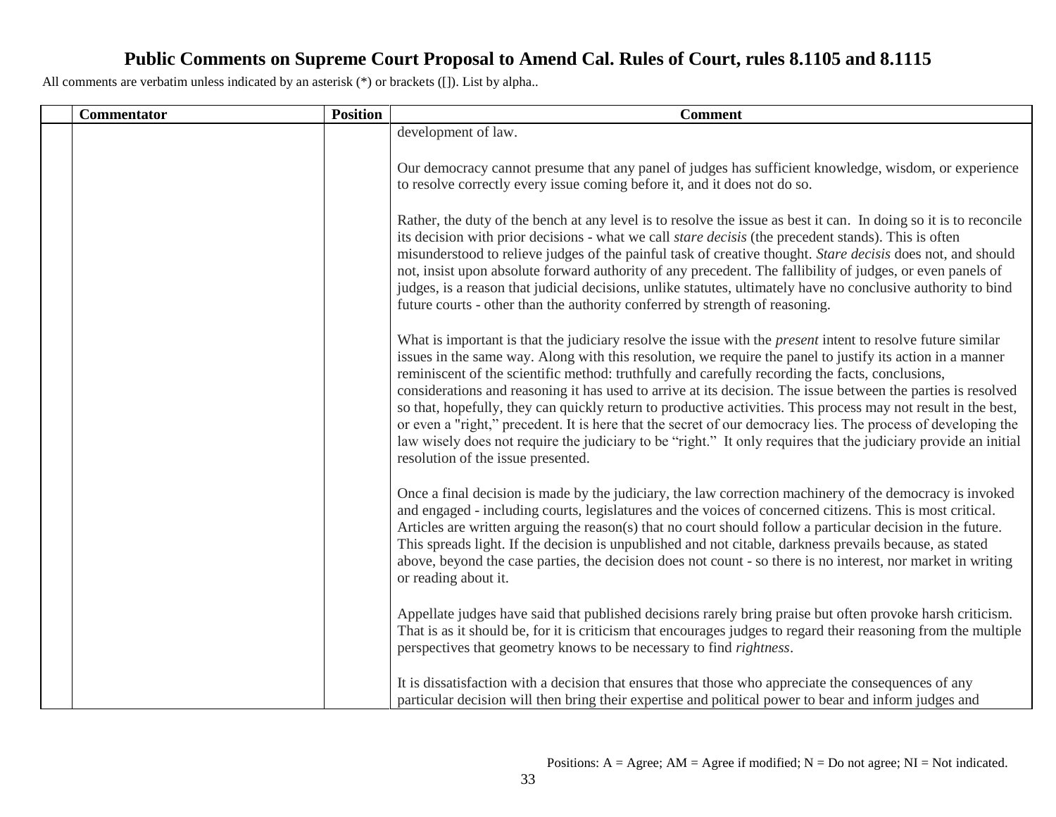# Public Comments on Supreme Court Proposal to Amend Cal. Rules of Court, rules 8.1105 and 8.1115

All comments are verbatim unless indicated by an asterisk (*) or brackets ([]). List by alpha..

| | Commentator | Position | Comment |
|---|---|---|---|
| | | | development of law.<br><br>Our democracy cannot presume that any panel of judges has sufficient knowledge, wisdom, or experience to resolve correctly every issue coming before it, and it does not do so.<br><br>Rather, the duty of the bench at any level is to resolve the issue as best it can. In doing so it is to reconcile its decision with prior decisions - what we call *stare decisis* (the precedent stands). This is often misunderstood to relieve judges of the painful task of creative thought. *Stare decisis* does not, and should not, insist upon absolute forward authority of any precedent. The fallibility of judges, or even panels of judges, is a reason that judicial decisions, unlike statutes, ultimately have no conclusive authority to bind future courts - other than the authority conferred by strength of reasoning.<br><br>What is important is that the judiciary resolve the issue with the *present* intent to resolve future similar issues in the same way. Along with this resolution, we require the panel to justify its action in a manner reminiscent of the scientific method: truthfully and carefully recording the facts, conclusions, considerations and reasoning it has used to arrive at its decision. The issue between the parties is resolved so that, hopefully, they can quickly return to productive activities. This process may not result in the best, or even a "right," precedent. It is here that the secret of our democracy lies. The process of developing the law wisely does not require the judiciary to be "right." It only requires that the judiciary provide an initial resolution of the issue presented.<br><br>Once a final decision is made by the judiciary, the law correction machinery of the democracy is invoked and engaged - including courts, legislatures and the voices of concerned citizens. This is most critical. Articles are written arguing the reason(s) that no court should follow a particular decision in the future. This spreads light. If the decision is unpublished and not citable, darkness prevails because, as stated above, beyond the case parties, the decision does not count - so there is no interest, nor market in writing or reading about it.<br><br>Appellate judges have said that published decisions rarely bring praise but often provoke harsh criticism. That is as it should be, for it is criticism that encourages judges to regard their reasoning from the multiple perspectives that geometry knows to be necessary to find *rightness*.<br><br>It is dissatisfaction with a decision that ensures that those who appreciate the consequences of any particular decision will then bring their expertise and political power to bear and inform judges and |

Positions: A = Agree; AM = Agree if modified; N = Do not agree; NI = Not indicated.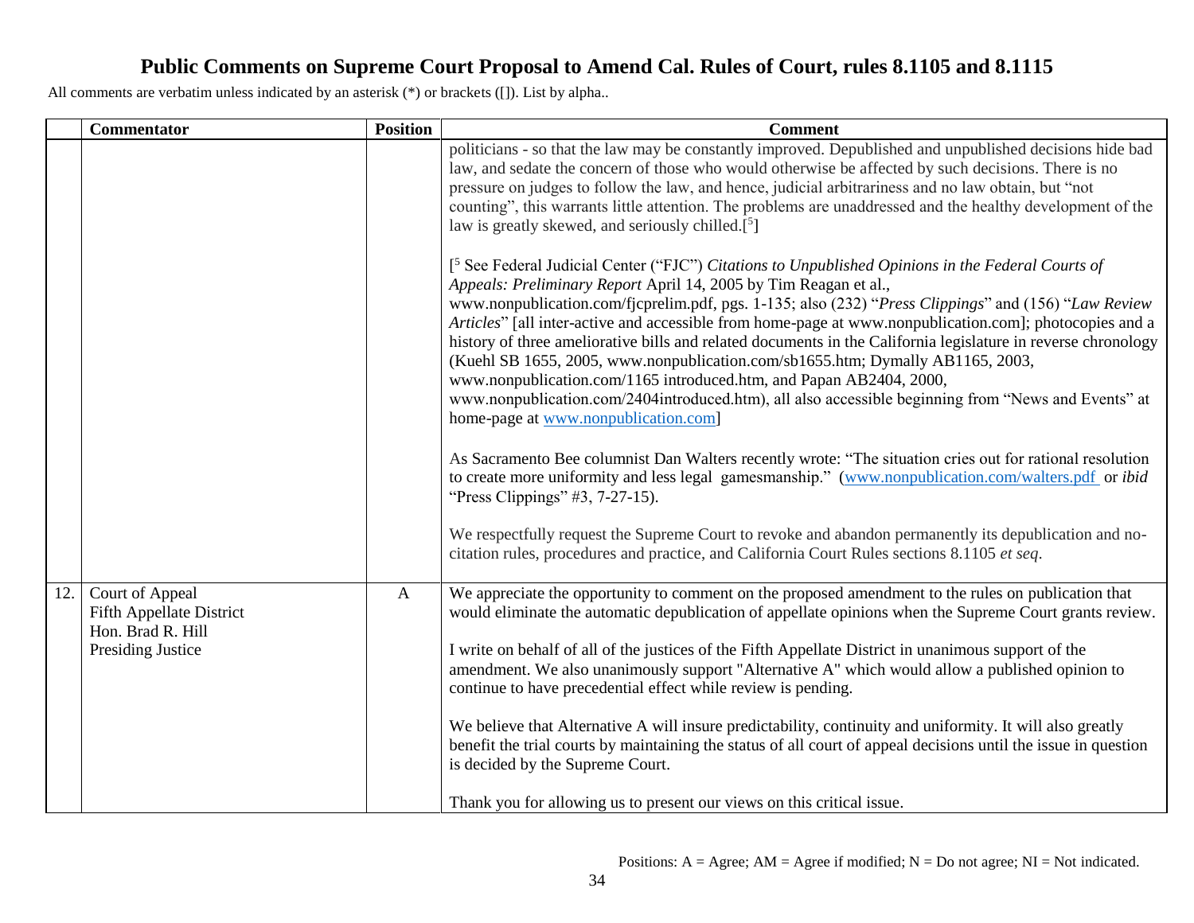# Public Comments on Supreme Court Proposal to Amend Cal. Rules of Court, rules 8.1105 and 8.1115

All comments are verbatim unless indicated by an asterisk (*) or brackets ([]). List by alpha..

| | Commentator | Position | Comment |
|---|---|---|---|
| | | | politicians - so that the law may be constantly improved. Depublished and unpublished decisions hide bad law, and sedate the concern of those who would otherwise be affected by such decisions. There is no pressure on judges to follow the law, and hence, judicial arbitrariness and no law obtain, but "not counting", this warrants little attention. The problems are unaddressed and the healthy development of the law is greatly skewed, and seriously chilled.[5]<br><br>[5 See Federal Judicial Center ("FJC") *Citations to Unpublished Opinions in the Federal Courts of Appeals: Preliminary Report* April 14, 2005 by Tim Reagan et al., www.nonpublication.com/fjcprelim.pdf, pgs. 1-135; also (232) "*Press Clippings*" and (156) "*Law Review Articles*" [all inter-active and accessible from home-page at www.nonpublication.com]; photocopies and a history of three ameliorative bills and related documents in the California legislature in reverse chronology (Kuehl SB 1655, 2005, www.nonpublication.com/sb1655.htm; Dymally AB1165, 2003, www.nonpublication.com/1165 introduced.htm, and Papan AB2404, 2000, www.nonpublication.com/2404introduced.htm), all also accessible beginning from "News and Events" at home-page at www.nonpublication.com]<br><br>As Sacramento Bee columnist Dan Walters recently wrote: "The situation cries out for rational resolution to create more uniformity and less legal gamesmanship." (www.nonpublication.com/walters.pdf or *ibid* "Press Clippings" #3, 7-27-15).<br><br>We respectfully request the Supreme Court to revoke and abandon permanently its depublication and no-citation rules, procedures and practice, and California Court Rules sections 8.1105 *et seq*. |
| 12. | Court of Appeal<br>Fifth Appellate District<br>Hon. Brad R. Hill<br>Presiding Justice | A | We appreciate the opportunity to comment on the proposed amendment to the rules on publication that would eliminate the automatic depublication of appellate opinions when the Supreme Court grants review.<br><br>I write on behalf of all of the justices of the Fifth Appellate District in unanimous support of the amendment. We also unanimously support "Alternative A" which would allow a published opinion to continue to have precedential effect while review is pending.<br><br>We believe that Alternative A will insure predictability, continuity and uniformity. It will also greatly benefit the trial courts by maintaining the status of all court of appeal decisions until the issue in question is decided by the Supreme Court.<br><br>Thank you for allowing us to present our views on this critical issue. |

Positions: A = Agree; AM = Agree if modified; N = Do not agree; NI = Not indicated.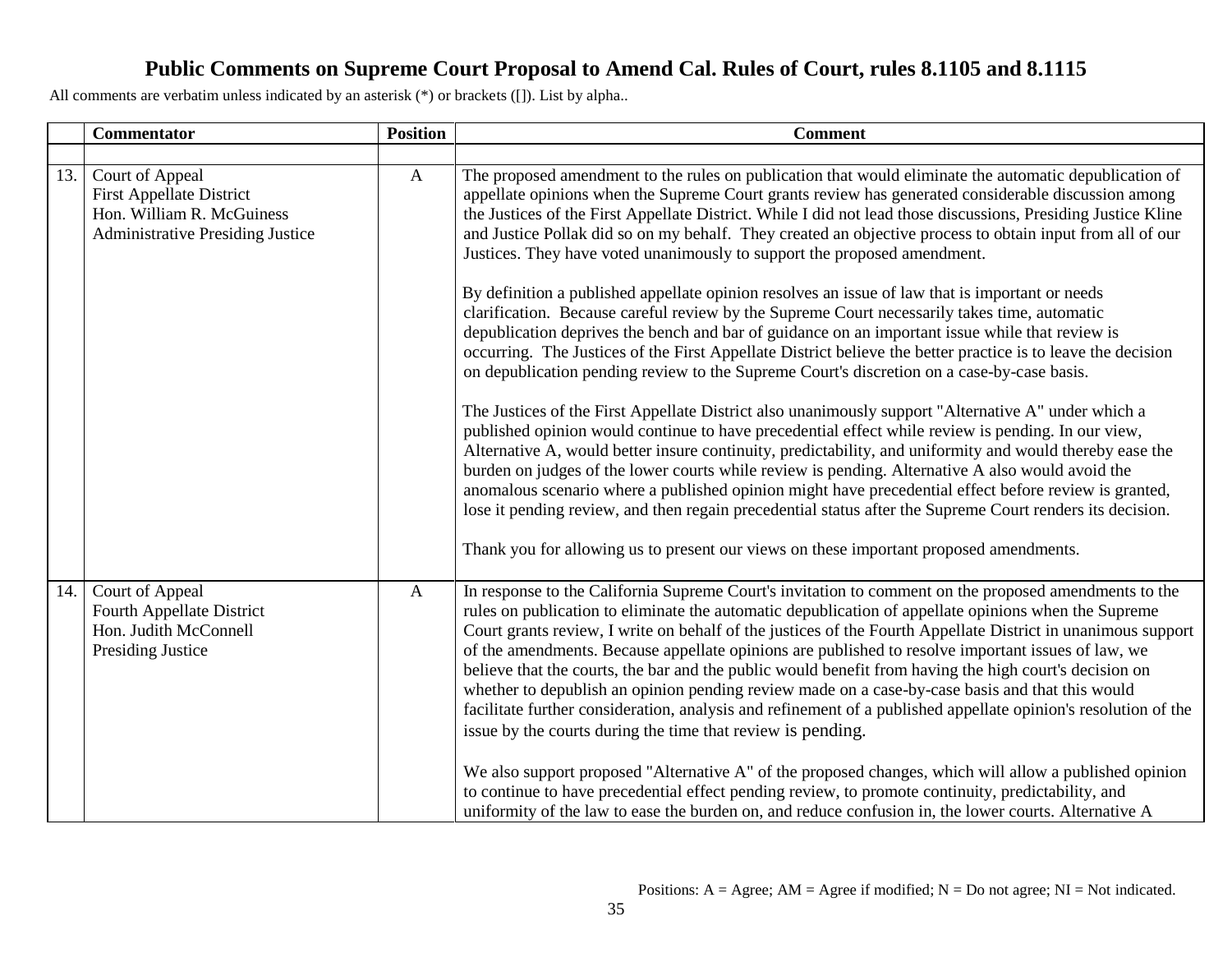# Public Comments on Supreme Court Proposal to Amend Cal. Rules of Court, rules 8.1105 and 8.1115

All comments are verbatim unless indicated by an asterisk (*) or brackets ([]). List by alpha..

| | Commentator | Position | Comment |
|---|---|---|---|
| | | | |
| 13. | Court of Appeal<br>First Appellate District<br>Hon. William R. McGuiness<br>Administrative Presiding Justice | A | The proposed amendment to the rules on publication that would eliminate the automatic depublication of appellate opinions when the Supreme Court grants review has generated considerable discussion among the Justices of the First Appellate District. While I did not lead those discussions, Presiding Justice Kline and Justice Pollak did so on my behalf. They created an objective process to obtain input from all of our Justices. They have voted unanimously to support the proposed amendment.<br><br>By definition a published appellate opinion resolves an issue of law that is important or needs clarification. Because careful review by the Supreme Court necessarily takes time, automatic depublication deprives the bench and bar of guidance on an important issue while that review is occurring. The Justices of the First Appellate District believe the better practice is to leave the decision on depublication pending review to the Supreme Court's discretion on a case-by-case basis.<br><br>The Justices of the First Appellate District also unanimously support "Alternative A" under which a published opinion would continue to have precedential effect while review is pending. In our view, Alternative A, would better insure continuity, predictability, and uniformity and would thereby ease the burden on judges of the lower courts while review is pending. Alternative A also would avoid the anomalous scenario where a published opinion might have precedential effect before review is granted, lose it pending review, and then regain precedential status after the Supreme Court renders its decision.<br><br>Thank you for allowing us to present our views on these important proposed amendments. |
| 14. | Court of Appeal<br>Fourth Appellate District<br>Hon. Judith McConnell<br>Presiding Justice | A | In response to the California Supreme Court's invitation to comment on the proposed amendments to the rules on publication to eliminate the automatic depublication of appellate opinions when the Supreme Court grants review, I write on behalf of the justices of the Fourth Appellate District in unanimous support of the amendments. Because appellate opinions are published to resolve important issues of law, we believe that the courts, the bar and the public would benefit from having the high court's decision on whether to depublish an opinion pending review made on a case-by-case basis and that this would facilitate further consideration, analysis and refinement of a published appellate opinion's resolution of the issue by the courts during the time that review is pending.<br><br>We also support proposed "Alternative A" of the proposed changes, which will allow a published opinion to continue to have precedential effect pending review, to promote continuity, predictability, and uniformity of the law to ease the burden on, and reduce confusion in, the lower courts. Alternative A |

Positions: A = Agree; AM = Agree if modified; N = Do not agree; NI = Not indicated.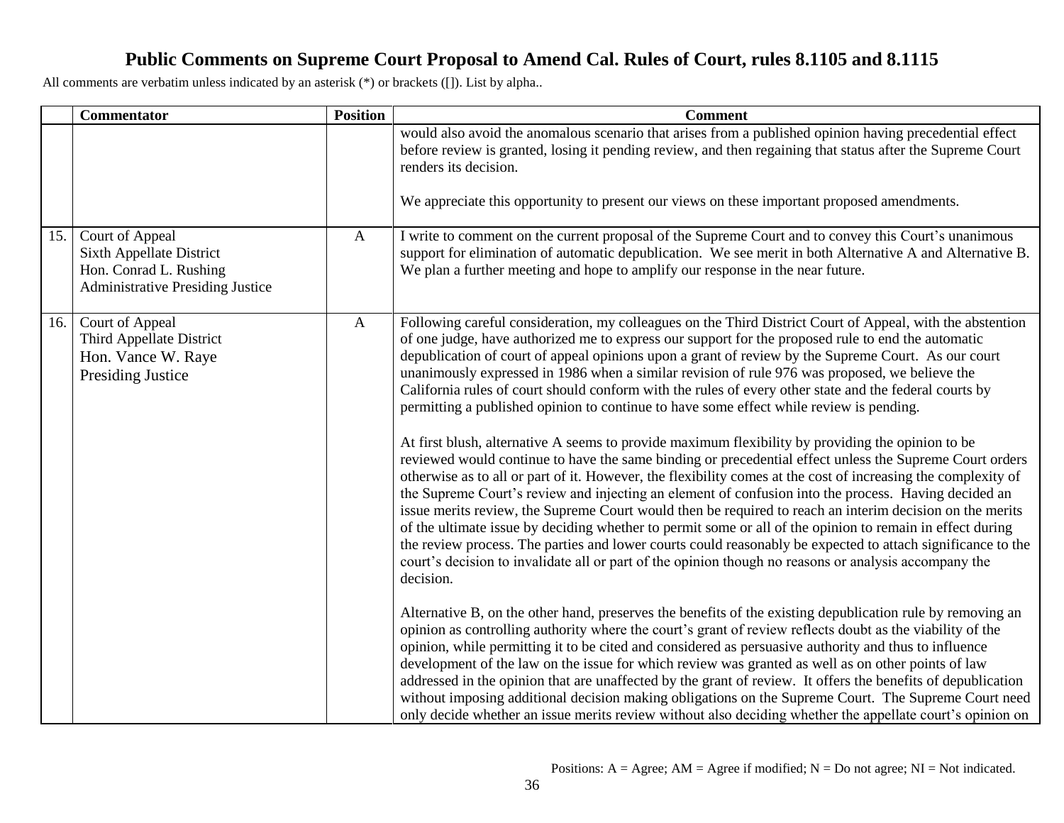# Public Comments on Supreme Court Proposal to Amend Cal. Rules of Court, rules 8.1105 and 8.1115

All comments are verbatim unless indicated by an asterisk (*) or brackets ([]). List by alpha..

| | Commentator | Position | Comment |
|---|---|---|---|
| | | | would also avoid the anomalous scenario that arises from a published opinion having precedential effect before review is granted, losing it pending review, and then regaining that status after the Supreme Court renders its decision.<br><br>We appreciate this opportunity to present our views on these important proposed amendments. |
| 15. | Court of Appeal<br>Sixth Appellate District<br>Hon. Conrad L. Rushing<br>Administrative Presiding Justice | A | I write to comment on the current proposal of the Supreme Court and to convey this Court's unanimous support for elimination of automatic depublication. We see merit in both Alternative A and Alternative B. We plan a further meeting and hope to amplify our response in the near future. |
| 16. | Court of Appeal<br>Third Appellate District<br>Hon. Vance W. Raye<br>Presiding Justice | A | Following careful consideration, my colleagues on the Third District Court of Appeal, with the abstention of one judge, have authorized me to express our support for the proposed rule to end the automatic depublication of court of appeal opinions upon a grant of review by the Supreme Court. As our court unanimously expressed in 1986 when a similar revision of rule 976 was proposed, we believe the California rules of court should conform with the rules of every other state and the federal courts by permitting a published opinion to continue to have some effect while review is pending.<br><br>At first blush, alternative A seems to provide maximum flexibility by providing the opinion to be reviewed would continue to have the same binding or precedential effect unless the Supreme Court orders otherwise as to all or part of it. However, the flexibility comes at the cost of increasing the complexity of the Supreme Court's review and injecting an element of confusion into the process. Having decided an issue merits review, the Supreme Court would then be required to reach an interim decision on the merits of the ultimate issue by deciding whether to permit some or all of the opinion to remain in effect during the review process. The parties and lower courts could reasonably be expected to attach significance to the court's decision to invalidate all or part of the opinion though no reasons or analysis accompany the decision.<br><br>Alternative B, on the other hand, preserves the benefits of the existing depublication rule by removing an opinion as controlling authority where the court's grant of review reflects doubt as the viability of the opinion, while permitting it to be cited and considered as persuasive authority and thus to influence development of the law on the issue for which review was granted as well as on other points of law addressed in the opinion that are unaffected by the grant of review. It offers the benefits of depublication without imposing additional decision making obligations on the Supreme Court. The Supreme Court need only decide whether an issue merits review without also deciding whether the appellate court's opinion on |

Positions: A = Agree; AM = Agree if modified; N = Do not agree; NI = Not indicated.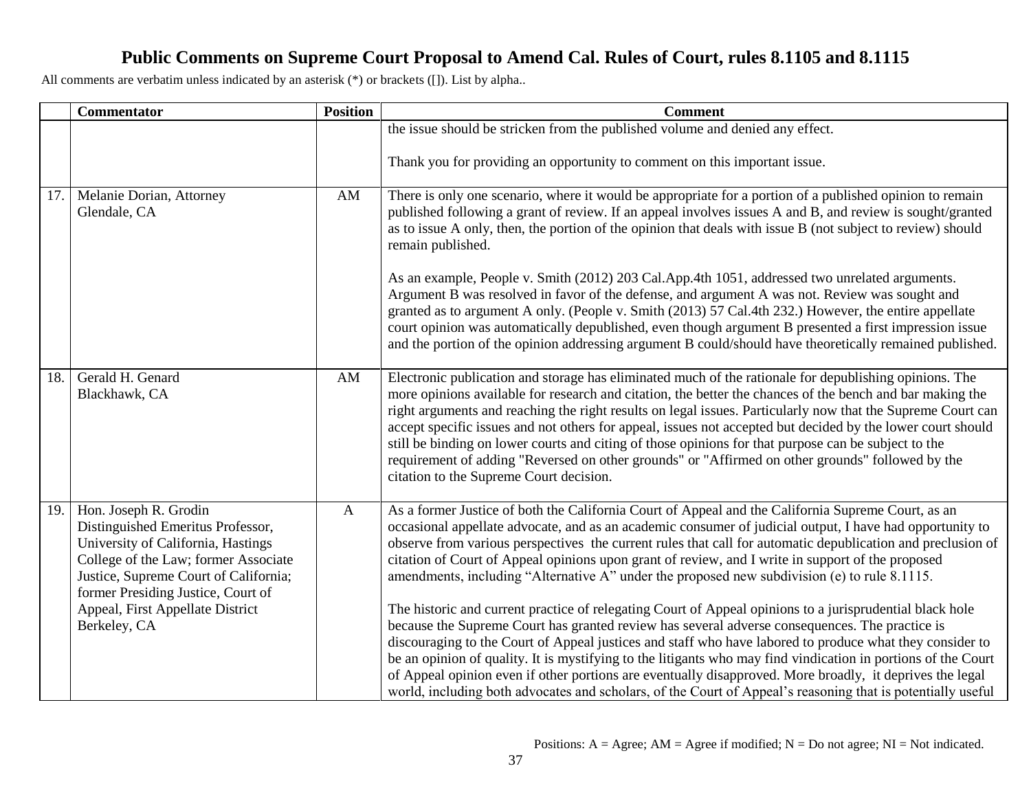# Public Comments on Supreme Court Proposal to Amend Cal. Rules of Court, rules 8.1105 and 8.1115

All comments are verbatim unless indicated by an asterisk (*) or brackets ([]). List by alpha..

| | Commentator | Position | Comment |
|---|---|---|---|
| | | | the issue should be stricken from the published volume and denied any effect.<br><br>Thank you for providing an opportunity to comment on this important issue. |
| 17. | Melanie Dorian, Attorney<br>Glendale, CA | AM | There is only one scenario, where it would be appropriate for a portion of a published opinion to remain published following a grant of review. If an appeal involves issues A and B, and review is sought/granted as to issue A only, then, the portion of the opinion that deals with issue B (not subject to review) should remain published.<br><br>As an example, People v. Smith (2012) 203 Cal.App.4th 1051, addressed two unrelated arguments. Argument B was resolved in favor of the defense, and argument A was not. Review was sought and granted as to argument A only. (People v. Smith (2013) 57 Cal.4th 232.) However, the entire appellate court opinion was automatically depublished, even though argument B presented a first impression issue and the portion of the opinion addressing argument B could/should have theoretically remained published. |
| 18. | Gerald H. Genard<br>Blackhawk, CA | AM | Electronic publication and storage has eliminated much of the rationale for depublishing opinions. The more opinions available for research and citation, the better the chances of the bench and bar making the right arguments and reaching the right results on legal issues. Particularly now that the Supreme Court can accept specific issues and not others for appeal, issues not accepted but decided by the lower court should still be binding on lower courts and citing of those opinions for that purpose can be subject to the requirement of adding "Reversed on other grounds" or "Affirmed on other grounds" followed by the citation to the Supreme Court decision. |
| 19. | Hon. Joseph R. Grodin<br>Distinguished Emeritus Professor, University of California, Hastings College of the Law; former Associate Justice, Supreme Court of California; former Presiding Justice, Court of Appeal, First Appellate District<br>Berkeley, CA | A | As a former Justice of both the California Court of Appeal and the California Supreme Court, as an occasional appellate advocate, and as an academic consumer of judicial output, I have had opportunity to observe from various perspectives the current rules that call for automatic depublication and preclusion of citation of Court of Appeal opinions upon grant of review, and I write in support of the proposed amendments, including "Alternative A" under the proposed new subdivision (e) to rule 8.1115.<br><br>The historic and current practice of relegating Court of Appeal opinions to a jurisprudential black hole because the Supreme Court has granted review has several adverse consequences. The practice is discouraging to the Court of Appeal justices and staff who have labored to produce what they consider to be an opinion of quality. It is mystifying to the litigants who may find vindication in portions of the Court of Appeal opinion even if other portions are eventually disapproved. More broadly, it deprives the legal world, including both advocates and scholars, of the Court of Appeal's reasoning that is potentially useful |

Positions: A = Agree; AM = Agree if modified; N = Do not agree; NI = Not indicated.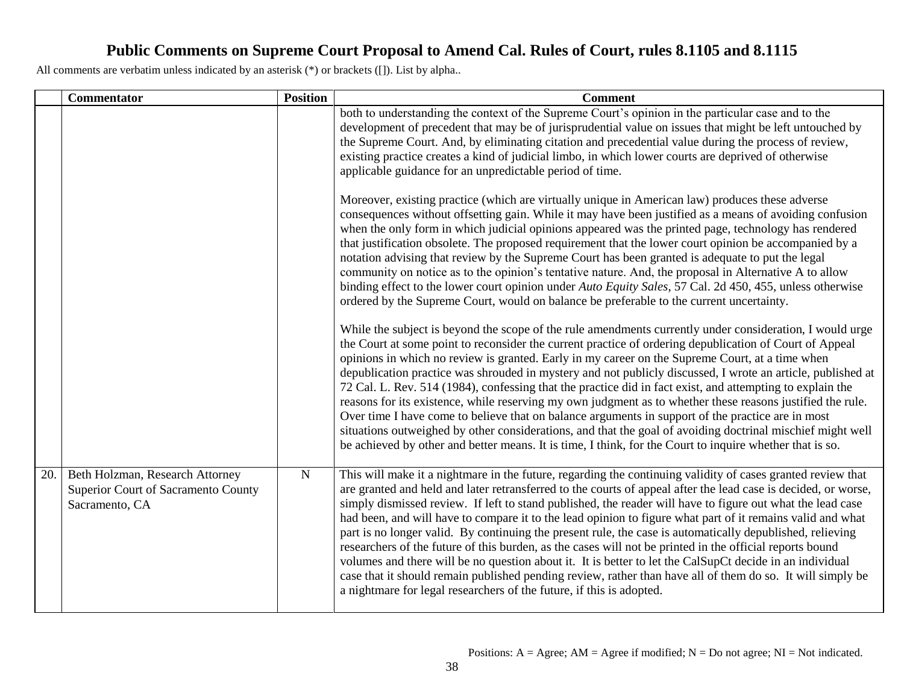# Public Comments on Supreme Court Proposal to Amend Cal. Rules of Court, rules 8.1105 and 8.1115

All comments are verbatim unless indicated by an asterisk (*) or brackets ([]). List by alpha..

| | Commentator | Position | Comment |
|---|---|---|---|
| | | | both to understanding the context of the Supreme Court's opinion in the particular case and to the development of precedent that may be of jurisprudential value on issues that might be left untouched by the Supreme Court. And, by eliminating citation and precedential value during the process of review, existing practice creates a kind of judicial limbo, in which lower courts are deprived of otherwise applicable guidance for an unpredictable period of time.<br><br>Moreover, existing practice (which are virtually unique in American law) produces these adverse consequences without offsetting gain. While it may have been justified as a means of avoiding confusion when the only form in which judicial opinions appeared was the printed page, technology has rendered that justification obsolete. The proposed requirement that the lower court opinion be accompanied by a notation advising that review by the Supreme Court has been granted is adequate to put the legal community on notice as to the opinion's tentative nature. And, the proposal in Alternative A to allow binding effect to the lower court opinion under *Auto Equity Sales*, 57 Cal. 2d 450, 455, unless otherwise ordered by the Supreme Court, would on balance be preferable to the current uncertainty.<br><br>While the subject is beyond the scope of the rule amendments currently under consideration, I would urge the Court at some point to reconsider the current practice of ordering depublication of Court of Appeal opinions in which no review is granted. Early in my career on the Supreme Court, at a time when depublication practice was shrouded in mystery and not publicly discussed, I wrote an article, published at 72 Cal. L. Rev. 514 (1984), confessing that the practice did in fact exist, and attempting to explain the reasons for its existence, while reserving my own judgment as to whether these reasons justified the rule. Over time I have come to believe that on balance arguments in support of the practice are in most situations outweighed by other considerations, and that the goal of avoiding doctrinal mischief might well be achieved by other and better means. It is time, I think, for the Court to inquire whether that is so. |
| 20. | Beth Holzman, Research Attorney<br>Superior Court of Sacramento County<br>Sacramento, CA | N | This will make it a nightmare in the future, regarding the continuing validity of cases granted review that are granted and held and later retransferred to the courts of appeal after the lead case is decided, or worse, simply dismissed review. If left to stand published, the reader will have to figure out what the lead case had been, and will have to compare it to the lead opinion to figure what part of it remains valid and what part is no longer valid. By continuing the present rule, the case is automatically depublished, relieving researchers of the future of this burden, as the cases will not be printed in the official reports bound volumes and there will be no question about it. It is better to let the CalSupCt decide in an individual case that it should remain published pending review, rather than have all of them do so. It will simply be a nightmare for legal researchers of the future, if this is adopted. |

Positions: A = Agree; AM = Agree if modified; N = Do not agree; NI = Not indicated.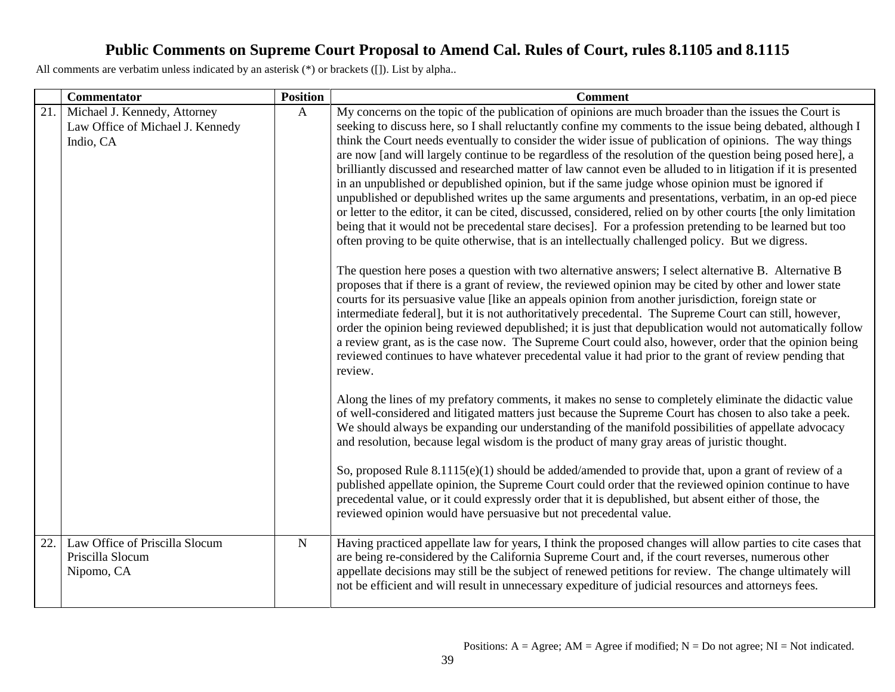# Public Comments on Supreme Court Proposal to Amend Cal. Rules of Court, rules 8.1105 and 8.1115

All comments are verbatim unless indicated by an asterisk (*) or brackets ([]). List by alpha..

| | Commentator | Position | Comment |
|---|---|---|---|
| 21. | Michael J. Kennedy, Attorney<br>Law Office of Michael J. Kennedy<br>Indio, CA | A | My concerns on the topic of the publication of opinions are much broader than the issues the Court is seeking to discuss here, so I shall reluctantly confine my comments to the issue being debated, although I think the Court needs eventually to consider the wider issue of publication of opinions. The way things are now [and will largely continue to be regardless of the resolution of the question being posed here], a brilliantly discussed and researched matter of law cannot even be alluded to in litigation if it is presented in an unpublished or depublished opinion, but if the same judge whose opinion must be ignored if unpublished or depublished writes up the same arguments and presentations, verbatim, in an op-ed piece or letter to the editor, it can be cited, discussed, considered, relied on by other courts [the only limitation being that it would not be precedental stare decises]. For a profession pretending to be learned but too often proving to be quite otherwise, that is an intellectually challenged policy. But we digress.<br><br>The question here poses a question with two alternative answers; I select alternative B. Alternative B proposes that if there is a grant of review, the reviewed opinion may be cited by other and lower state courts for its persuasive value [like an appeals opinion from another jurisdiction, foreign state or intermediate federal], but it is not authoritatively precedental. The Supreme Court can still, however, order the opinion being reviewed depublished; it is just that depublication would not automatically follow a review grant, as is the case now. The Supreme Court could also, however, order that the opinion being reviewed continues to have whatever precedental value it had prior to the grant of review pending that review.<br><br>Along the lines of my prefatory comments, it makes no sense to completely eliminate the didactic value of well-considered and litigated matters just because the Supreme Court has chosen to also take a peek. We should always be expanding our understanding of the manifold possibilities of appellate advocacy and resolution, because legal wisdom is the product of many gray areas of juristic thought.<br><br>So, proposed Rule 8.1115(e)(1) should be added/amended to provide that, upon a grant of review of a published appellate opinion, the Supreme Court could order that the reviewed opinion continue to have precedental value, or it could expressly order that it is depublished, but absent either of those, the reviewed opinion would have persuasive but not precedental value. |
| 22. | Law Office of Priscilla Slocum<br>Priscilla Slocum<br>Nipomo, CA | N | Having practiced appellate law for years, I think the proposed changes will allow parties to cite cases that are being re-considered by the California Supreme Court and, if the court reverses, numerous other appellate decisions may still be the subject of renewed petitions for review. The change ultimately will not be efficient and will result in unnecessary expediture of judicial resources and attorneys fees. |

Positions: A = Agree; AM = Agree if modified; N = Do not agree; NI = Not indicated.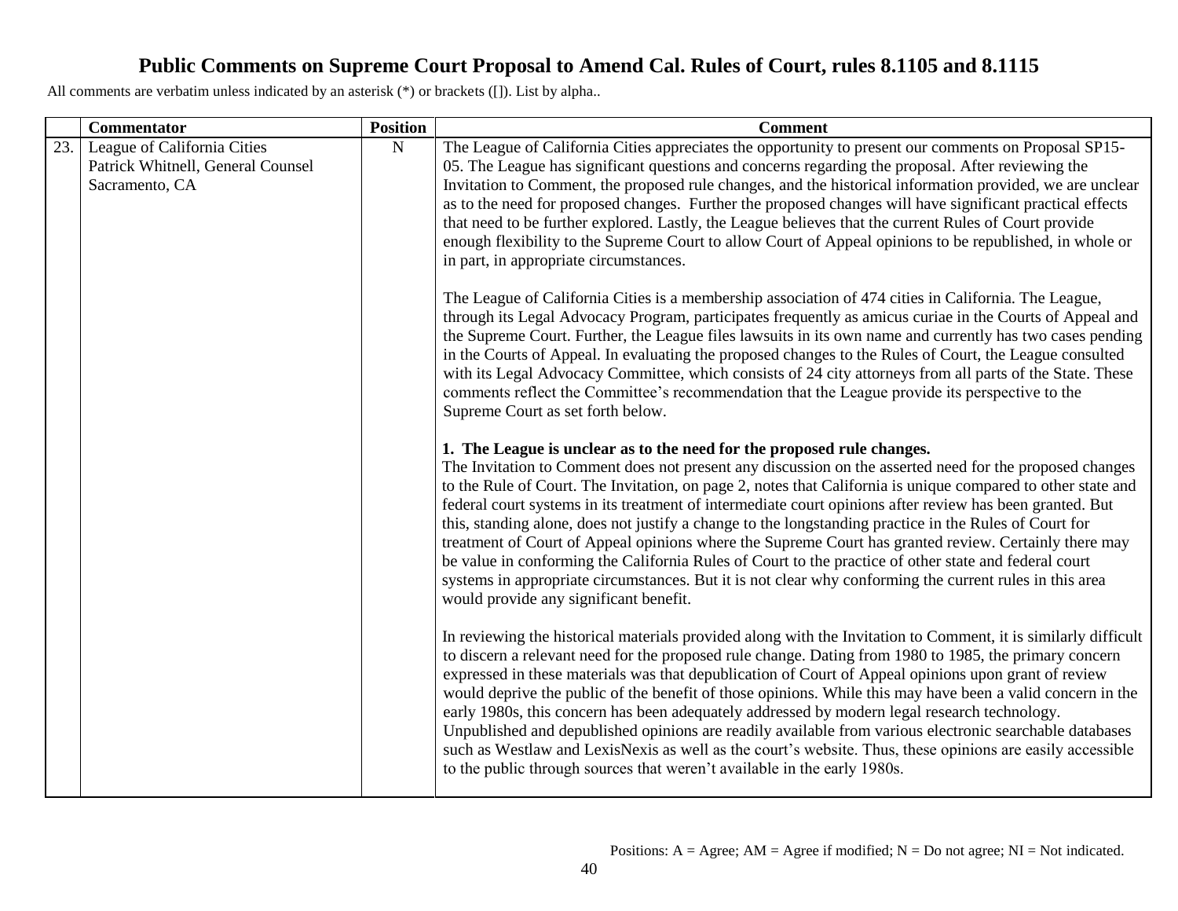# Public Comments on Supreme Court Proposal to Amend Cal. Rules of Court, rules 8.1105 and 8.1115

All comments are verbatim unless indicated by an asterisk (*) or brackets ([]). List by alpha..

| | Commentator | Position | Comment |
|---|---|---|---|
| 23. | League of California Cities<br>Patrick Whitnell, General Counsel<br>Sacramento, CA | N | The League of California Cities appreciates the opportunity to present our comments on Proposal SP15-05. The League has significant questions and concerns regarding the proposal. After reviewing the Invitation to Comment, the proposed rule changes, and the historical information provided, we are unclear as to the need for proposed changes. Further the proposed changes will have significant practical effects that need to be further explored. Lastly, the League believes that the current Rules of Court provide enough flexibility to the Supreme Court to allow Court of Appeal opinions to be republished, in whole or in part, in appropriate circumstances.<br><br>The League of California Cities is a membership association of 474 cities in California. The League, through its Legal Advocacy Program, participates frequently as amicus curiae in the Courts of Appeal and the Supreme Court. Further, the League files lawsuits in its own name and currently has two cases pending in the Courts of Appeal. In evaluating the proposed changes to the Rules of Court, the League consulted with its Legal Advocacy Committee, which consists of 24 city attorneys from all parts of the State. These comments reflect the Committee's recommendation that the League provide its perspective to the Supreme Court as set forth below.<br><br>**1. The League is unclear as to the need for the proposed rule changes.**<br>The Invitation to Comment does not present any discussion on the asserted need for the proposed changes to the Rule of Court. The Invitation, on page 2, notes that California is unique compared to other state and federal court systems in its treatment of intermediate court opinions after review has been granted. But this, standing alone, does not justify a change to the longstanding practice in the Rules of Court for treatment of Court of Appeal opinions where the Supreme Court has granted review. Certainly there may be value in conforming the California Rules of Court to the practice of other state and federal court systems in appropriate circumstances. But it is not clear why conforming the current rules in this area would provide any significant benefit.<br><br>In reviewing the historical materials provided along with the Invitation to Comment, it is similarly difficult to discern a relevant need for the proposed rule change. Dating from 1980 to 1985, the primary concern expressed in these materials was that depublication of Court of Appeal opinions upon grant of review would deprive the public of the benefit of those opinions. While this may have been a valid concern in the early 1980s, this concern has been adequately addressed by modern legal research technology. Unpublished and depublished opinions are readily available from various electronic searchable databases such as Westlaw and LexisNexis as well as the court's website. Thus, these opinions are easily accessible to the public through sources that weren't available in the early 1980s. |

Positions: A = Agree; AM = Agree if modified; N = Do not agree; NI = Not indicated.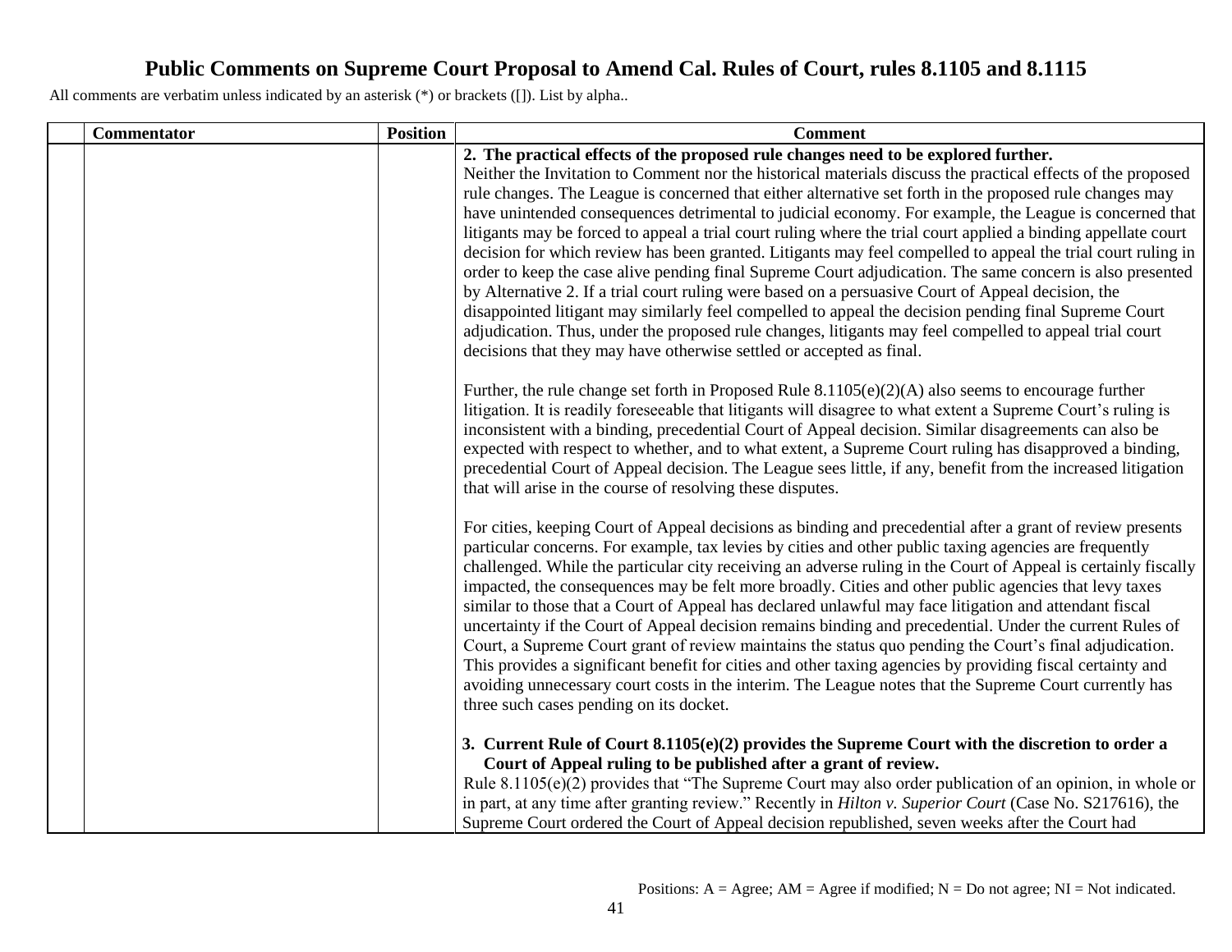# Public Comments on Supreme Court Proposal to Amend Cal. Rules of Court, rules 8.1105 and 8.1115

All comments are verbatim unless indicated by an asterisk (*) or brackets ([]). List by alpha..

| | Commentator | Position | Comment |
|---|---|---|---|
| | | | **2. The practical effects of the proposed rule changes need to be explored further.**<br>Neither the Invitation to Comment nor the historical materials discuss the practical effects of the proposed rule changes. The League is concerned that either alternative set forth in the proposed rule changes may have unintended consequences detrimental to judicial economy. For example, the League is concerned that litigants may be forced to appeal a trial court ruling where the trial court applied a binding appellate court decision for which review has been granted. Litigants may feel compelled to appeal the trial court ruling in order to keep the case alive pending final Supreme Court adjudication. The same concern is also presented by Alternative 2. If a trial court ruling were based on a persuasive Court of Appeal decision, the disappointed litigant may similarly feel compelled to appeal the decision pending final Supreme Court adjudication. Thus, under the proposed rule changes, litigants may feel compelled to appeal trial court decisions that they may have otherwise settled or accepted as final.<br><br>Further, the rule change set forth in Proposed Rule 8.1105(e)(2)(A) also seems to encourage further litigation. It is readily foreseeable that litigants will disagree to what extent a Supreme Court's ruling is inconsistent with a binding, precedential Court of Appeal decision. Similar disagreements can also be expected with respect to whether, and to what extent, a Supreme Court ruling has disapproved a binding, precedential Court of Appeal decision. The League sees little, if any, benefit from the increased litigation that will arise in the course of resolving these disputes.<br><br>For cities, keeping Court of Appeal decisions as binding and precedential after a grant of review presents particular concerns. For example, tax levies by cities and other public taxing agencies are frequently challenged. While the particular city receiving an adverse ruling in the Court of Appeal is certainly fiscally impacted, the consequences may be felt more broadly. Cities and other public agencies that levy taxes similar to those that a Court of Appeal has declared unlawful may face litigation and attendant fiscal uncertainty if the Court of Appeal decision remains binding and precedential. Under the current Rules of Court, a Supreme Court grant of review maintains the status quo pending the Court's final adjudication. This provides a significant benefit for cities and other taxing agencies by providing fiscal certainty and avoiding unnecessary court costs in the interim. The League notes that the Supreme Court currently has three such cases pending on its docket.<br><br>**3. Current Rule of Court 8.1105(e)(2) provides the Supreme Court with the discretion to order a Court of Appeal ruling to be published after a grant of review.**<br>Rule 8.1105(e)(2) provides that "The Supreme Court may also order publication of an opinion, in whole or in part, at any time after granting review." Recently in *Hilton v. Superior Court* (Case No. S217616), the Supreme Court ordered the Court of Appeal decision republished, seven weeks after the Court had |

Positions: A = Agree; AM = Agree if modified; N = Do not agree; NI = Not indicated.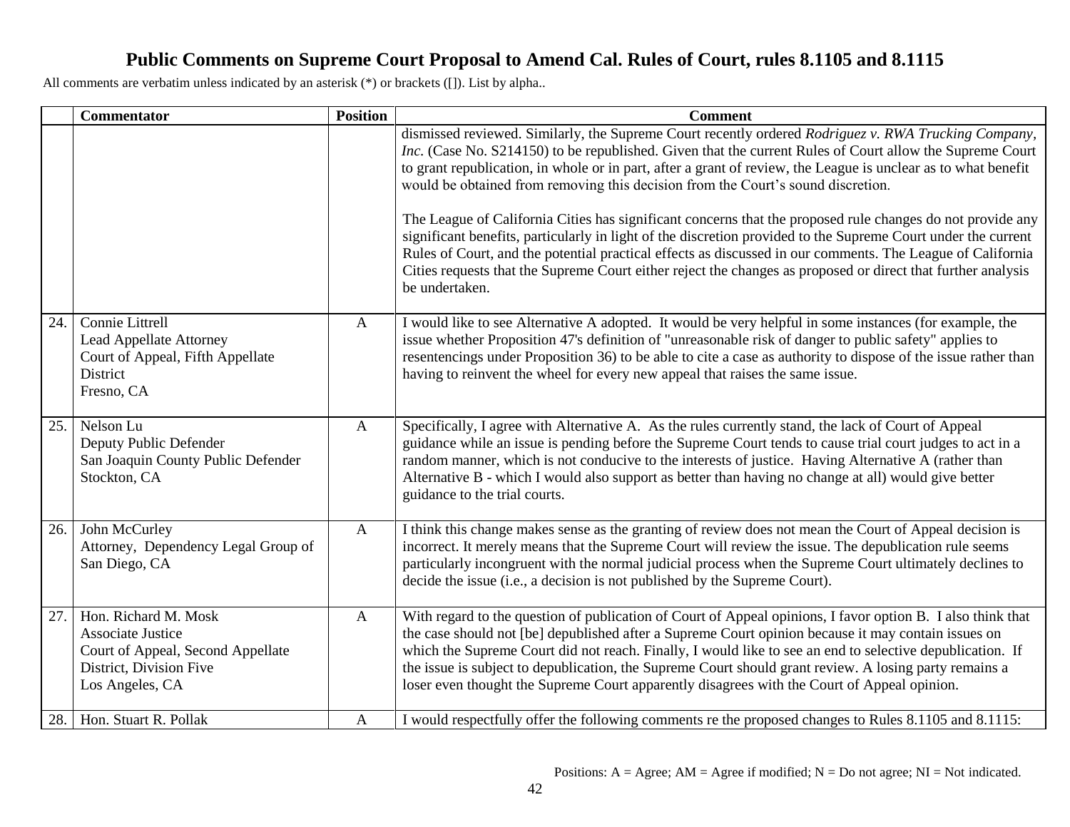# Public Comments on Supreme Court Proposal to Amend Cal. Rules of Court, rules 8.1105 and 8.1115

All comments are verbatim unless indicated by an asterisk (*) or brackets ([]). List by alpha..

| | Commentator | Position | Comment |
|---|---|---|---|
| | | | dismissed reviewed. Similarly, the Supreme Court recently ordered *Rodriguez v. RWA Trucking Company, Inc.* (Case No. S214150) to be republished. Given that the current Rules of Court allow the Supreme Court to grant republication, in whole or in part, after a grant of review, the League is unclear as to what benefit would be obtained from removing this decision from the Court's sound discretion.<br><br>The League of California Cities has significant concerns that the proposed rule changes do not provide any significant benefits, particularly in light of the discretion provided to the Supreme Court under the current Rules of Court, and the potential practical effects as discussed in our comments. The League of California Cities requests that the Supreme Court either reject the changes as proposed or direct that further analysis be undertaken. |
| 24. | Connie Littrell<br>Lead Appellate Attorney<br>Court of Appeal, Fifth Appellate District<br>Fresno, CA | A | I would like to see Alternative A adopted. It would be very helpful in some instances (for example, the issue whether Proposition 47's definition of "unreasonable risk of danger to public safety" applies to resentencings under Proposition 36) to be able to cite a case as authority to dispose of the issue rather than having to reinvent the wheel for every new appeal that raises the same issue. |
| 25. | Nelson Lu<br>Deputy Public Defender<br>San Joaquin County Public Defender<br>Stockton, CA | A | Specifically, I agree with Alternative A. As the rules currently stand, the lack of Court of Appeal guidance while an issue is pending before the Supreme Court tends to cause trial court judges to act in a random manner, which is not conducive to the interests of justice. Having Alternative A (rather than Alternative B - which I would also support as better than having no change at all) would give better guidance to the trial courts. |
| 26. | John McCurley<br>Attorney, Dependency Legal Group of San Diego, CA | A | I think this change makes sense as the granting of review does not mean the Court of Appeal decision is incorrect. It merely means that the Supreme Court will review the issue. The depublication rule seems particularly incongruent with the normal judicial process when the Supreme Court ultimately declines to decide the issue (i.e., a decision is not published by the Supreme Court). |
| 27. | Hon. Richard M. Mosk<br>Associate Justice<br>Court of Appeal, Second Appellate District, Division Five<br>Los Angeles, CA | A | With regard to the question of publication of Court of Appeal opinions, I favor option B. I also think that the case should not [be] depublished after a Supreme Court opinion because it may contain issues on which the Supreme Court did not reach. Finally, I would like to see an end to selective depublication. If the issue is subject to depublication, the Supreme Court should grant review. A losing party remains a loser even thought the Supreme Court apparently disagrees with the Court of Appeal opinion. |
| 28. | Hon. Stuart R. Pollak | A | I would respectfully offer the following comments re the proposed changes to Rules 8.1105 and 8.1115: |

Positions: A = Agree; AM = Agree if modified; N = Do not agree; NI = Not indicated.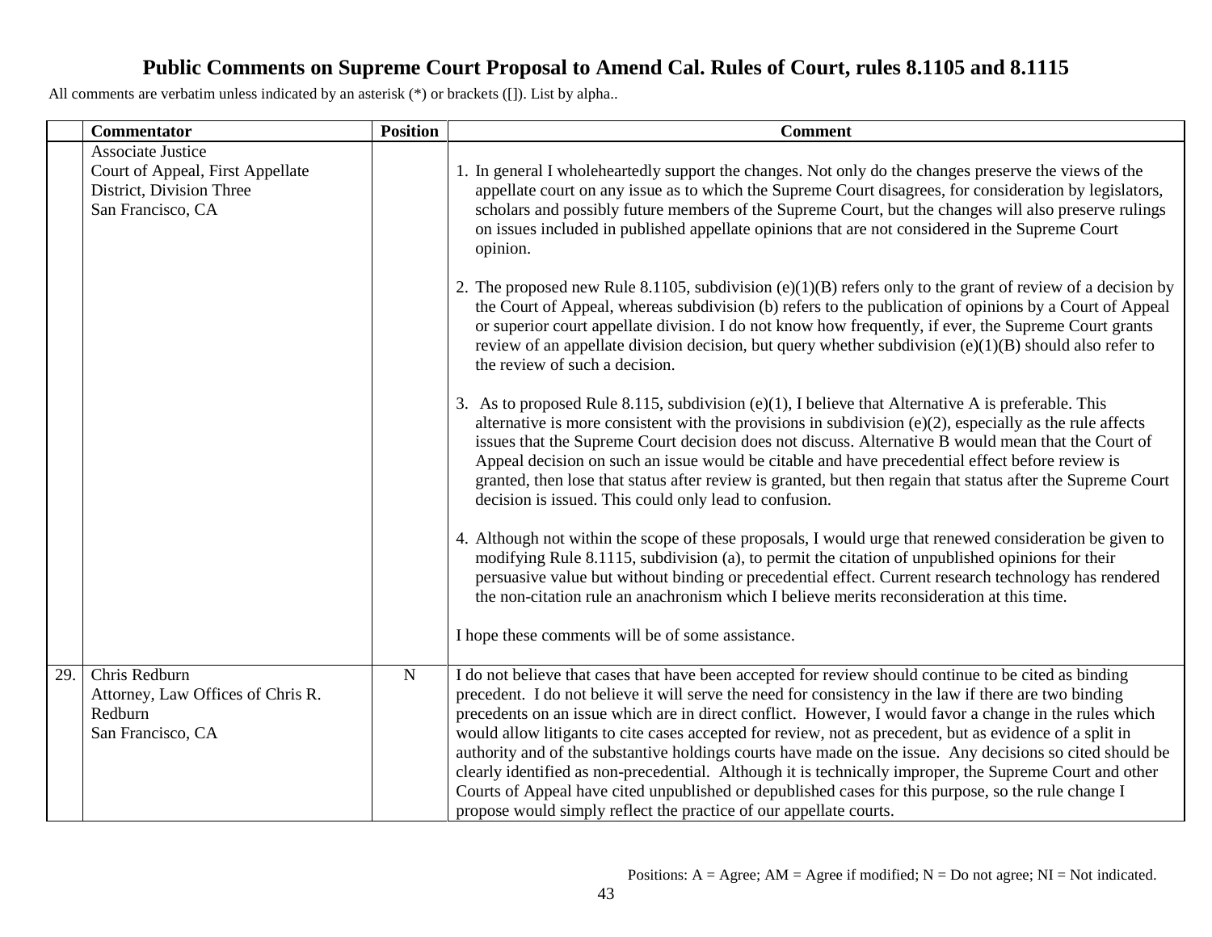# Public Comments on Supreme Court Proposal to Amend Cal. Rules of Court, rules 8.1105 and 8.1115

All comments are verbatim unless indicated by an asterisk (*) or brackets ([]). List by alpha..

| | Commentator | Position | Comment |
|---|---|---|---|
| | Associate Justice<br>Court of Appeal, First Appellate District, Division Three<br>San Francisco, CA | | 1. In general I wholeheartedly support the changes. Not only do the changes preserve the views of the appellate court on any issue as to which the Supreme Court disagrees, for consideration by legislators, scholars and possibly future members of the Supreme Court, but the changes will also preserve rulings on issues included in published appellate opinions that are not considered in the Supreme Court opinion.<br><br>2. The proposed new Rule 8.1105, subdivision (e)(1)(B) refers only to the grant of review of a decision by the Court of Appeal, whereas subdivision (b) refers to the publication of opinions by a Court of Appeal or superior court appellate division. I do not know how frequently, if ever, the Supreme Court grants review of an appellate division decision, but query whether subdivision (e)(1)(B) should also refer to the review of such a decision.<br><br>3. As to proposed Rule 8.115, subdivision (e)(1), I believe that Alternative A is preferable. This alternative is more consistent with the provisions in subdivision (e)(2), especially as the rule affects issues that the Supreme Court decision does not discuss. Alternative B would mean that the Court of Appeal decision on such an issue would be citable and have precedential effect before review is granted, then lose that status after review is granted, but then regain that status after the Supreme Court decision is issued. This could only lead to confusion.<br><br>4. Although not within the scope of these proposals, I would urge that renewed consideration be given to modifying Rule 8.1115, subdivision (a), to permit the citation of unpublished opinions for their persuasive value but without binding or precedential effect. Current research technology has rendered the non-citation rule an anachronism which I believe merits reconsideration at this time.<br><br>I hope these comments will be of some assistance. |
| 29. | Chris Redburn<br>Attorney, Law Offices of Chris R. Redburn<br>San Francisco, CA | N | I do not believe that cases that have been accepted for review should continue to be cited as binding precedent. I do not believe it will serve the need for consistency in the law if there are two binding precedents on an issue which are in direct conflict. However, I would favor a change in the rules which would allow litigants to cite cases accepted for review, not as precedent, but as evidence of a split in authority and of the substantive holdings courts have made on the issue. Any decisions so cited should be clearly identified as non-precedential. Although it is technically improper, the Supreme Court and other Courts of Appeal have cited unpublished or depublished cases for this purpose, so the rule change I propose would simply reflect the practice of our appellate courts. |

Positions: A = Agree; AM = Agree if modified; N = Do not agree; NI = Not indicated.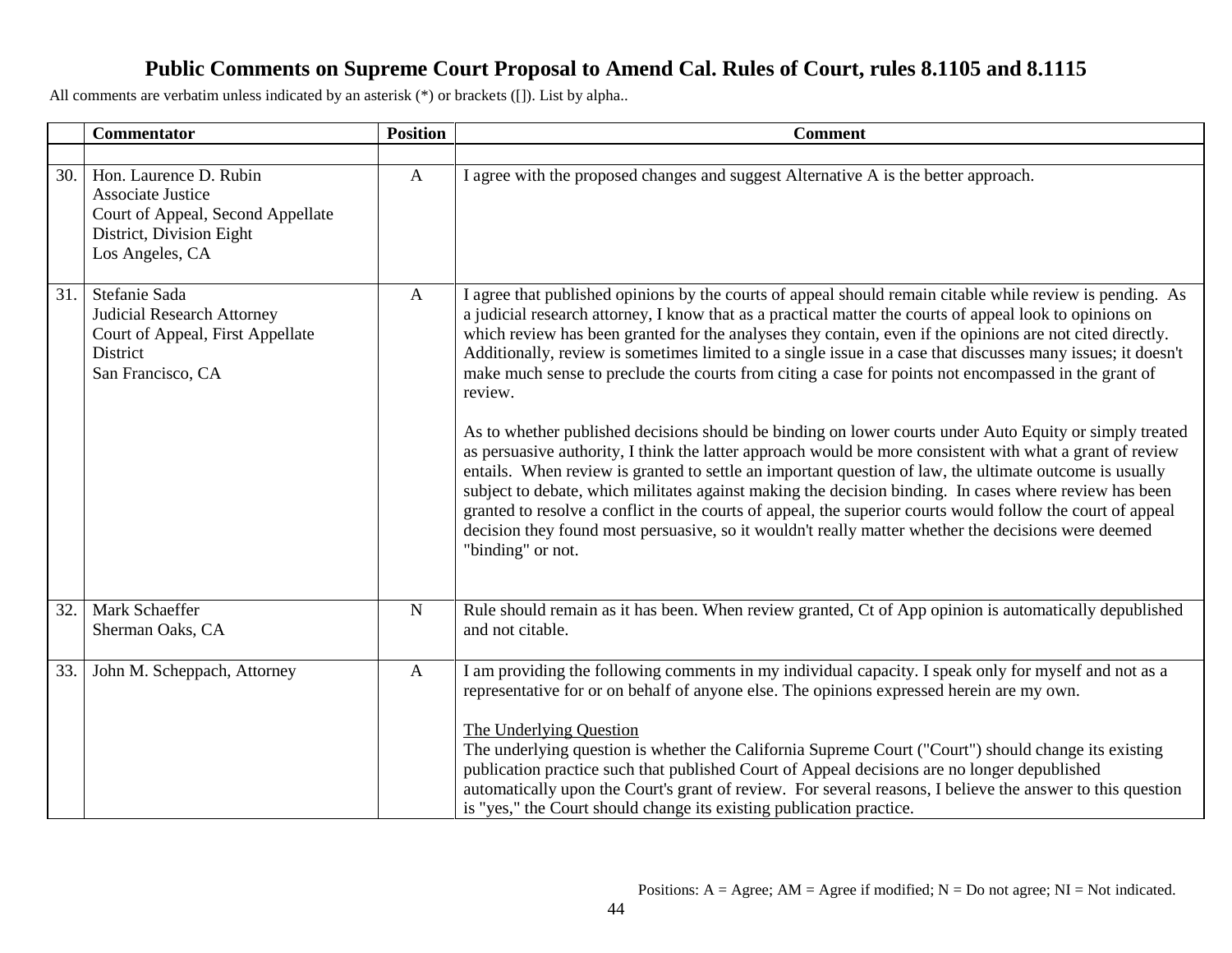# Public Comments on Supreme Court Proposal to Amend Cal. Rules of Court, rules 8.1105 and 8.1115

All comments are verbatim unless indicated by an asterisk (*) or brackets ([]). List by alpha..

| | Commentator | Position | Comment |
|---|---|---|---|
| | | | |
| 30. | Hon. Laurence D. Rubin<br>Associate Justice<br>Court of Appeal, Second Appellate District, Division Eight<br>Los Angeles, CA | A | I agree with the proposed changes and suggest Alternative A is the better approach. |
| 31. | Stefanie Sada<br>Judicial Research Attorney<br>Court of Appeal, First Appellate District<br>San Francisco, CA | A | I agree that published opinions by the courts of appeal should remain citable while review is pending. As a judicial research attorney, I know that as a practical matter the courts of appeal look to opinions on which review has been granted for the analyses they contain, even if the opinions are not cited directly. Additionally, review is sometimes limited to a single issue in a case that discusses many issues; it doesn't make much sense to preclude the courts from citing a case for points not encompassed in the grant of review.<br><br>As to whether published decisions should be binding on lower courts under Auto Equity or simply treated as persuasive authority, I think the latter approach would be more consistent with what a grant of review entails. When review is granted to settle an important question of law, the ultimate outcome is usually subject to debate, which militates against making the decision binding. In cases where review has been granted to resolve a conflict in the courts of appeal, the superior courts would follow the court of appeal decision they found most persuasive, so it wouldn't really matter whether the decisions were deemed "binding" or not. |
| 32. | Mark Schaeffer<br>Sherman Oaks, CA | N | Rule should remain as it has been. When review granted, Ct of App opinion is automatically depublished and not citable. |
| 33. | John M. Scheppach, Attorney | A | I am providing the following comments in my individual capacity. I speak only for myself and not as a representative for or on behalf of anyone else. The opinions expressed herein are my own.<br><br><u>The Underlying Question</u><br>The underlying question is whether the California Supreme Court ("Court") should change its existing publication practice such that published Court of Appeal decisions are no longer depublished automatically upon the Court's grant of review. For several reasons, I believe the answer to this question is "yes," the Court should change its existing publication practice. |

Positions: A = Agree; AM = Agree if modified; N = Do not agree; NI = Not indicated.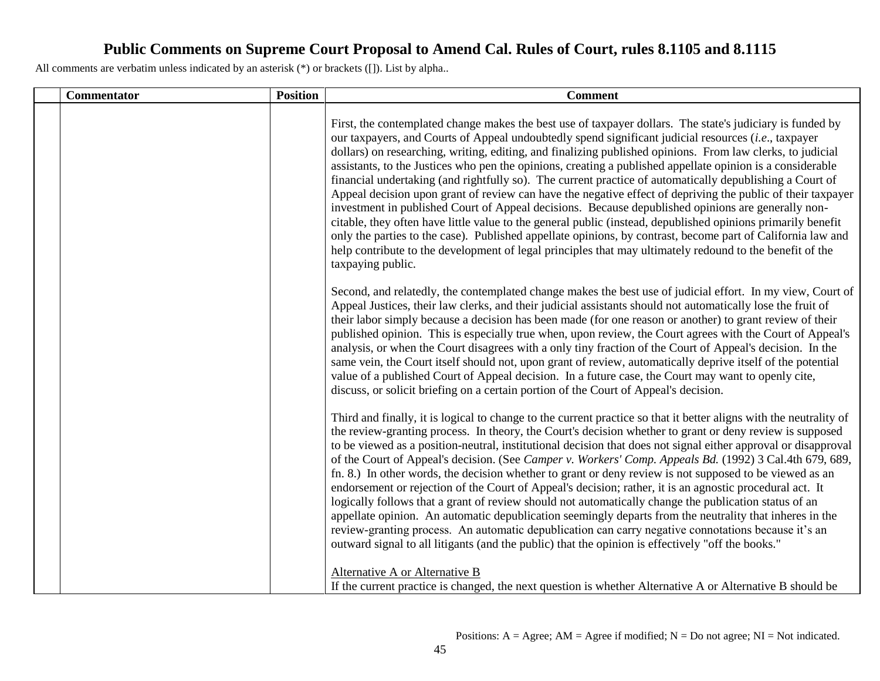# Public Comments on Supreme Court Proposal to Amend Cal. Rules of Court, rules 8.1105 and 8.1115

All comments are verbatim unless indicated by an asterisk (*) or brackets ([]). List by alpha..

| | Commentator | Position | Comment |
|---|---|---|---|
| | | | First, the contemplated change makes the best use of taxpayer dollars. The state's judiciary is funded by our taxpayers, and Courts of Appeal undoubtedly spend significant judicial resources (*i.e*., taxpayer dollars) on researching, writing, editing, and finalizing published opinions. From law clerks, to judicial assistants, to the Justices who pen the opinions, creating a published appellate opinion is a considerable financial undertaking (and rightfully so). The current practice of automatically depublishing a Court of Appeal decision upon grant of review can have the negative effect of depriving the public of their taxpayer investment in published Court of Appeal decisions. Because depublished opinions are generally non-citable, they often have little value to the general public (instead, depublished opinions primarily benefit only the parties to the case). Published appellate opinions, by contrast, become part of California law and help contribute to the development of legal principles that may ultimately redound to the benefit of the taxpaying public.<br><br>Second, and relatedly, the contemplated change makes the best use of judicial effort. In my view, Court of Appeal Justices, their law clerks, and their judicial assistants should not automatically lose the fruit of their labor simply because a decision has been made (for one reason or another) to grant review of their published opinion. This is especially true when, upon review, the Court agrees with the Court of Appeal's analysis, or when the Court disagrees with a only tiny fraction of the Court of Appeal's decision. In the same vein, the Court itself should not, upon grant of review, automatically deprive itself of the potential value of a published Court of Appeal decision. In a future case, the Court may want to openly cite, discuss, or solicit briefing on a certain portion of the Court of Appeal's decision.<br><br>Third and finally, it is logical to change to the current practice so that it better aligns with the neutrality of the review-granting process. In theory, the Court's decision whether to grant or deny review is supposed to be viewed as a position-neutral, institutional decision that does not signal either approval or disapproval of the Court of Appeal's decision. (See *Camper v. Workers' Comp. Appeals Bd.* (1992) 3 Cal.4th 679, 689, fn. 8.) In other words, the decision whether to grant or deny review is not supposed to be viewed as an endorsement or rejection of the Court of Appeal's decision; rather, it is an agnostic procedural act. It logically follows that a grant of review should not automatically change the publication status of an appellate opinion. An automatic depublication seemingly departs from the neutrality that inheres in the review-granting process. An automatic depublication can carry negative connotations because it's an outward signal to all litigants (and the public) that the opinion is effectively "off the books."<br><br><u>Alternative A or Alternative B</u><br>If the current practice is changed, the next question is whether Alternative A or Alternative B should be |

Positions: A = Agree; AM = Agree if modified; N = Do not agree; NI = Not indicated.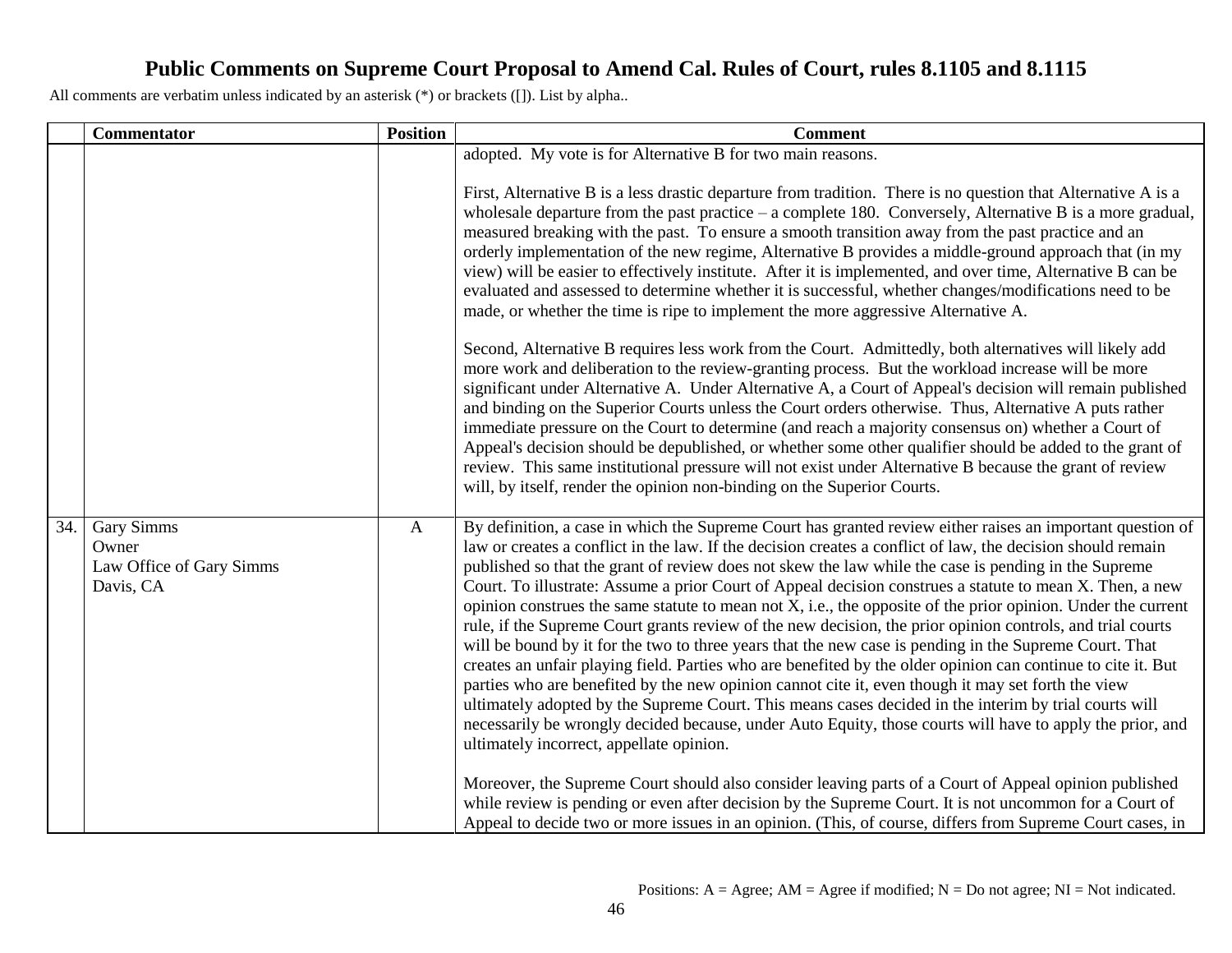# Public Comments on Supreme Court Proposal to Amend Cal. Rules of Court, rules 8.1105 and 8.1115

All comments are verbatim unless indicated by an asterisk (*) or brackets ([]). List by alpha..

| | Commentator | Position | Comment |
|---|---|---|---|
| | | | adopted. My vote is for Alternative B for two main reasons.<br><br>First, Alternative B is a less drastic departure from tradition. There is no question that Alternative A is a wholesale departure from the past practice – a complete 180. Conversely, Alternative B is a more gradual, measured breaking with the past. To ensure a smooth transition away from the past practice and an orderly implementation of the new regime, Alternative B provides a middle-ground approach that (in my view) will be easier to effectively institute. After it is implemented, and over time, Alternative B can be evaluated and assessed to determine whether it is successful, whether changes/modifications need to be made, or whether the time is ripe to implement the more aggressive Alternative A.<br><br>Second, Alternative B requires less work from the Court. Admittedly, both alternatives will likely add more work and deliberation to the review-granting process. But the workload increase will be more significant under Alternative A. Under Alternative A, a Court of Appeal's decision will remain published and binding on the Superior Courts unless the Court orders otherwise. Thus, Alternative A puts rather immediate pressure on the Court to determine (and reach a majority consensus on) whether a Court of Appeal's decision should be depublished, or whether some other qualifier should be added to the grant of review. This same institutional pressure will not exist under Alternative B because the grant of review will, by itself, render the opinion non-binding on the Superior Courts. |
| 34. | Gary Simms<br>Owner<br>Law Office of Gary Simms<br>Davis, CA | A | By definition, a case in which the Supreme Court has granted review either raises an important question of law or creates a conflict in the law. If the decision creates a conflict of law, the decision should remain published so that the grant of review does not skew the law while the case is pending in the Supreme Court. To illustrate: Assume a prior Court of Appeal decision construes a statute to mean X. Then, a new opinion construes the same statute to mean not X, i.e., the opposite of the prior opinion. Under the current rule, if the Supreme Court grants review of the new decision, the prior opinion controls, and trial courts will be bound by it for the two to three years that the new case is pending in the Supreme Court. That creates an unfair playing field. Parties who are benefited by the older opinion can continue to cite it. But parties who are benefited by the new opinion cannot cite it, even though it may set forth the view ultimately adopted by the Supreme Court. This means cases decided in the interim by trial courts will necessarily be wrongly decided because, under Auto Equity, those courts will have to apply the prior, and ultimately incorrect, appellate opinion.<br><br>Moreover, the Supreme Court should also consider leaving parts of a Court of Appeal opinion published while review is pending or even after decision by the Supreme Court. It is not uncommon for a Court of Appeal to decide two or more issues in an opinion. (This, of course, differs from Supreme Court cases, in |

Positions: A = Agree; AM = Agree if modified; N = Do not agree; NI = Not indicated.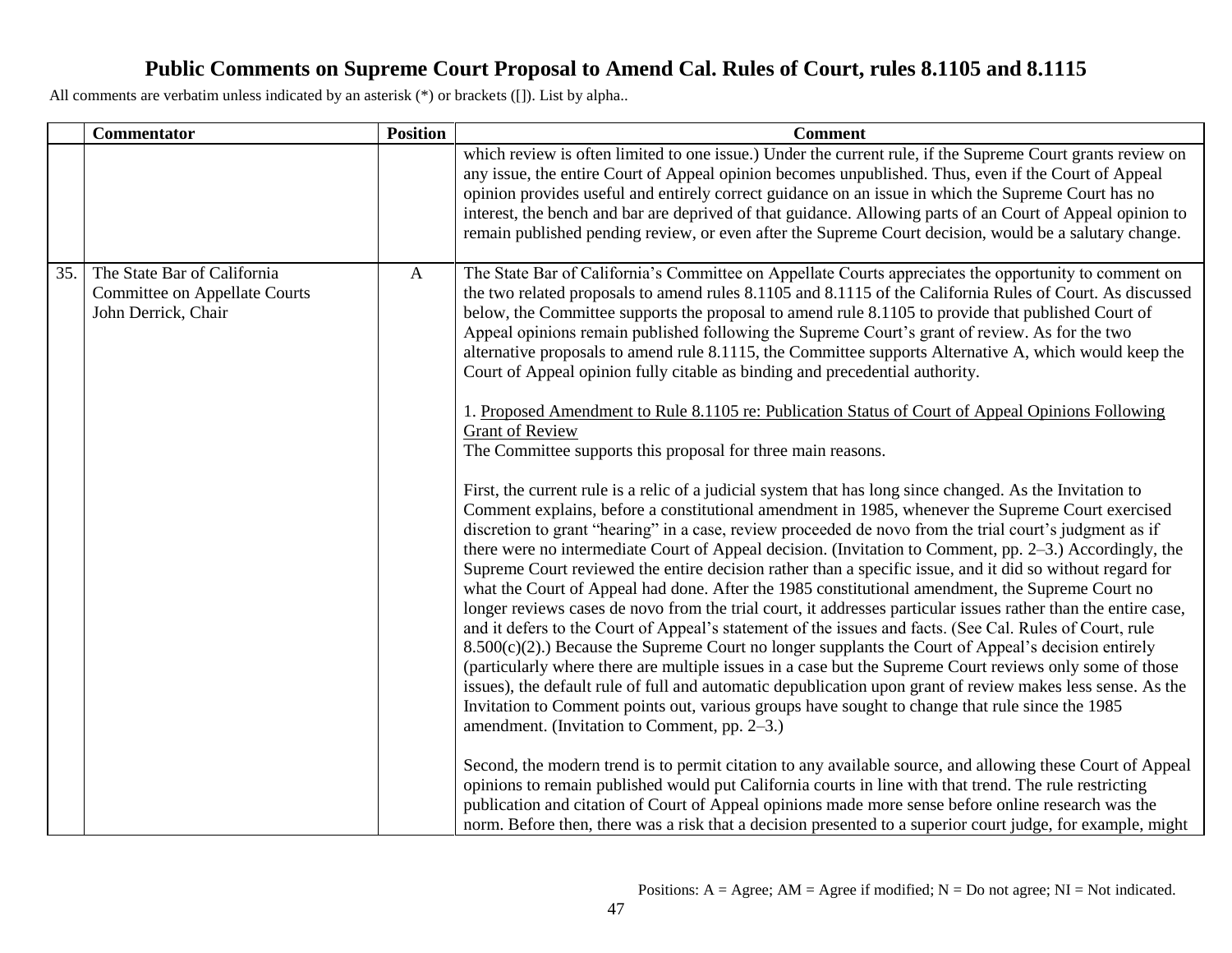# Public Comments on Supreme Court Proposal to Amend Cal. Rules of Court, rules 8.1105 and 8.1115

All comments are verbatim unless indicated by an asterisk (*) or brackets ([]). List by alpha..

| | Commentator | Position | Comment |
|---|---|---|---|
| | | | which review is often limited to one issue.) Under the current rule, if the Supreme Court grants review on any issue, the entire Court of Appeal opinion becomes unpublished. Thus, even if the Court of Appeal opinion provides useful and entirely correct guidance on an issue in which the Supreme Court has no interest, the bench and bar are deprived of that guidance. Allowing parts of an Court of Appeal opinion to remain published pending review, or even after the Supreme Court decision, would be a salutary change. |
| 35. | The State Bar of California<br>Committee on Appellate Courts<br>John Derrick, Chair | A | The State Bar of California's Committee on Appellate Courts appreciates the opportunity to comment on the two related proposals to amend rules 8.1105 and 8.1115 of the California Rules of Court. As discussed below, the Committee supports the proposal to amend rule 8.1105 to provide that published Court of Appeal opinions remain published following the Supreme Court's grant of review. As for the two alternative proposals to amend rule 8.1115, the Committee supports Alternative A, which would keep the Court of Appeal opinion fully citable as binding and precedential authority.<br><br>1. <u>Proposed Amendment to Rule 8.1105 re: Publication Status of Court of Appeal Opinions Following Grant of Review</u><br>The Committee supports this proposal for three main reasons.<br><br>First, the current rule is a relic of a judicial system that has long since changed. As the Invitation to Comment explains, before a constitutional amendment in 1985, whenever the Supreme Court exercised discretion to grant "hearing" in a case, review proceeded de novo from the trial court's judgment as if there were no intermediate Court of Appeal decision. (Invitation to Comment, pp. 2–3.) Accordingly, the Supreme Court reviewed the entire decision rather than a specific issue, and it did so without regard for what the Court of Appeal had done. After the 1985 constitutional amendment, the Supreme Court no longer reviews cases de novo from the trial court, it addresses particular issues rather than the entire case, and it defers to the Court of Appeal's statement of the issues and facts. (See Cal. Rules of Court, rule 8.500(c)(2).) Because the Supreme Court no longer supplants the Court of Appeal's decision entirely (particularly where there are multiple issues in a case but the Supreme Court reviews only some of those issues), the default rule of full and automatic depublication upon grant of review makes less sense. As the Invitation to Comment points out, various groups have sought to change that rule since the 1985 amendment. (Invitation to Comment, pp. 2–3.)<br><br>Second, the modern trend is to permit citation to any available source, and allowing these Court of Appeal opinions to remain published would put California courts in line with that trend. The rule restricting publication and citation of Court of Appeal opinions made more sense before online research was the norm. Before then, there was a risk that a decision presented to a superior court judge, for example, might |

Positions: A = Agree; AM = Agree if modified; N = Do not agree; NI = Not indicated.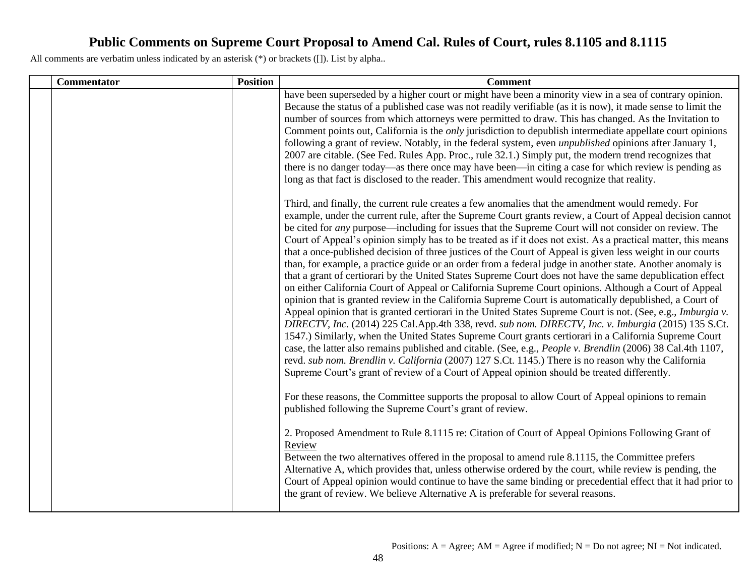# Public Comments on Supreme Court Proposal to Amend Cal. Rules of Court, rules 8.1105 and 8.1115

All comments are verbatim unless indicated by an asterisk (*) or brackets ([]). List by alpha..

| | Commentator | Position | Comment |
|---|---|---|---|
| | | | have been superseded by a higher court or might have been a minority view in a sea of contrary opinion. Because the status of a published case was not readily verifiable (as it is now), it made sense to limit the number of sources from which attorneys were permitted to draw. This has changed. As the Invitation to Comment points out, California is the *only* jurisdiction to depublish intermediate appellate court opinions following a grant of review. Notably, in the federal system, even *unpublished* opinions after January 1, 2007 are citable. (See Fed. Rules App. Proc., rule 32.1.) Simply put, the modern trend recognizes that there is no danger today—as there once may have been—in citing a case for which review is pending as long as that fact is disclosed to the reader. This amendment would recognize that reality.<br><br>Third, and finally, the current rule creates a few anomalies that the amendment would remedy. For example, under the current rule, after the Supreme Court grants review, a Court of Appeal decision cannot be cited for *any* purpose—including for issues that the Supreme Court will not consider on review. The Court of Appeal's opinion simply has to be treated as if it does not exist. As a practical matter, this means that a once-published decision of three justices of the Court of Appeal is given less weight in our courts than, for example, a practice guide or an order from a federal judge in another state. Another anomaly is that a grant of certiorari by the United States Supreme Court does not have the same depublication effect on either California Court of Appeal or California Supreme Court opinions. Although a Court of Appeal opinion that is granted review in the California Supreme Court is automatically depublished, a Court of Appeal opinion that is granted certiorari in the United States Supreme Court is not. (See, e.g., *Imburgia v. DIRECTV, Inc.* (2014) 225 Cal.App.4th 338, revd. *sub nom. DIRECTV, Inc. v. Imburgia* (2015) 135 S.Ct. 1547.) Similarly, when the United States Supreme Court grants certiorari in a California Supreme Court case, the latter also remains published and citable. (See, e.g., *People v. Brendlin* (2006) 38 Cal.4th 1107, revd. *sub nom. Brendlin v. California* (2007) 127 S.Ct. 1145.) There is no reason why the California Supreme Court's grant of review of a Court of Appeal opinion should be treated differently.<br><br>For these reasons, the Committee supports the proposal to allow Court of Appeal opinions to remain published following the Supreme Court's grant of review.<br><br>2. <u>Proposed Amendment to Rule 8.1115 re: Citation of Court of Appeal Opinions Following Grant of Review</u><br>Between the two alternatives offered in the proposal to amend rule 8.1115, the Committee prefers Alternative A, which provides that, unless otherwise ordered by the court, while review is pending, the Court of Appeal opinion would continue to have the same binding or precedential effect that it had prior to the grant of review. We believe Alternative A is preferable for several reasons. |

Positions: A = Agree; AM = Agree if modified; N = Do not agree; NI = Not indicated.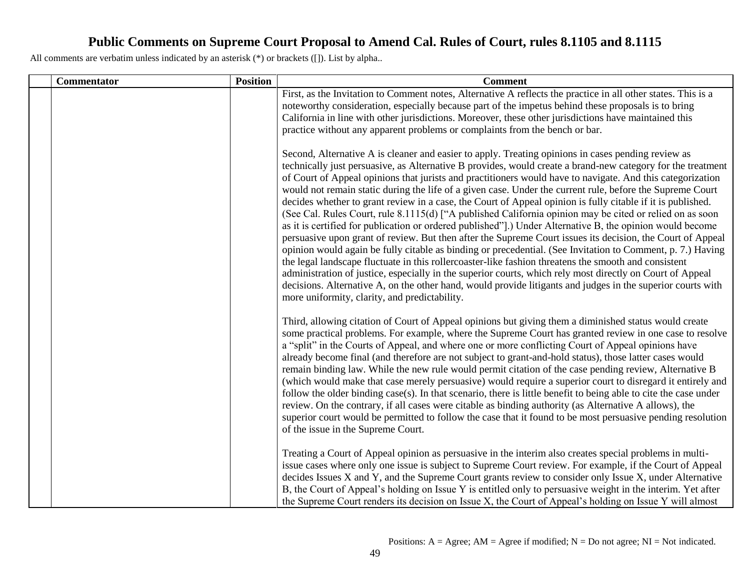# Public Comments on Supreme Court Proposal to Amend Cal. Rules of Court, rules 8.1105 and 8.1115

All comments are verbatim unless indicated by an asterisk (*) or brackets ([]). List by alpha..

| | Commentator | Position | Comment |
|---|---|---|---|
| | | | First, as the Invitation to Comment notes, Alternative A reflects the practice in all other states. This is a noteworthy consideration, especially because part of the impetus behind these proposals is to bring California in line with other jurisdictions. Moreover, these other jurisdictions have maintained this practice without any apparent problems or complaints from the bench or bar.<br><br>Second, Alternative A is cleaner and easier to apply. Treating opinions in cases pending review as technically just persuasive, as Alternative B provides, would create a brand-new category for the treatment of Court of Appeal opinions that jurists and practitioners would have to navigate. And this categorization would not remain static during the life of a given case. Under the current rule, before the Supreme Court decides whether to grant review in a case, the Court of Appeal opinion is fully citable if it is published. (See Cal. Rules Court, rule 8.1115(d) ["A published California opinion may be cited or relied on as soon as it is certified for publication or ordered published"].) Under Alternative B, the opinion would become persuasive upon grant of review. But then after the Supreme Court issues its decision, the Court of Appeal opinion would again be fully citable as binding or precedential. (See Invitation to Comment, p. 7.) Having the legal landscape fluctuate in this rollercoaster-like fashion threatens the smooth and consistent administration of justice, especially in the superior courts, which rely most directly on Court of Appeal decisions. Alternative A, on the other hand, would provide litigants and judges in the superior courts with more uniformity, clarity, and predictability.<br><br>Third, allowing citation of Court of Appeal opinions but giving them a diminished status would create some practical problems. For example, where the Supreme Court has granted review in one case to resolve a "split" in the Courts of Appeal, and where one or more conflicting Court of Appeal opinions have already become final (and therefore are not subject to grant-and-hold status), those latter cases would remain binding law. While the new rule would permit citation of the case pending review, Alternative B (which would make that case merely persuasive) would require a superior court to disregard it entirely and follow the older binding case(s). In that scenario, there is little benefit to being able to cite the case under review. On the contrary, if all cases were citable as binding authority (as Alternative A allows), the superior court would be permitted to follow the case that it found to be most persuasive pending resolution of the issue in the Supreme Court.<br><br>Treating a Court of Appeal opinion as persuasive in the interim also creates special problems in multi-issue cases where only one issue is subject to Supreme Court review. For example, if the Court of Appeal decides Issues X and Y, and the Supreme Court grants review to consider only Issue X, under Alternative B, the Court of Appeal's holding on Issue Y is entitled only to persuasive weight in the interim. Yet after the Supreme Court renders its decision on Issue X, the Court of Appeal's holding on Issue Y will almost |

Positions: A = Agree; AM = Agree if modified; N = Do not agree; NI = Not indicated.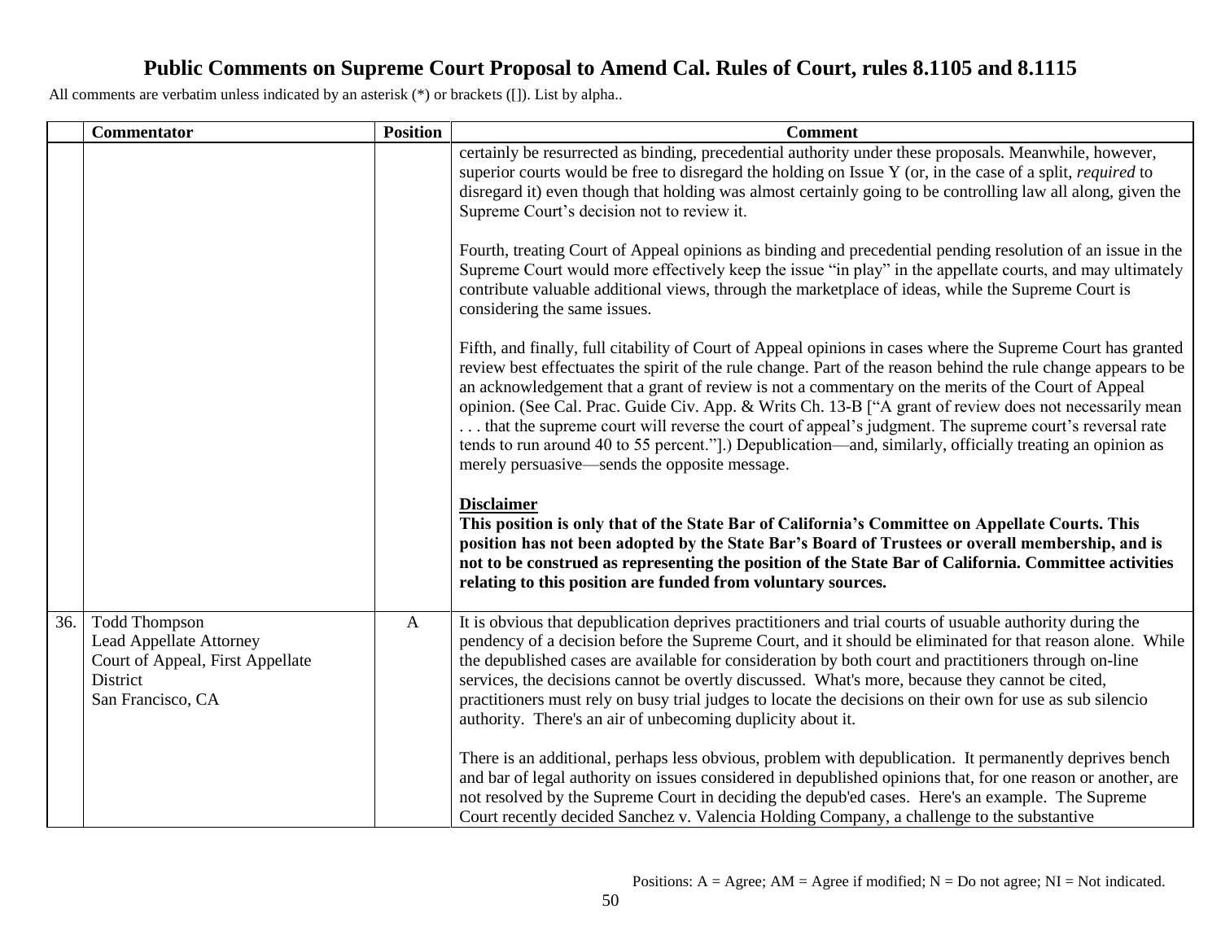# Public Comments on Supreme Court Proposal to Amend Cal. Rules of Court, rules 8.1105 and 8.1115

All comments are verbatim unless indicated by an asterisk (*) or brackets ([]). List by alpha..

| | Commentator | Position | Comment |
|---|---|---|---|
| | | | certainly be resurrected as binding, precedential authority under these proposals. Meanwhile, however, superior courts would be free to disregard the holding on Issue Y (or, in the case of a split, *required* to disregard it) even though that holding was almost certainly going to be controlling law all along, given the Supreme Court's decision not to review it.<br><br>Fourth, treating Court of Appeal opinions as binding and precedential pending resolution of an issue in the Supreme Court would more effectively keep the issue "in play" in the appellate courts, and may ultimately contribute valuable additional views, through the marketplace of ideas, while the Supreme Court is considering the same issues.<br><br>Fifth, and finally, full citability of Court of Appeal opinions in cases where the Supreme Court has granted review best effectuates the spirit of the rule change. Part of the reason behind the rule change appears to be an acknowledgement that a grant of review is not a commentary on the merits of the Court of Appeal opinion. (See Cal. Prac. Guide Civ. App. & Writs Ch. 13-B ["A grant of review does not necessarily mean . . . that the supreme court will reverse the court of appeal's judgment. The supreme court's reversal rate tends to run around 40 to 55 percent."].) Depublication—and, similarly, officially treating an opinion as merely persuasive—sends the opposite message.<br><br>**Disclaimer**<br>**This position is only that of the State Bar of California's Committee on Appellate Courts. This position has not been adopted by the State Bar's Board of Trustees or overall membership, and is not to be construed as representing the position of the State Bar of California. Committee activities relating to this position are funded from voluntary sources.** |
| 36. | Todd Thompson<br>Lead Appellate Attorney<br>Court of Appeal, First Appellate District<br>San Francisco, CA | A | It is obvious that depublication deprives practitioners and trial courts of usuable authority during the pendency of a decision before the Supreme Court, and it should be eliminated for that reason alone. While the depublished cases are available for consideration by both court and practitioners through on-line services, the decisions cannot be overtly discussed. What's more, because they cannot be cited, practitioners must rely on busy trial judges to locate the decisions on their own for use as sub silencio authority. There's an air of unbecoming duplicity about it.<br><br>There is an additional, perhaps less obvious, problem with depublication. It permanently deprives bench and bar of legal authority on issues considered in depublished opinions that, for one reason or another, are not resolved by the Supreme Court in deciding the depub'ed cases. Here's an example. The Supreme Court recently decided Sanchez v. Valencia Holding Company, a challenge to the substantive |

Positions: A = Agree; AM = Agree if modified; N = Do not agree; NI = Not indicated.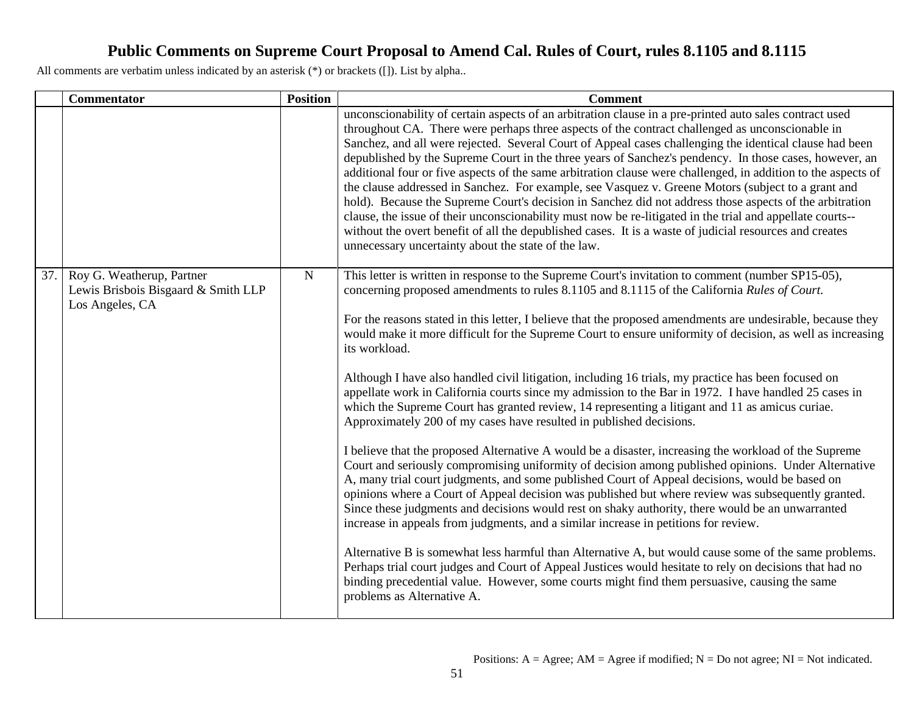# Public Comments on Supreme Court Proposal to Amend Cal. Rules of Court, rules 8.1105 and 8.1115

All comments are verbatim unless indicated by an asterisk (*) or brackets ([]). List by alpha..

| | Commentator | Position | Comment |
|---|---|---|---|
| | | | unconscionability of certain aspects of an arbitration clause in a pre-printed auto sales contract used throughout CA. There were perhaps three aspects of the contract challenged as unconscionable in Sanchez, and all were rejected. Several Court of Appeal cases challenging the identical clause had been depublished by the Supreme Court in the three years of Sanchez's pendency. In those cases, however, an additional four or five aspects of the same arbitration clause were challenged, in addition to the aspects of the clause addressed in Sanchez. For example, see Vasquez v. Greene Motors (subject to a grant and hold). Because the Supreme Court's decision in Sanchez did not address those aspects of the arbitration clause, the issue of their unconscionability must now be re-litigated in the trial and appellate courts--without the overt benefit of all the depublished cases. It is a waste of judicial resources and creates unnecessary uncertainty about the state of the law. |
| 37. | Roy G. Weatherup, Partner<br>Lewis Brisbois Bisgaard & Smith LLP<br>Los Angeles, CA | N | This letter is written in response to the Supreme Court's invitation to comment (number SP15-05), concerning proposed amendments to rules 8.1105 and 8.1115 of the California *Rules of Court.*<br><br>For the reasons stated in this letter, I believe that the proposed amendments are undesirable, because they would make it more difficult for the Supreme Court to ensure uniformity of decision, as well as increasing its workload.<br><br>Although I have also handled civil litigation, including 16 trials, my practice has been focused on appellate work in California courts since my admission to the Bar in 1972. I have handled 25 cases in which the Supreme Court has granted review, 14 representing a litigant and 11 as amicus curiae. Approximately 200 of my cases have resulted in published decisions.<br><br>I believe that the proposed Alternative A would be a disaster, increasing the workload of the Supreme Court and seriously compromising uniformity of decision among published opinions. Under Alternative A, many trial court judgments, and some published Court of Appeal decisions, would be based on opinions where a Court of Appeal decision was published but where review was subsequently granted. Since these judgments and decisions would rest on shaky authority, there would be an unwarranted increase in appeals from judgments, and a similar increase in petitions for review.<br><br>Alternative B is somewhat less harmful than Alternative A, but would cause some of the same problems. Perhaps trial court judges and Court of Appeal Justices would hesitate to rely on decisions that had no binding precedential value. However, some courts might find them persuasive, causing the same problems as Alternative A. |

Positions: A = Agree; AM = Agree if modified; N = Do not agree; NI = Not indicated.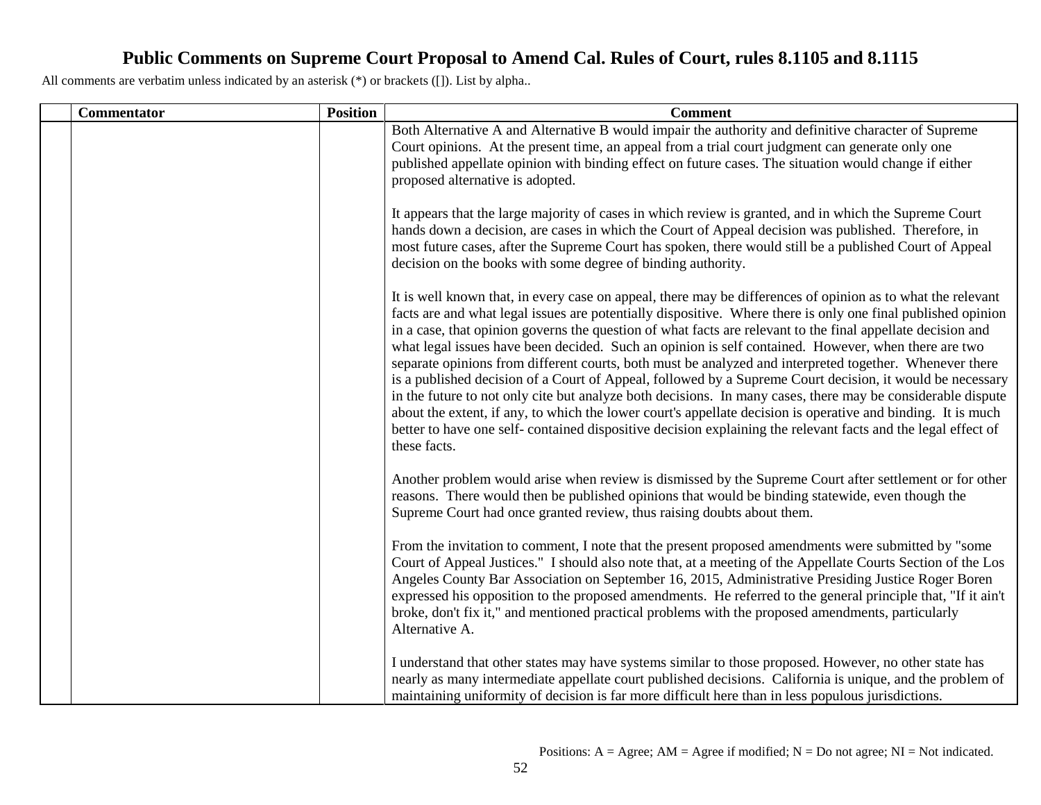# Public Comments on Supreme Court Proposal to Amend Cal. Rules of Court, rules 8.1105 and 8.1115

All comments are verbatim unless indicated by an asterisk (*) or brackets ([]). List by alpha..

| | Commentator | Position | Comment |
|---|---|---|---|
| | | | Both Alternative A and Alternative B would impair the authority and definitive character of Supreme Court opinions. At the present time, an appeal from a trial court judgment can generate only one published appellate opinion with binding effect on future cases. The situation would change if either proposed alternative is adopted.<br><br>It appears that the large majority of cases in which review is granted, and in which the Supreme Court hands down a decision, are cases in which the Court of Appeal decision was published. Therefore, in most future cases, after the Supreme Court has spoken, there would still be a published Court of Appeal decision on the books with some degree of binding authority.<br><br>It is well known that, in every case on appeal, there may be differences of opinion as to what the relevant facts are and what legal issues are potentially dispositive. Where there is only one final published opinion in a case, that opinion governs the question of what facts are relevant to the final appellate decision and what legal issues have been decided. Such an opinion is self contained. However, when there are two separate opinions from different courts, both must be analyzed and interpreted together. Whenever there is a published decision of a Court of Appeal, followed by a Supreme Court decision, it would be necessary in the future to not only cite but analyze both decisions. In many cases, there may be considerable dispute about the extent, if any, to which the lower court's appellate decision is operative and binding. It is much better to have one self- contained dispositive decision explaining the relevant facts and the legal effect of these facts.<br><br>Another problem would arise when review is dismissed by the Supreme Court after settlement or for other reasons. There would then be published opinions that would be binding statewide, even though the Supreme Court had once granted review, thus raising doubts about them.<br><br>From the invitation to comment, I note that the present proposed amendments were submitted by "some Court of Appeal Justices." I should also note that, at a meeting of the Appellate Courts Section of the Los Angeles County Bar Association on September 16, 2015, Administrative Presiding Justice Roger Boren expressed his opposition to the proposed amendments. He referred to the general principle that, "If it ain't broke, don't fix it," and mentioned practical problems with the proposed amendments, particularly Alternative A.<br><br>I understand that other states may have systems similar to those proposed. However, no other state has nearly as many intermediate appellate court published decisions. California is unique, and the problem of maintaining uniformity of decision is far more difficult here than in less populous jurisdictions. |

Positions: A = Agree; AM = Agree if modified; N = Do not agree; NI = Not indicated.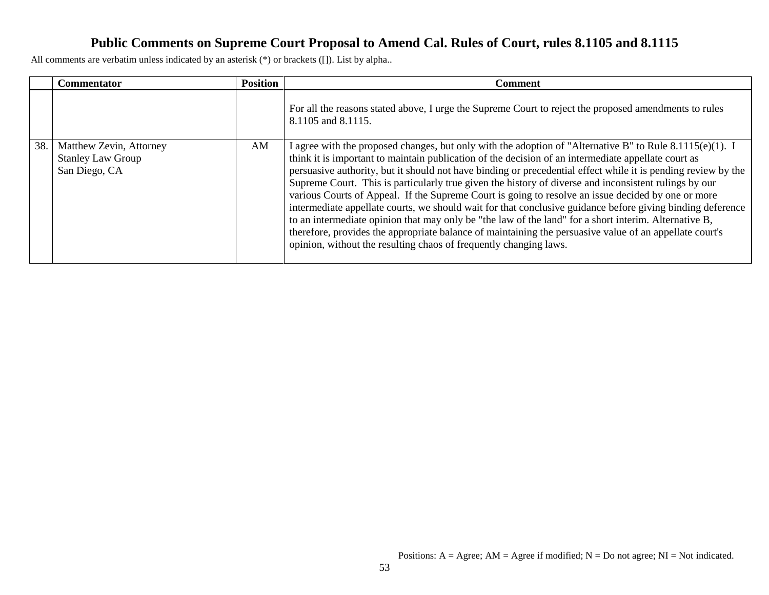# Public Comments on Supreme Court Proposal to Amend Cal. Rules of Court, rules 8.1105 and 8.1115

All comments are verbatim unless indicated by an asterisk (*) or brackets ([]). List by alpha..

| | Commentator | Position | Comment |
|---|---|---|---|
| | | | For all the reasons stated above, I urge the Supreme Court to reject the proposed amendments to rules 8.1105 and 8.1115. |
| 38. | Matthew Zevin, Attorney<br>Stanley Law Group<br>San Diego, CA | AM | I agree with the proposed changes, but only with the adoption of "Alternative B" to Rule 8.1115(e)(1). I think it is important to maintain publication of the decision of an intermediate appellate court as persuasive authority, but it should not have binding or precedential effect while it is pending review by the Supreme Court. This is particularly true given the history of diverse and inconsistent rulings by our various Courts of Appeal. If the Supreme Court is going to resolve an issue decided by one or more intermediate appellate courts, we should wait for that conclusive guidance before giving binding deference to an intermediate opinion that may only be "the law of the land" for a short interim. Alternative B, therefore, provides the appropriate balance of maintaining the persuasive value of an appellate court's opinion, without the resulting chaos of frequently changing laws. |

Positions: A = Agree; AM = Agree if modified; N = Do not agree; NI = Not indicated.